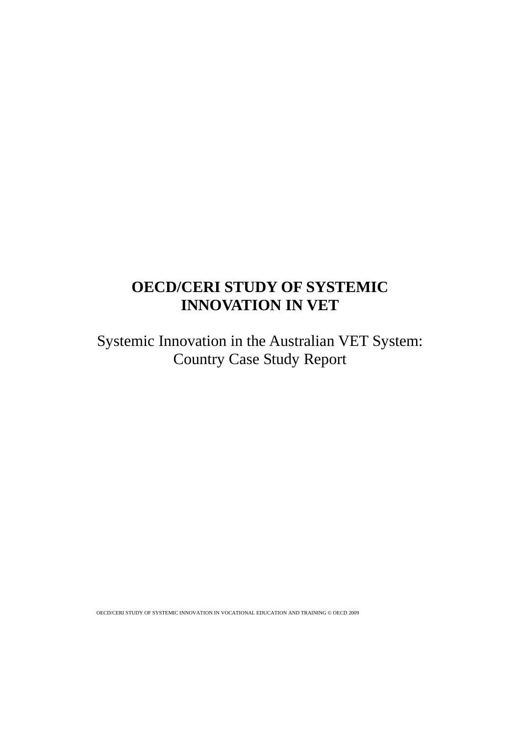# OECD/CERI STUDY OF SYSTEMIC INNOVATION IN VET

Systemic Innovation in the Australian VET System: Country Case Study Report

OECD/CERI STUDY OF SYSTEMIC INNOVATION IN VOCATIONAL EDUCATION AND TRAINING © OECD 2009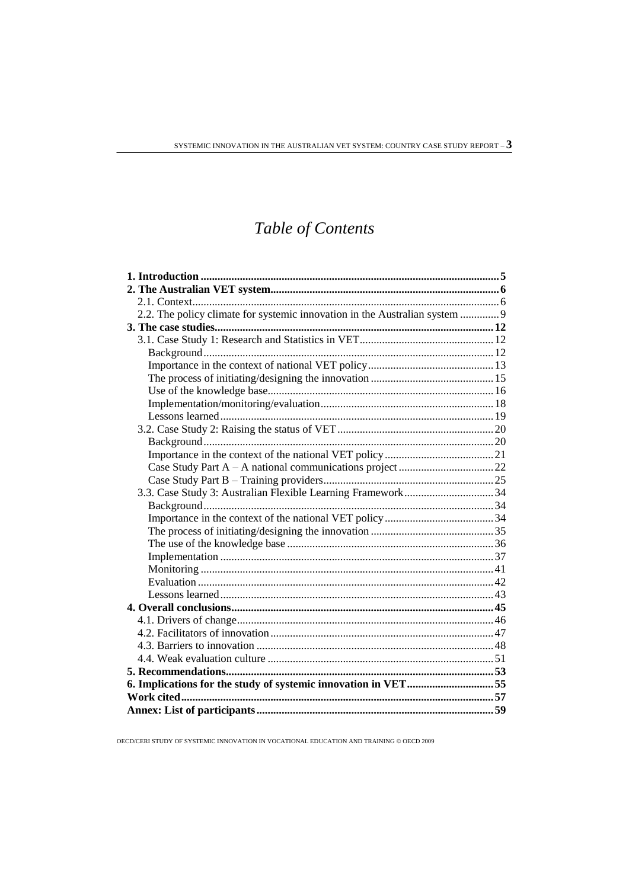# *Table of Contents*

**1. Introduction** ........................................................................................................ **5**

**2. The Australian VET system** ................................................................................ **6**

2.1. Context ............................................................................................................. 6

2.2. The policy climate for systemic innovation in the Australian system .............. 9

**3. The case studies** ................................................................................................. **12**

3.1. Case Study 1: Research and Statistics in VET ................................................ 12

Background ........................................................................................................ 12

Importance in the context of national VET policy ............................................ 13

The process of initiating/designing the innovation ........................................... 15

Use of the knowledge base ................................................................................ 16

Implementation/monitoring/evaluation ............................................................. 18

Lessons learned ................................................................................................. 19

3.2. Case Study 2: Raising the status of VET ......................................................... 20

Background ........................................................................................................ 20

Importance in the context of the national VET policy ...................................... 21

Case Study Part A – A national communications project ................................. 22

Case Study Part B – Training providers ............................................................ 25

3.3. Case Study 3: Australian Flexible Learning Framework ................................. 34

Background ........................................................................................................ 34

Importance in the context of the national VET policy ...................................... 34

The process of initiating/designing the innovation ........................................... 35

The use of the knowledge base ......................................................................... 36

Implementation ................................................................................................. 37

Monitoring ........................................................................................................ 41

Evaluation ......................................................................................................... 42

Lessons learned ................................................................................................. 43

**4. Overall conclusions** ........................................................................................... **45**

4.1. Drivers of change ............................................................................................ 46

4.2. Facilitators of innovation ................................................................................ 47

4.3. Barriers to innovation ..................................................................................... 48

4.4. Weak evaluation culture ................................................................................. 51

**5. Recommendations** ............................................................................................. **53**

**6. Implications for the study of systemic innovation in VET** ............................... **55**

**Work cited** ............................................................................................................. **57**

**Annex: List of participants** ................................................................................... **59**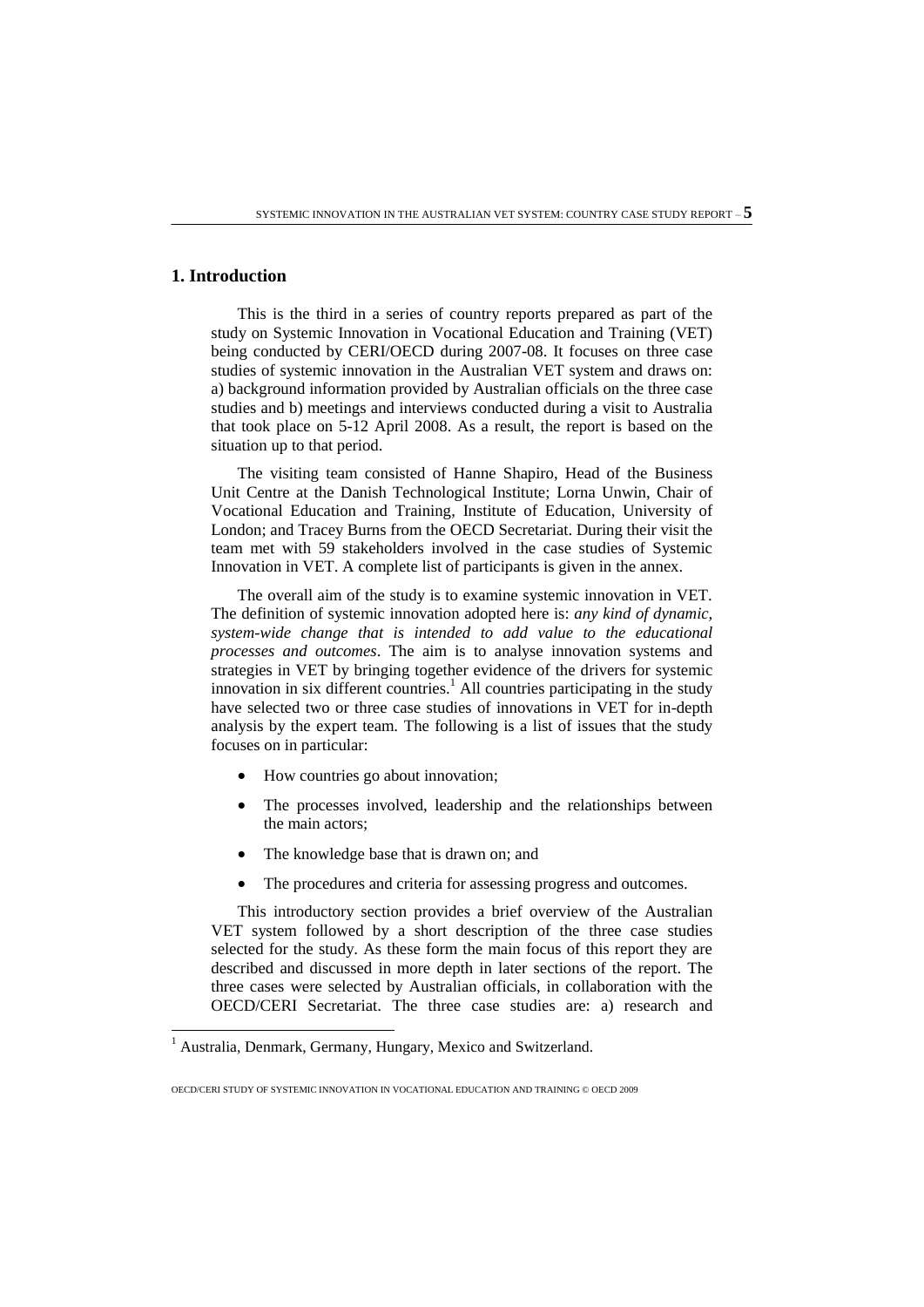## 1. Introduction

This is the third in a series of country reports prepared as part of the study on Systemic Innovation in Vocational Education and Training (VET) being conducted by CERI/OECD during 2007-08. It focuses on three case studies of systemic innovation in the Australian VET system and draws on: a) background information provided by Australian officials on the three case studies and b) meetings and interviews conducted during a visit to Australia that took place on 5-12 April 2008. As a result, the report is based on the situation up to that period.

The visiting team consisted of Hanne Shapiro, Head of the Business Unit Centre at the Danish Technological Institute; Lorna Unwin, Chair of Vocational Education and Training, Institute of Education, University of London; and Tracey Burns from the OECD Secretariat. During their visit the team met with 59 stakeholders involved in the case studies of Systemic Innovation in VET. A complete list of participants is given in the annex.

The overall aim of the study is to examine systemic innovation in VET. The definition of systemic innovation adopted here is: *any kind of dynamic, system-wide change that is intended to add value to the educational processes and outcomes*. The aim is to analyse innovation systems and strategies in VET by bringing together evidence of the drivers for systemic innovation in six different countries.[1] All countries participating in the study have selected two or three case studies of innovations in VET for in-depth analysis by the expert team. The following is a list of issues that the study focuses on in particular:

- How countries go about innovation;
- The processes involved, leadership and the relationships between the main actors;
- The knowledge base that is drawn on; and
- The procedures and criteria for assessing progress and outcomes.

This introductory section provides a brief overview of the Australian VET system followed by a short description of the three case studies selected for the study. As these form the main focus of this report they are described and discussed in more depth in later sections of the report. The three cases were selected by Australian officials, in collaboration with the OECD/CERI Secretariat. The three case studies are: a) research and

[1] Australia, Denmark, Germany, Hungary, Mexico and Switzerland.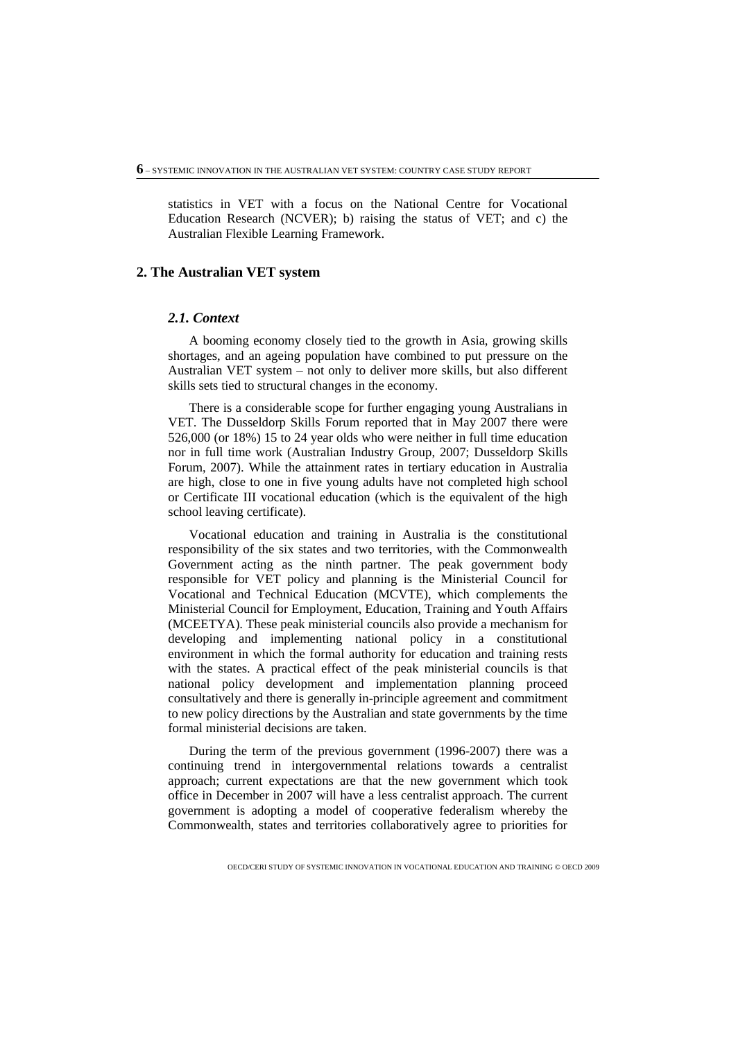statistics in VET with a focus on the National Centre for Vocational Education Research (NCVER); b) raising the status of VET; and c) the Australian Flexible Learning Framework.

## 2. The Australian VET system

### *2.1. Context*

A booming economy closely tied to the growth in Asia, growing skills shortages, and an ageing population have combined to put pressure on the Australian VET system – not only to deliver more skills, but also different skills sets tied to structural changes in the economy.

There is a considerable scope for further engaging young Australians in VET. The Dusseldorp Skills Forum reported that in May 2007 there were 526,000 (or 18%) 15 to 24 year olds who were neither in full time education nor in full time work (Australian Industry Group, 2007; Dusseldorp Skills Forum, 2007). While the attainment rates in tertiary education in Australia are high, close to one in five young adults have not completed high school or Certificate III vocational education (which is the equivalent of the high school leaving certificate).

Vocational education and training in Australia is the constitutional responsibility of the six states and two territories, with the Commonwealth Government acting as the ninth partner. The peak government body responsible for VET policy and planning is the Ministerial Council for Vocational and Technical Education (MCVTE), which complements the Ministerial Council for Employment, Education, Training and Youth Affairs (MCEETYA). These peak ministerial councils also provide a mechanism for developing and implementing national policy in a constitutional environment in which the formal authority for education and training rests with the states. A practical effect of the peak ministerial councils is that national policy development and implementation planning proceed consultatively and there is generally in-principle agreement and commitment to new policy directions by the Australian and state governments by the time formal ministerial decisions are taken.

During the term of the previous government (1996-2007) there was a continuing trend in intergovernmental relations towards a centralist approach; current expectations are that the new government which took office in December in 2007 will have a less centralist approach. The current government is adopting a model of cooperative federalism whereby the Commonwealth, states and territories collaboratively agree to priorities for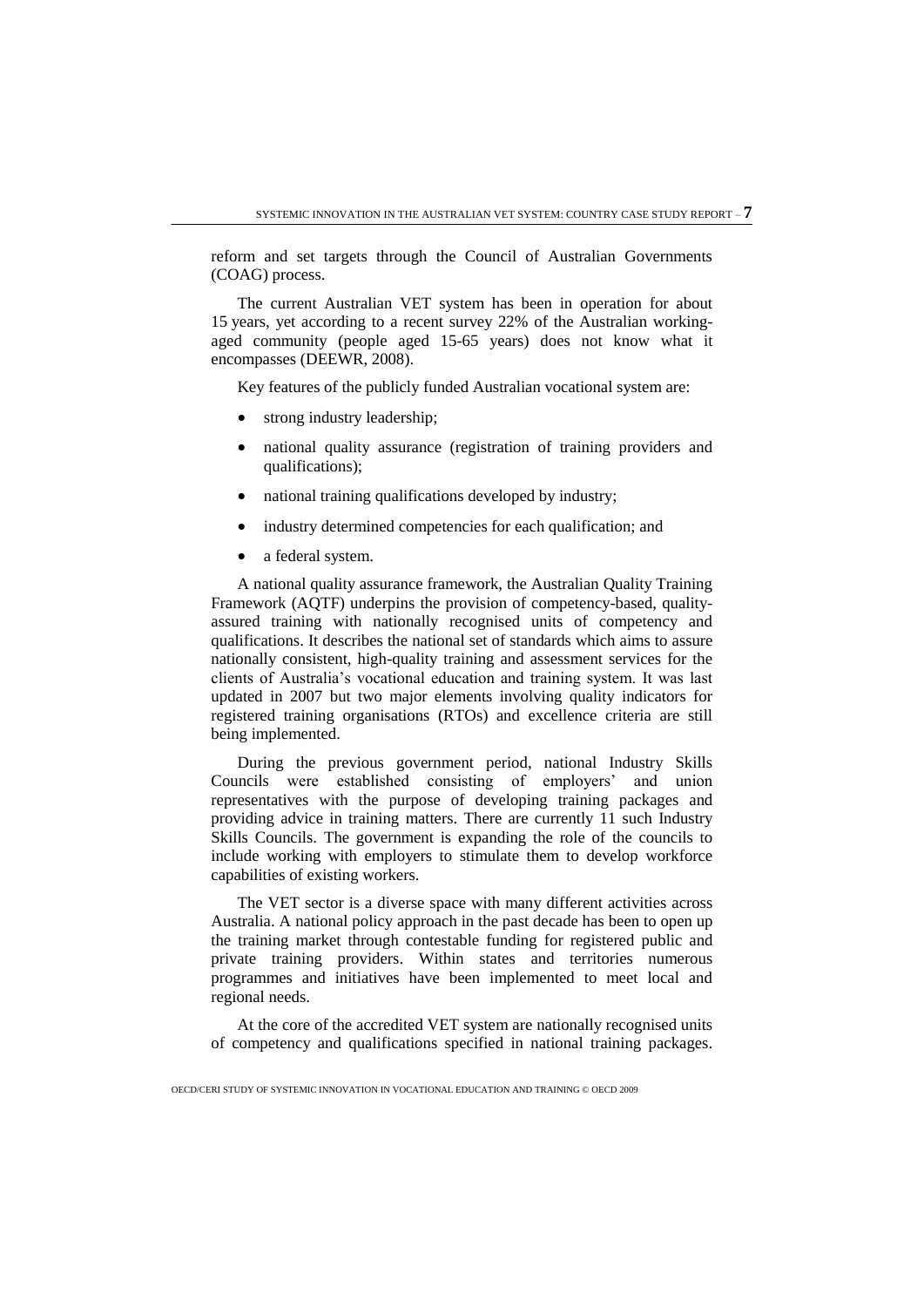reform and set targets through the Council of Australian Governments (COAG) process.

The current Australian VET system has been in operation for about 15 years, yet according to a recent survey 22% of the Australian working-aged community (people aged 15-65 years) does not know what it encompasses (DEEWR, 2008).

Key features of the publicly funded Australian vocational system are:

- strong industry leadership;
- national quality assurance (registration of training providers and qualifications);
- national training qualifications developed by industry;
- industry determined competencies for each qualification; and
- a federal system.

A national quality assurance framework, the Australian Quality Training Framework (AQTF) underpins the provision of competency-based, quality-assured training with nationally recognised units of competency and qualifications. It describes the national set of standards which aims to assure nationally consistent, high-quality training and assessment services for the clients of Australia's vocational education and training system. It was last updated in 2007 but two major elements involving quality indicators for registered training organisations (RTOs) and excellence criteria are still being implemented.

During the previous government period, national Industry Skills Councils were established consisting of employers' and union representatives with the purpose of developing training packages and providing advice in training matters. There are currently 11 such Industry Skills Councils. The government is expanding the role of the councils to include working with employers to stimulate them to develop workforce capabilities of existing workers.

The VET sector is a diverse space with many different activities across Australia. A national policy approach in the past decade has been to open up the training market through contestable funding for registered public and private training providers. Within states and territories numerous programmes and initiatives have been implemented to meet local and regional needs.

At the core of the accredited VET system are nationally recognised units of competency and qualifications specified in national training packages.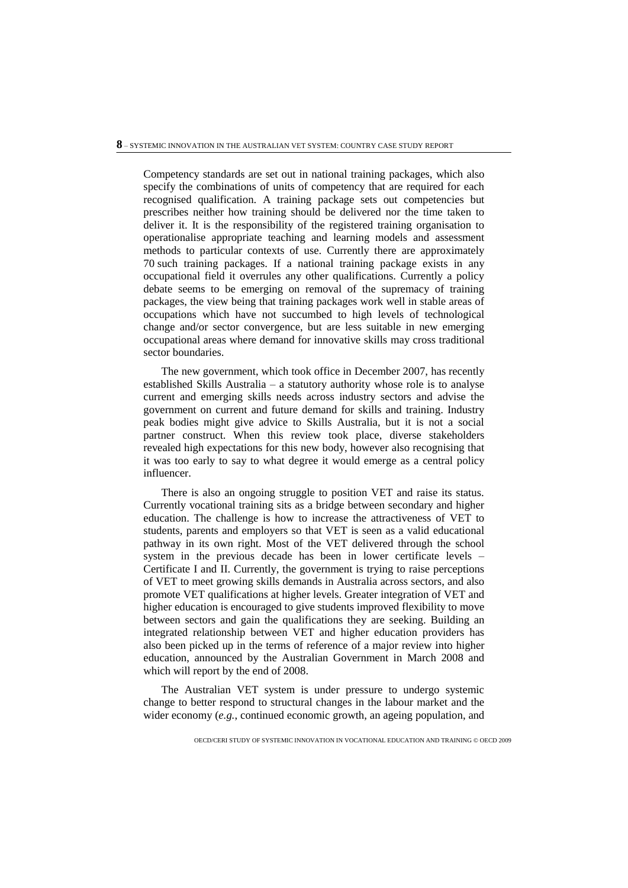Competency standards are set out in national training packages, which also specify the combinations of units of competency that are required for each recognised qualification. A training package sets out competencies but prescribes neither how training should be delivered nor the time taken to deliver it. It is the responsibility of the registered training organisation to operationalise appropriate teaching and learning models and assessment methods to particular contexts of use. Currently there are approximately 70 such training packages. If a national training package exists in any occupational field it overrules any other qualifications. Currently a policy debate seems to be emerging on removal of the supremacy of training packages, the view being that training packages work well in stable areas of occupations which have not succumbed to high levels of technological change and/or sector convergence, but are less suitable in new emerging occupational areas where demand for innovative skills may cross traditional sector boundaries.

The new government, which took office in December 2007, has recently established Skills Australia – a statutory authority whose role is to analyse current and emerging skills needs across industry sectors and advise the government on current and future demand for skills and training. Industry peak bodies might give advice to Skills Australia, but it is not a social partner construct. When this review took place, diverse stakeholders revealed high expectations for this new body, however also recognising that it was too early to say to what degree it would emerge as a central policy influencer.

There is also an ongoing struggle to position VET and raise its status. Currently vocational training sits as a bridge between secondary and higher education. The challenge is how to increase the attractiveness of VET to students, parents and employers so that VET is seen as a valid educational pathway in its own right. Most of the VET delivered through the school system in the previous decade has been in lower certificate levels – Certificate I and II. Currently, the government is trying to raise perceptions of VET to meet growing skills demands in Australia across sectors, and also promote VET qualifications at higher levels. Greater integration of VET and higher education is encouraged to give students improved flexibility to move between sectors and gain the qualifications they are seeking. Building an integrated relationship between VET and higher education providers has also been picked up in the terms of reference of a major review into higher education, announced by the Australian Government in March 2008 and which will report by the end of 2008.

The Australian VET system is under pressure to undergo systemic change to better respond to structural changes in the labour market and the wider economy (*e.g.*, continued economic growth, an ageing population, and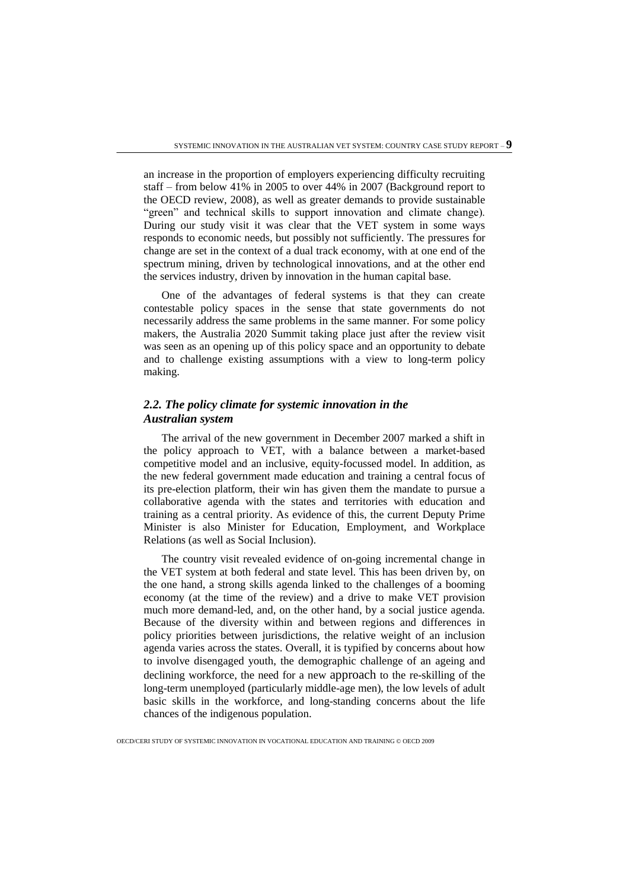an increase in the proportion of employers experiencing difficulty recruiting staff – from below 41% in 2005 to over 44% in 2007 (Background report to the OECD review, 2008), as well as greater demands to provide sustainable "green" and technical skills to support innovation and climate change). During our study visit it was clear that the VET system in some ways responds to economic needs, but possibly not sufficiently. The pressures for change are set in the context of a dual track economy, with at one end of the spectrum mining, driven by technological innovations, and at the other end the services industry, driven by innovation in the human capital base.

One of the advantages of federal systems is that they can create contestable policy spaces in the sense that state governments do not necessarily address the same problems in the same manner. For some policy makers, the Australia 2020 Summit taking place just after the review visit was seen as an opening up of this policy space and an opportunity to debate and to challenge existing assumptions with a view to long-term policy making.

### *2.2. The policy climate for systemic innovation in the Australian system*

The arrival of the new government in December 2007 marked a shift in the policy approach to VET, with a balance between a market-based competitive model and an inclusive, equity-focussed model. In addition, as the new federal government made education and training a central focus of its pre-election platform, their win has given them the mandate to pursue a collaborative agenda with the states and territories with education and training as a central priority. As evidence of this, the current Deputy Prime Minister is also Minister for Education, Employment, and Workplace Relations (as well as Social Inclusion).

The country visit revealed evidence of on-going incremental change in the VET system at both federal and state level. This has been driven by, on the one hand, a strong skills agenda linked to the challenges of a booming economy (at the time of the review) and a drive to make VET provision much more demand-led, and, on the other hand, by a social justice agenda. Because of the diversity within and between regions and differences in policy priorities between jurisdictions, the relative weight of an inclusion agenda varies across the states. Overall, it is typified by concerns about how to involve disengaged youth, the demographic challenge of an ageing and declining workforce, the need for a new approach to the re-skilling of the long-term unemployed (particularly middle-age men), the low levels of adult basic skills in the workforce, and long-standing concerns about the life chances of the indigenous population.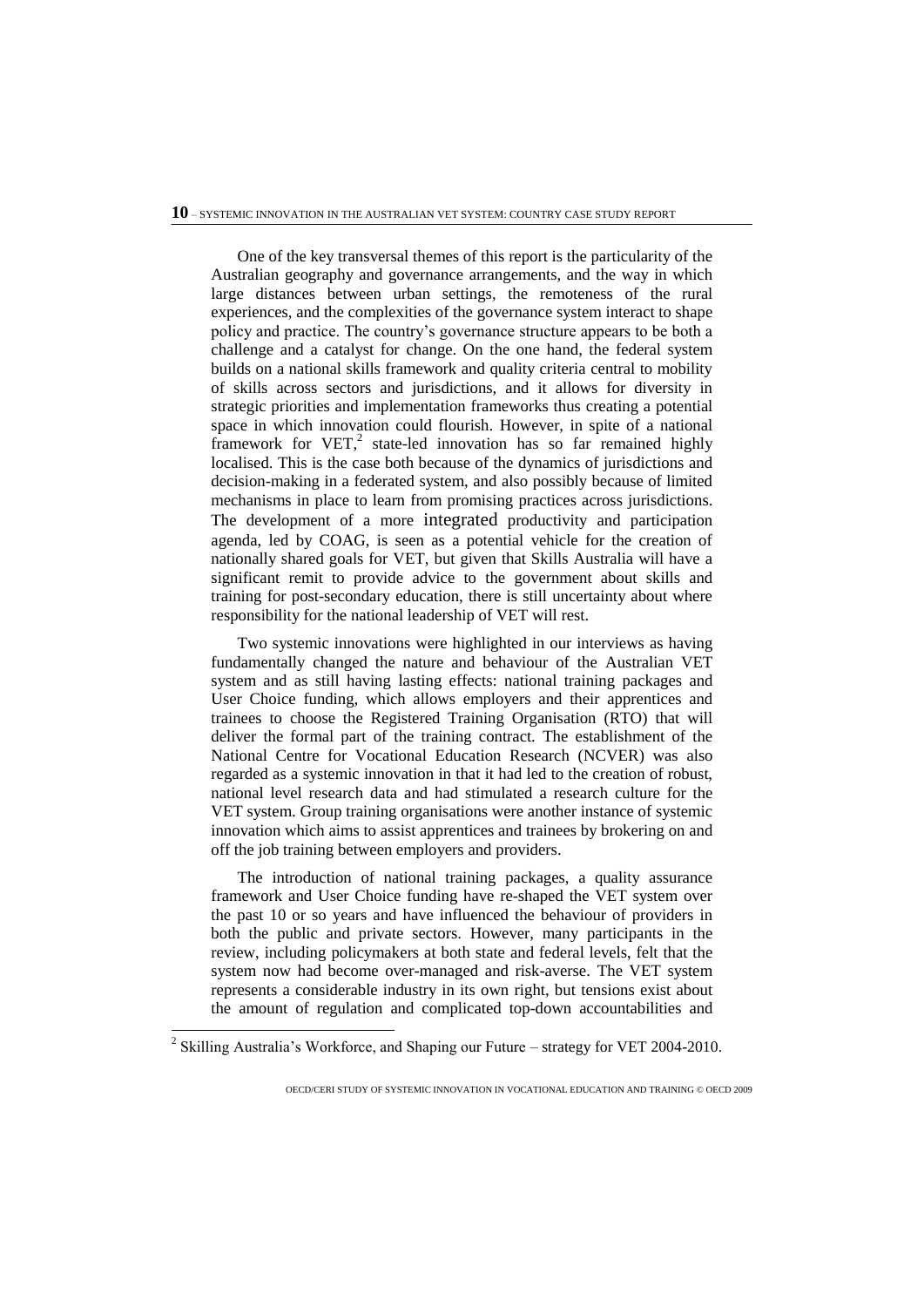One of the key transversal themes of this report is the particularity of the Australian geography and governance arrangements, and the way in which large distances between urban settings, the remoteness of the rural experiences, and the complexities of the governance system interact to shape policy and practice. The country's governance structure appears to be both a challenge and a catalyst for change. On the one hand, the federal system builds on a national skills framework and quality criteria central to mobility of skills across sectors and jurisdictions, and it allows for diversity in strategic priorities and implementation frameworks thus creating a potential space in which innovation could flourish. However, in spite of a national framework for VET,[2] state-led innovation has so far remained highly localised. This is the case both because of the dynamics of jurisdictions and decision-making in a federated system, and also possibly because of limited mechanisms in place to learn from promising practices across jurisdictions. The development of a more integrated productivity and participation agenda, led by COAG, is seen as a potential vehicle for the creation of nationally shared goals for VET, but given that Skills Australia will have a significant remit to provide advice to the government about skills and training for post-secondary education, there is still uncertainty about where responsibility for the national leadership of VET will rest.

Two systemic innovations were highlighted in our interviews as having fundamentally changed the nature and behaviour of the Australian VET system and as still having lasting effects: national training packages and User Choice funding, which allows employers and their apprentices and trainees to choose the Registered Training Organisation (RTO) that will deliver the formal part of the training contract. The establishment of the National Centre for Vocational Education Research (NCVER) was also regarded as a systemic innovation in that it had led to the creation of robust, national level research data and had stimulated a research culture for the VET system. Group training organisations were another instance of systemic innovation which aims to assist apprentices and trainees by brokering on and off the job training between employers and providers.

The introduction of national training packages, a quality assurance framework and User Choice funding have re-shaped the VET system over the past 10 or so years and have influenced the behaviour of providers in both the public and private sectors. However, many participants in the review, including policymakers at both state and federal levels, felt that the system now had become over-managed and risk-averse. The VET system represents a considerable industry in its own right, but tensions exist about the amount of regulation and complicated top-down accountabilities and

[2] Skilling Australia's Workforce, and Shaping our Future – strategy for VET 2004-2010.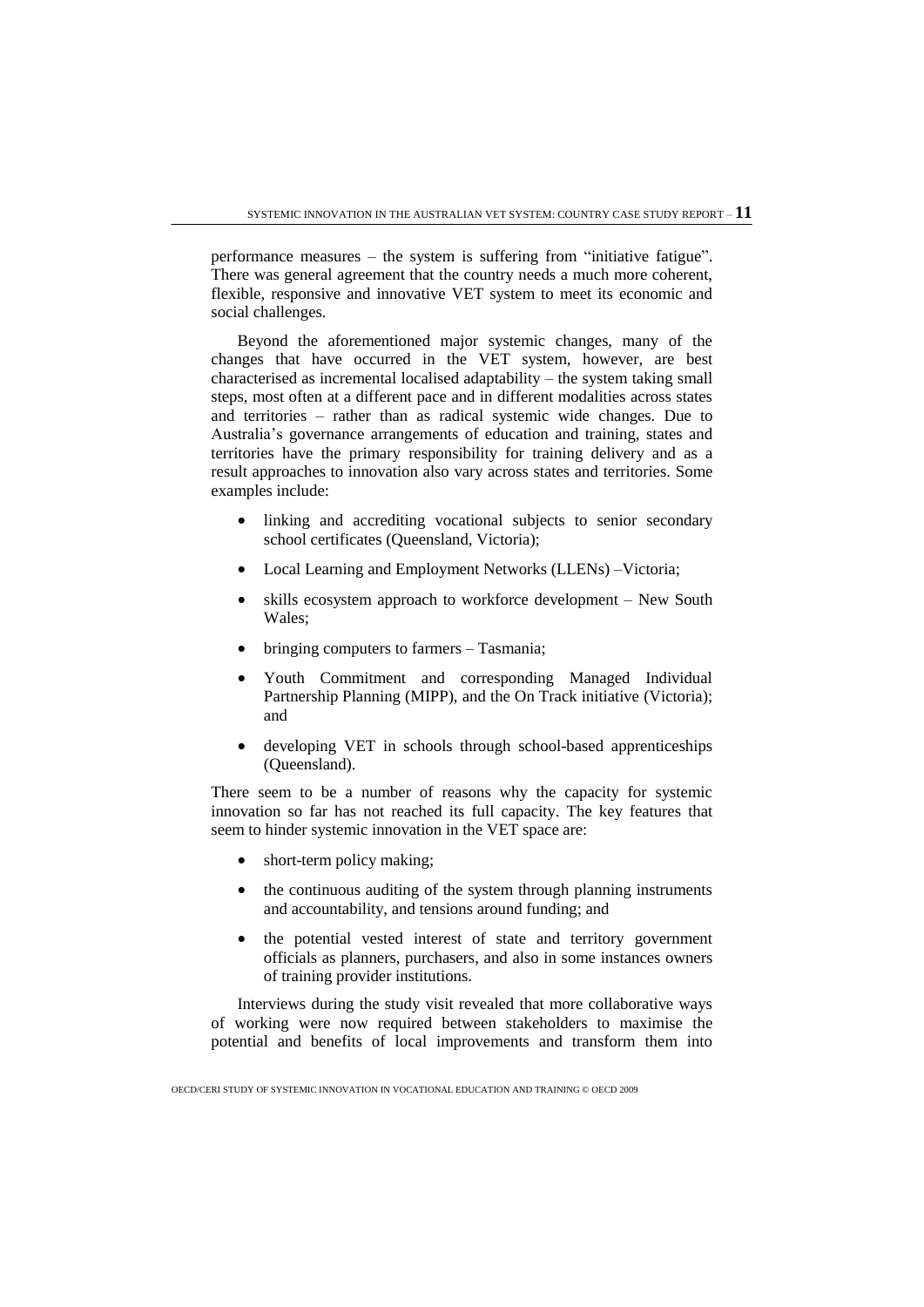performance measures – the system is suffering from "initiative fatigue". There was general agreement that the country needs a much more coherent, flexible, responsive and innovative VET system to meet its economic and social challenges.

Beyond the aforementioned major systemic changes, many of the changes that have occurred in the VET system, however, are best characterised as incremental localised adaptability – the system taking small steps, most often at a different pace and in different modalities across states and territories – rather than as radical systemic wide changes. Due to Australia's governance arrangements of education and training, states and territories have the primary responsibility for training delivery and as a result approaches to innovation also vary across states and territories. Some examples include:

- linking and accrediting vocational subjects to senior secondary school certificates (Queensland, Victoria);
- Local Learning and Employment Networks (LLENs) –Victoria;
- skills ecosystem approach to workforce development – New South Wales;
- bringing computers to farmers – Tasmania;
- Youth Commitment and corresponding Managed Individual Partnership Planning (MIPP), and the On Track initiative (Victoria); and
- developing VET in schools through school-based apprenticeships (Queensland).

There seem to be a number of reasons why the capacity for systemic innovation so far has not reached its full capacity. The key features that seem to hinder systemic innovation in the VET space are:

- short-term policy making;
- the continuous auditing of the system through planning instruments and accountability, and tensions around funding; and
- the potential vested interest of state and territory government officials as planners, purchasers, and also in some instances owners of training provider institutions.

Interviews during the study visit revealed that more collaborative ways of working were now required between stakeholders to maximise the potential and benefits of local improvements and transform them into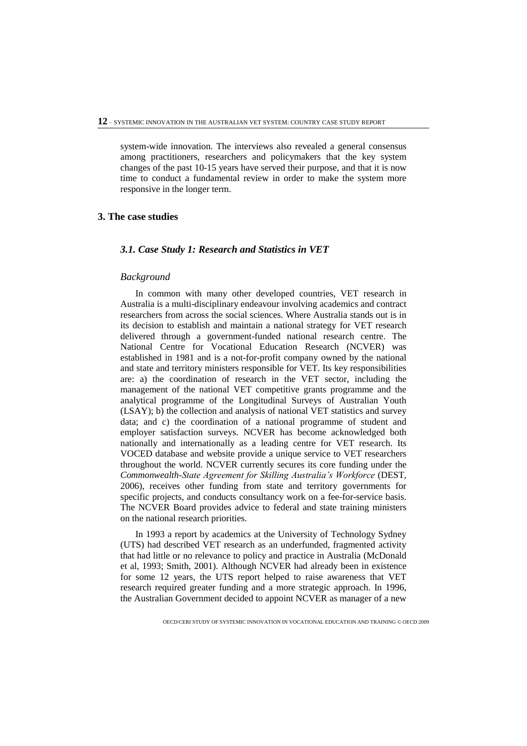system-wide innovation. The interviews also revealed a general consensus among practitioners, researchers and policymakers that the key system changes of the past 10-15 years have served their purpose, and that it is now time to conduct a fundamental review in order to make the system more responsive in the longer term.

## 3. The case studies

### *3.1. Case Study 1: Research and Statistics in VET*

#### *Background*

In common with many other developed countries, VET research in Australia is a multi-disciplinary endeavour involving academics and contract researchers from across the social sciences. Where Australia stands out is in its decision to establish and maintain a national strategy for VET research delivered through a government-funded national research centre. The National Centre for Vocational Education Research (NCVER) was established in 1981 and is a not-for-profit company owned by the national and state and territory ministers responsible for VET. Its key responsibilities are: a) the coordination of research in the VET sector, including the management of the national VET competitive grants programme and the analytical programme of the Longitudinal Surveys of Australian Youth (LSAY); b) the collection and analysis of national VET statistics and survey data; and c) the coordination of a national programme of student and employer satisfaction surveys. NCVER has become acknowledged both nationally and internationally as a leading centre for VET research. Its VOCED database and website provide a unique service to VET researchers throughout the world. NCVER currently secures its core funding under the *Commonwealth-State Agreement for Skilling Australia's Workforce* (DEST, 2006), receives other funding from state and territory governments for specific projects, and conducts consultancy work on a fee-for-service basis. The NCVER Board provides advice to federal and state training ministers on the national research priorities.

In 1993 a report by academics at the University of Technology Sydney (UTS) had described VET research as an underfunded, fragmented activity that had little or no relevance to policy and practice in Australia (McDonald et al, 1993; Smith, 2001). Although NCVER had already been in existence for some 12 years, the UTS report helped to raise awareness that VET research required greater funding and a more strategic approach. In 1996, the Australian Government decided to appoint NCVER as manager of a new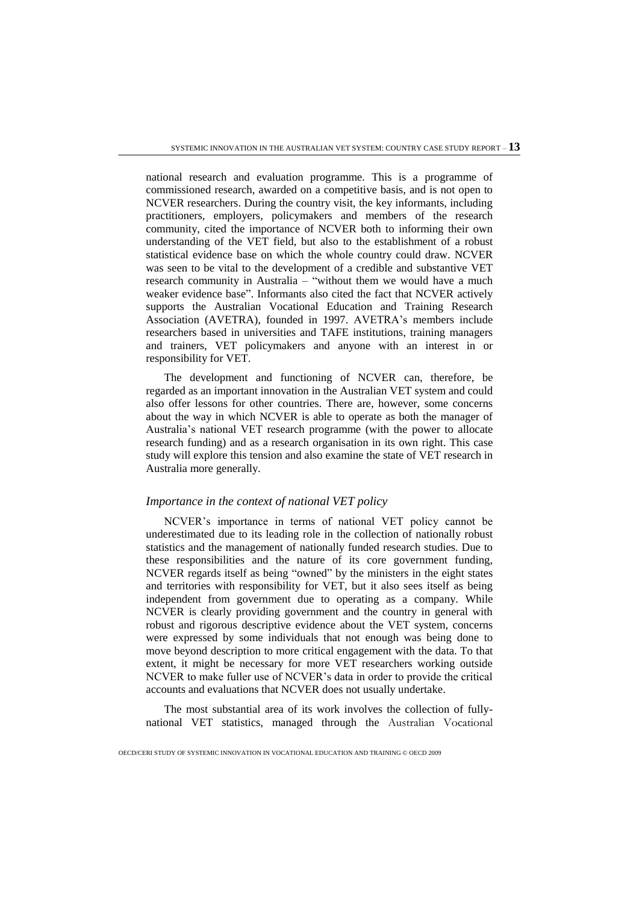national research and evaluation programme. This is a programme of commissioned research, awarded on a competitive basis, and is not open to NCVER researchers. During the country visit, the key informants, including practitioners, employers, policymakers and members of the research community, cited the importance of NCVER both to informing their own understanding of the VET field, but also to the establishment of a robust statistical evidence base on which the whole country could draw. NCVER was seen to be vital to the development of a credible and substantive VET research community in Australia – "without them we would have a much weaker evidence base". Informants also cited the fact that NCVER actively supports the Australian Vocational Education and Training Research Association (AVETRA), founded in 1997. AVETRA's members include researchers based in universities and TAFE institutions, training managers and trainers, VET policymakers and anyone with an interest in or responsibility for VET.

The development and functioning of NCVER can, therefore, be regarded as an important innovation in the Australian VET system and could also offer lessons for other countries. There are, however, some concerns about the way in which NCVER is able to operate as both the manager of Australia's national VET research programme (with the power to allocate research funding) and as a research organisation in its own right. This case study will explore this tension and also examine the state of VET research in Australia more generally.

### *Importance in the context of national VET policy*

NCVER's importance in terms of national VET policy cannot be underestimated due to its leading role in the collection of nationally robust statistics and the management of nationally funded research studies. Due to these responsibilities and the nature of its core government funding, NCVER regards itself as being "owned" by the ministers in the eight states and territories with responsibility for VET, but it also sees itself as being independent from government due to operating as a company. While NCVER is clearly providing government and the country in general with robust and rigorous descriptive evidence about the VET system, concerns were expressed by some individuals that not enough was being done to move beyond description to more critical engagement with the data. To that extent, it might be necessary for more VET researchers working outside NCVER to make fuller use of NCVER's data in order to provide the critical accounts and evaluations that NCVER does not usually undertake.

The most substantial area of its work involves the collection of fully-national VET statistics, managed through the Australian Vocational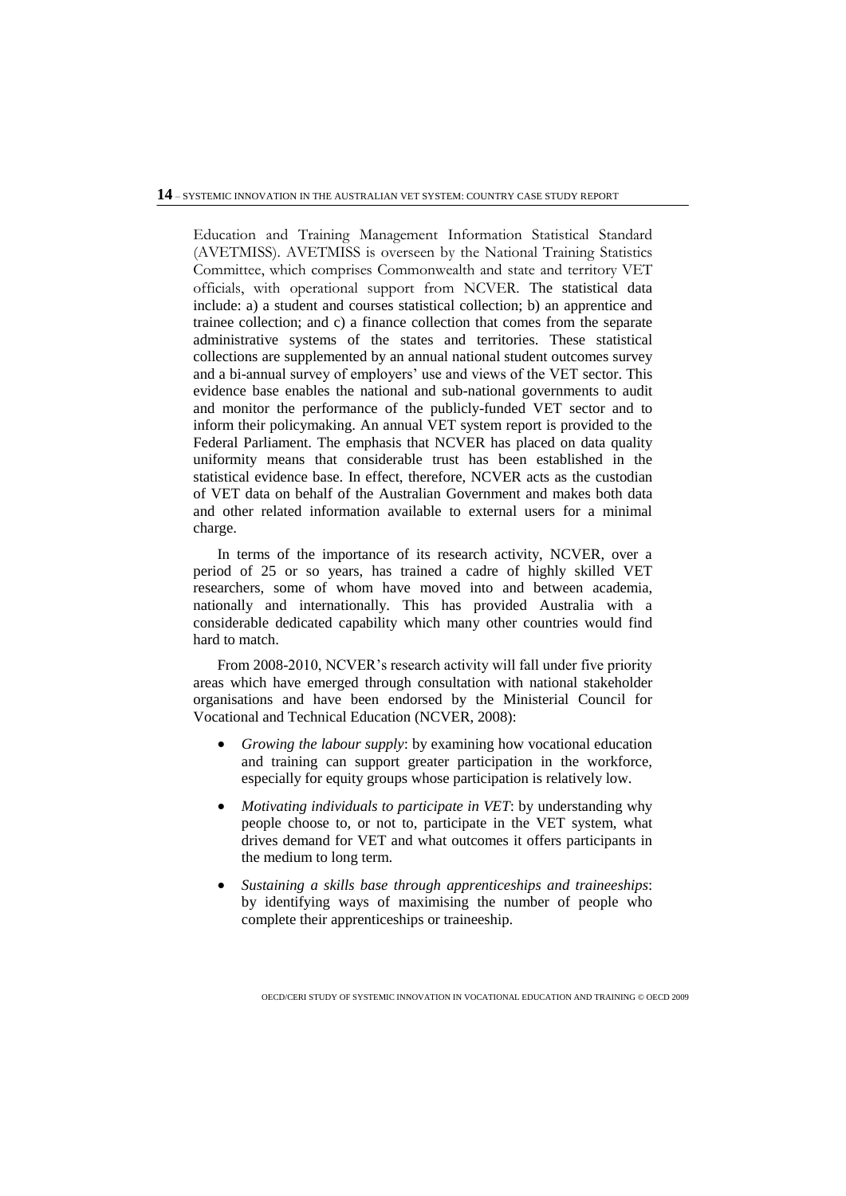Education and Training Management Information Statistical Standard (AVETMISS). AVETMISS is overseen by the National Training Statistics Committee, which comprises Commonwealth and state and territory VET officials, with operational support from NCVER. The statistical data include: a) a student and courses statistical collection; b) an apprentice and trainee collection; and c) a finance collection that comes from the separate administrative systems of the states and territories. These statistical collections are supplemented by an annual national student outcomes survey and a bi-annual survey of employers' use and views of the VET sector. This evidence base enables the national and sub-national governments to audit and monitor the performance of the publicly-funded VET sector and to inform their policymaking. An annual VET system report is provided to the Federal Parliament. The emphasis that NCVER has placed on data quality uniformity means that considerable trust has been established in the statistical evidence base. In effect, therefore, NCVER acts as the custodian of VET data on behalf of the Australian Government and makes both data and other related information available to external users for a minimal charge.

In terms of the importance of its research activity, NCVER, over a period of 25 or so years, has trained a cadre of highly skilled VET researchers, some of whom have moved into and between academia, nationally and internationally. This has provided Australia with a considerable dedicated capability which many other countries would find hard to match.

From 2008-2010, NCVER's research activity will fall under five priority areas which have emerged through consultation with national stakeholder organisations and have been endorsed by the Ministerial Council for Vocational and Technical Education (NCVER, 2008):

- *Growing the labour supply*: by examining how vocational education and training can support greater participation in the workforce, especially for equity groups whose participation is relatively low.
- *Motivating individuals to participate in VET*: by understanding why people choose to, or not to, participate in the VET system, what drives demand for VET and what outcomes it offers participants in the medium to long term.
- *Sustaining a skills base through apprenticeships and traineeships*: by identifying ways of maximising the number of people who complete their apprenticeships or traineeship.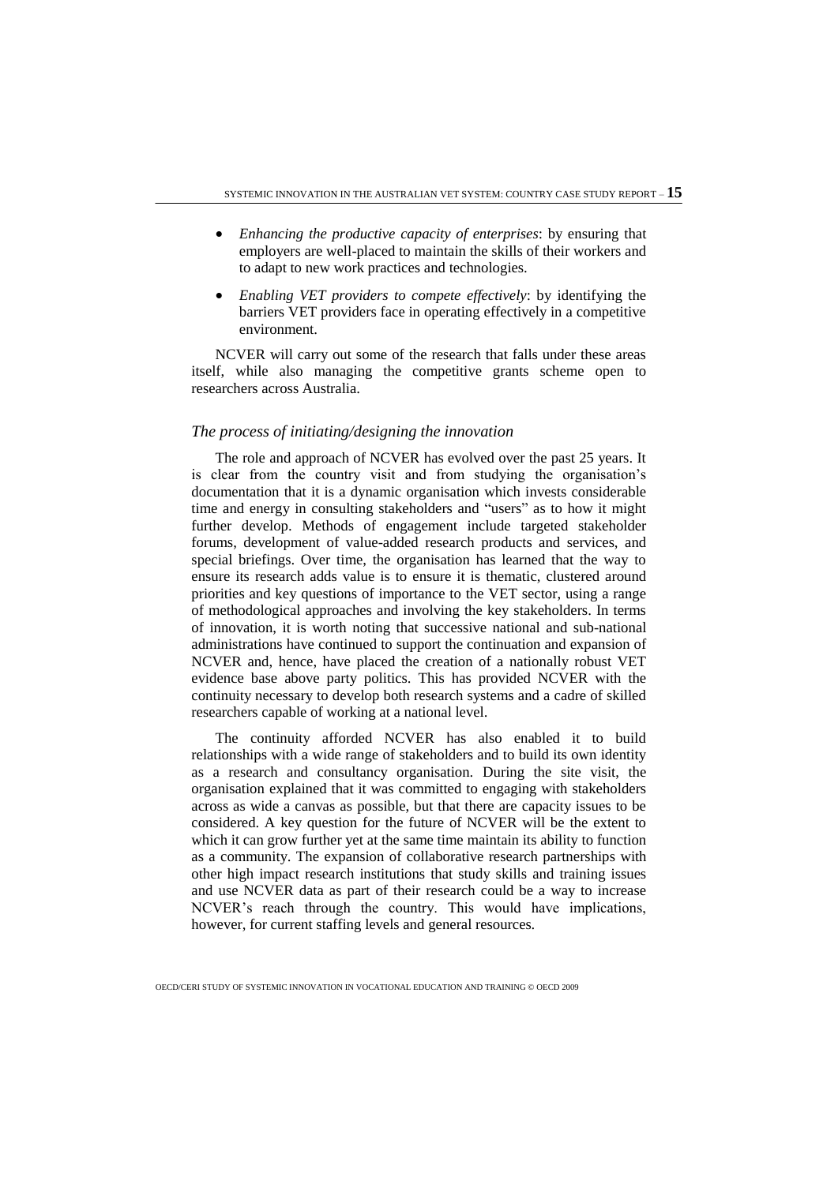- *Enhancing the productive capacity of enterprises*: by ensuring that employers are well-placed to maintain the skills of their workers and to adapt to new work practices and technologies.
- *Enabling VET providers to compete effectively*: by identifying the barriers VET providers face in operating effectively in a competitive environment.

NCVER will carry out some of the research that falls under these areas itself, while also managing the competitive grants scheme open to researchers across Australia.

### *The process of initiating/designing the innovation*

The role and approach of NCVER has evolved over the past 25 years. It is clear from the country visit and from studying the organisation's documentation that it is a dynamic organisation which invests considerable time and energy in consulting stakeholders and "users" as to how it might further develop. Methods of engagement include targeted stakeholder forums, development of value-added research products and services, and special briefings. Over time, the organisation has learned that the way to ensure its research adds value is to ensure it is thematic, clustered around priorities and key questions of importance to the VET sector, using a range of methodological approaches and involving the key stakeholders. In terms of innovation, it is worth noting that successive national and sub-national administrations have continued to support the continuation and expansion of NCVER and, hence, have placed the creation of a nationally robust VET evidence base above party politics. This has provided NCVER with the continuity necessary to develop both research systems and a cadre of skilled researchers capable of working at a national level.

The continuity afforded NCVER has also enabled it to build relationships with a wide range of stakeholders and to build its own identity as a research and consultancy organisation. During the site visit, the organisation explained that it was committed to engaging with stakeholders across as wide a canvas as possible, but that there are capacity issues to be considered. A key question for the future of NCVER will be the extent to which it can grow further yet at the same time maintain its ability to function as a community. The expansion of collaborative research partnerships with other high impact research institutions that study skills and training issues and use NCVER data as part of their research could be a way to increase NCVER's reach through the country. This would have implications, however, for current staffing levels and general resources.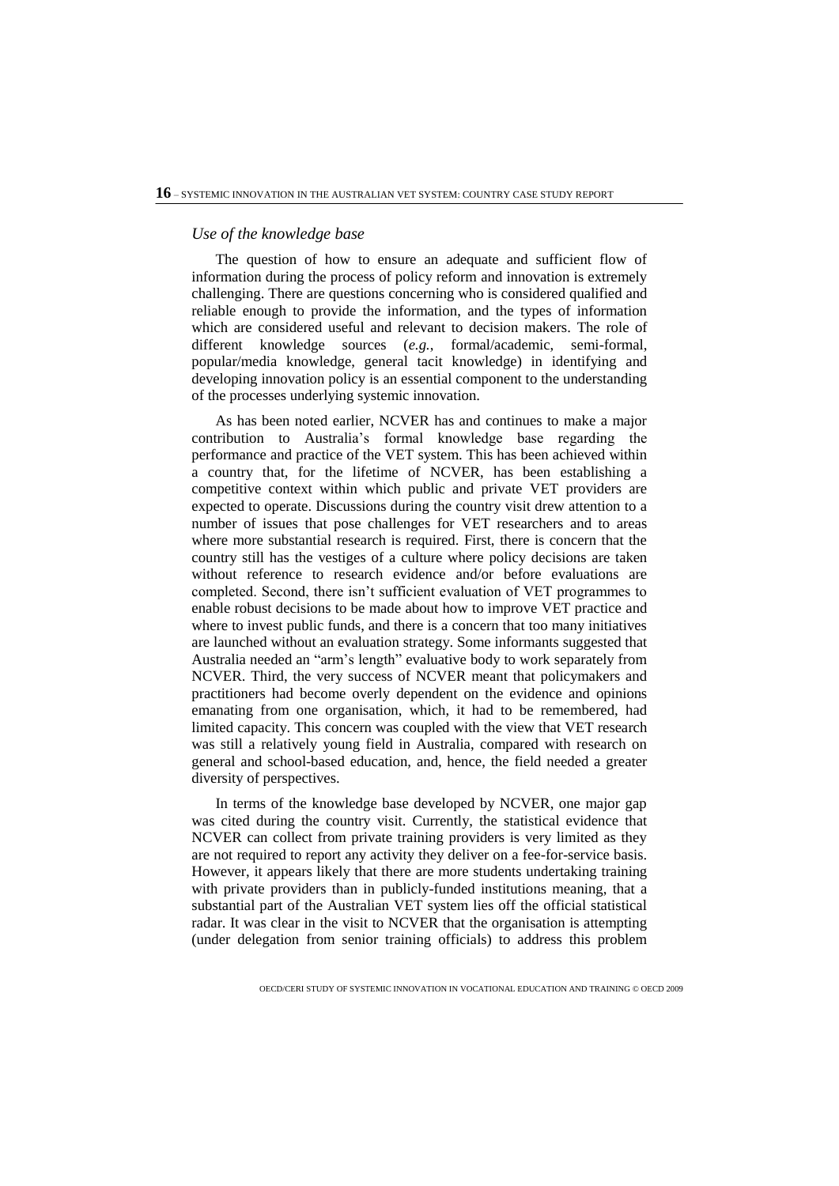### *Use of the knowledge base*

The question of how to ensure an adequate and sufficient flow of information during the process of policy reform and innovation is extremely challenging. There are questions concerning who is considered qualified and reliable enough to provide the information, and the types of information which are considered useful and relevant to decision makers. The role of different knowledge sources (*e.g.*, formal/academic, semi-formal, popular/media knowledge, general tacit knowledge) in identifying and developing innovation policy is an essential component to the understanding of the processes underlying systemic innovation.

As has been noted earlier, NCVER has and continues to make a major contribution to Australia's formal knowledge base regarding the performance and practice of the VET system. This has been achieved within a country that, for the lifetime of NCVER, has been establishing a competitive context within which public and private VET providers are expected to operate. Discussions during the country visit drew attention to a number of issues that pose challenges for VET researchers and to areas where more substantial research is required. First, there is concern that the country still has the vestiges of a culture where policy decisions are taken without reference to research evidence and/or before evaluations are completed. Second, there isn't sufficient evaluation of VET programmes to enable robust decisions to be made about how to improve VET practice and where to invest public funds, and there is a concern that too many initiatives are launched without an evaluation strategy. Some informants suggested that Australia needed an "arm's length" evaluative body to work separately from NCVER. Third, the very success of NCVER meant that policymakers and practitioners had become overly dependent on the evidence and opinions emanating from one organisation, which, it had to be remembered, had limited capacity. This concern was coupled with the view that VET research was still a relatively young field in Australia, compared with research on general and school-based education, and, hence, the field needed a greater diversity of perspectives.

In terms of the knowledge base developed by NCVER, one major gap was cited during the country visit. Currently, the statistical evidence that NCVER can collect from private training providers is very limited as they are not required to report any activity they deliver on a fee-for-service basis. However, it appears likely that there are more students undertaking training with private providers than in publicly-funded institutions meaning, that a substantial part of the Australian VET system lies off the official statistical radar. It was clear in the visit to NCVER that the organisation is attempting (under delegation from senior training officials) to address this problem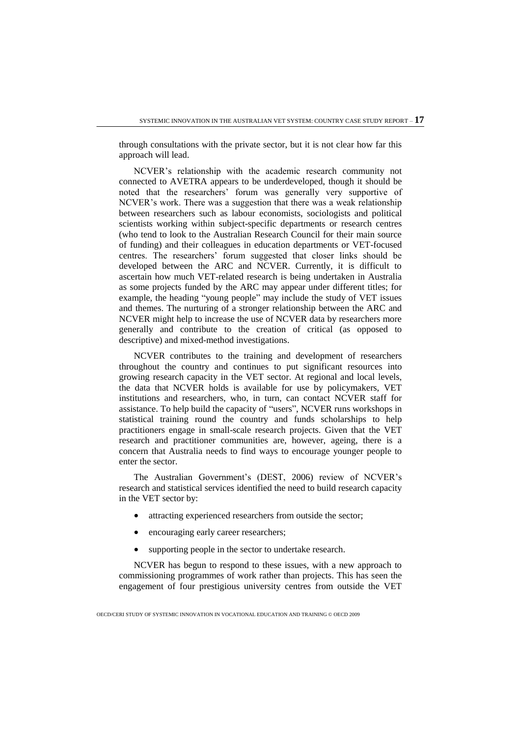through consultations with the private sector, but it is not clear how far this approach will lead.

NCVER's relationship with the academic research community not connected to AVETRA appears to be underdeveloped, though it should be noted that the researchers' forum was generally very supportive of NCVER's work. There was a suggestion that there was a weak relationship between researchers such as labour economists, sociologists and political scientists working within subject-specific departments or research centres (who tend to look to the Australian Research Council for their main source of funding) and their colleagues in education departments or VET-focused centres. The researchers' forum suggested that closer links should be developed between the ARC and NCVER. Currently, it is difficult to ascertain how much VET-related research is being undertaken in Australia as some projects funded by the ARC may appear under different titles; for example, the heading "young people" may include the study of VET issues and themes. The nurturing of a stronger relationship between the ARC and NCVER might help to increase the use of NCVER data by researchers more generally and contribute to the creation of critical (as opposed to descriptive) and mixed-method investigations.

NCVER contributes to the training and development of researchers throughout the country and continues to put significant resources into growing research capacity in the VET sector. At regional and local levels, the data that NCVER holds is available for use by policymakers, VET institutions and researchers, who, in turn, can contact NCVER staff for assistance. To help build the capacity of "users", NCVER runs workshops in statistical training round the country and funds scholarships to help practitioners engage in small-scale research projects. Given that the VET research and practitioner communities are, however, ageing, there is a concern that Australia needs to find ways to encourage younger people to enter the sector.

The Australian Government's (DEST, 2006) review of NCVER's research and statistical services identified the need to build research capacity in the VET sector by:

- attracting experienced researchers from outside the sector;
- encouraging early career researchers;
- supporting people in the sector to undertake research.

NCVER has begun to respond to these issues, with a new approach to commissioning programmes of work rather than projects. This has seen the engagement of four prestigious university centres from outside the VET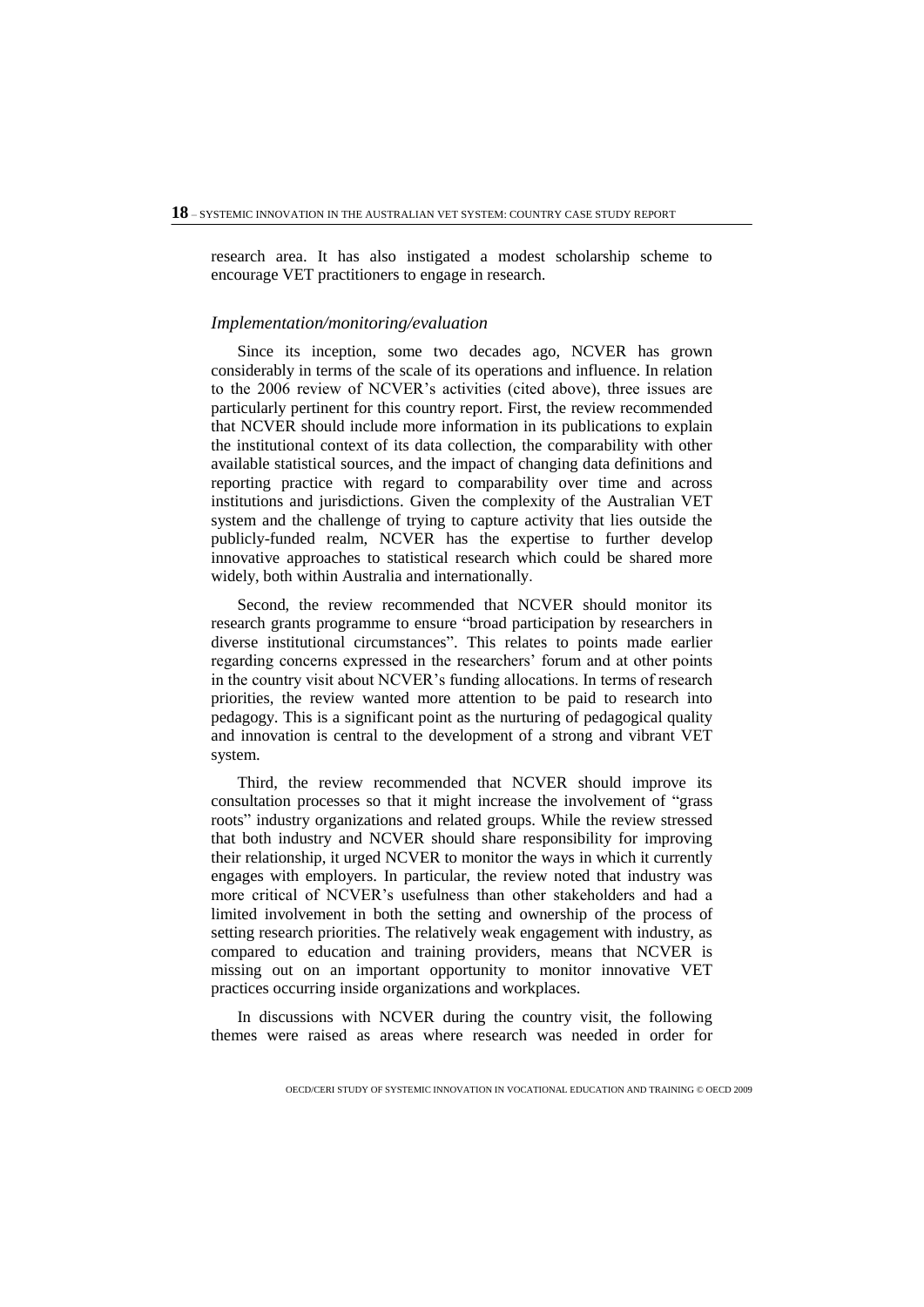research area. It has also instigated a modest scholarship scheme to encourage VET practitioners to engage in research.

### *Implementation/monitoring/evaluation*

Since its inception, some two decades ago, NCVER has grown considerably in terms of the scale of its operations and influence. In relation to the 2006 review of NCVER's activities (cited above), three issues are particularly pertinent for this country report. First, the review recommended that NCVER should include more information in its publications to explain the institutional context of its data collection, the comparability with other available statistical sources, and the impact of changing data definitions and reporting practice with regard to comparability over time and across institutions and jurisdictions. Given the complexity of the Australian VET system and the challenge of trying to capture activity that lies outside the publicly-funded realm, NCVER has the expertise to further develop innovative approaches to statistical research which could be shared more widely, both within Australia and internationally.

Second, the review recommended that NCVER should monitor its research grants programme to ensure "broad participation by researchers in diverse institutional circumstances". This relates to points made earlier regarding concerns expressed in the researchers' forum and at other points in the country visit about NCVER's funding allocations. In terms of research priorities, the review wanted more attention to be paid to research into pedagogy. This is a significant point as the nurturing of pedagogical quality and innovation is central to the development of a strong and vibrant VET system.

Third, the review recommended that NCVER should improve its consultation processes so that it might increase the involvement of "grass roots" industry organizations and related groups. While the review stressed that both industry and NCVER should share responsibility for improving their relationship, it urged NCVER to monitor the ways in which it currently engages with employers. In particular, the review noted that industry was more critical of NCVER's usefulness than other stakeholders and had a limited involvement in both the setting and ownership of the process of setting research priorities. The relatively weak engagement with industry, as compared to education and training providers, means that NCVER is missing out on an important opportunity to monitor innovative VET practices occurring inside organizations and workplaces.

In discussions with NCVER during the country visit, the following themes were raised as areas where research was needed in order for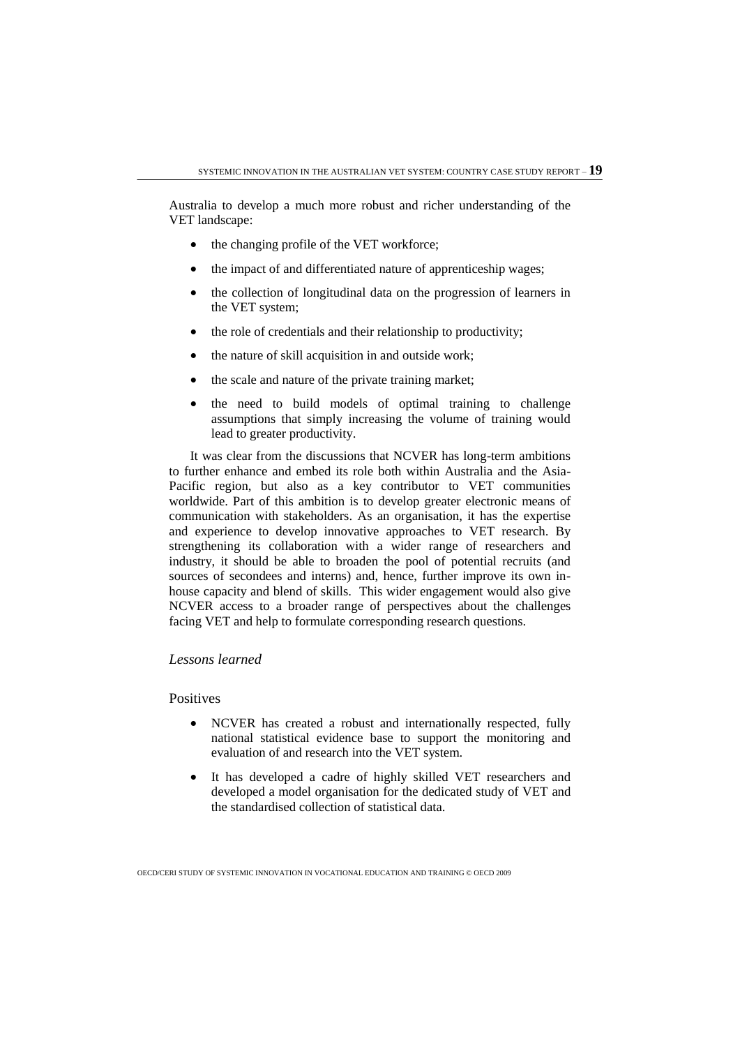Australia to develop a much more robust and richer understanding of the VET landscape:

- the changing profile of the VET workforce;
- the impact of and differentiated nature of apprenticeship wages;
- the collection of longitudinal data on the progression of learners in the VET system;
- the role of credentials and their relationship to productivity;
- the nature of skill acquisition in and outside work;
- the scale and nature of the private training market;
- the need to build models of optimal training to challenge assumptions that simply increasing the volume of training would lead to greater productivity.

It was clear from the discussions that NCVER has long-term ambitions to further enhance and embed its role both within Australia and the Asia-Pacific region, but also as a key contributor to VET communities worldwide. Part of this ambition is to develop greater electronic means of communication with stakeholders. As an organisation, it has the expertise and experience to develop innovative approaches to VET research. By strengthening its collaboration with a wider range of researchers and industry, it should be able to broaden the pool of potential recruits (and sources of secondees and interns) and, hence, further improve its own in-house capacity and blend of skills. This wider engagement would also give NCVER access to a broader range of perspectives about the challenges facing VET and help to formulate corresponding research questions.

### *Lessons learned*

#### Positives

- NCVER has created a robust and internationally respected, fully national statistical evidence base to support the monitoring and evaluation of and research into the VET system.
- It has developed a cadre of highly skilled VET researchers and developed a model organisation for the dedicated study of VET and the standardised collection of statistical data.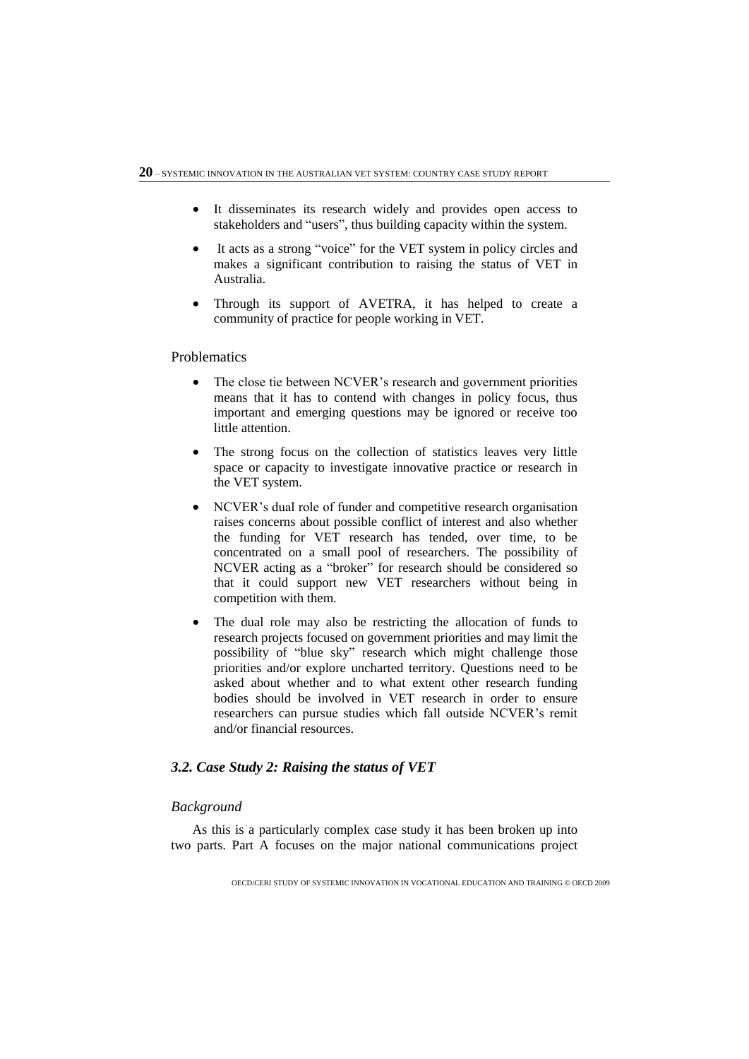- It disseminates its research widely and provides open access to stakeholders and "users", thus building capacity within the system.
- It acts as a strong "voice" for the VET system in policy circles and makes a significant contribution to raising the status of VET in Australia.
- Through its support of AVETRA, it has helped to create a community of practice for people working in VET.

Problematics

- The close tie between NCVER's research and government priorities means that it has to contend with changes in policy focus, thus important and emerging questions may be ignored or receive too little attention.
- The strong focus on the collection of statistics leaves very little space or capacity to investigate innovative practice or research in the VET system.
- NCVER's dual role of funder and competitive research organisation raises concerns about possible conflict of interest and also whether the funding for VET research has tended, over time, to be concentrated on a small pool of researchers. The possibility of NCVER acting as a "broker" for research should be considered so that it could support new VET researchers without being in competition with them.
- The dual role may also be restricting the allocation of funds to research projects focused on government priorities and may limit the possibility of "blue sky" research which might challenge those priorities and/or explore uncharted territory. Questions need to be asked about whether and to what extent other research funding bodies should be involved in VET research in order to ensure researchers can pursue studies which fall outside NCVER's remit and/or financial resources.

### *3.2. Case Study 2: Raising the status of VET*

*Background*

As this is a particularly complex case study it has been broken up into two parts. Part A focuses on the major national communications project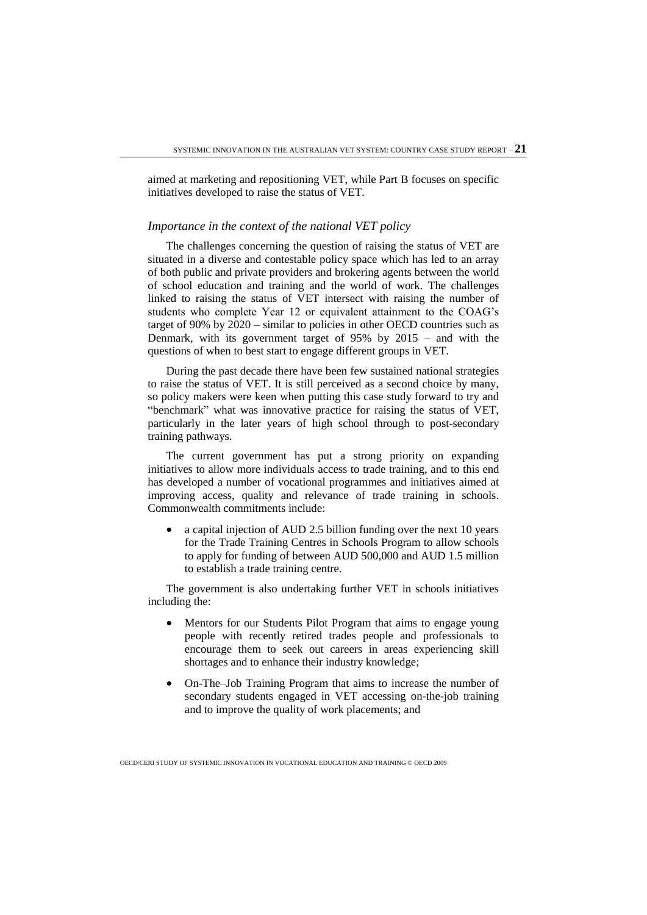aimed at marketing and repositioning VET, while Part B focuses on specific initiatives developed to raise the status of VET.

### *Importance in the context of the national VET policy*

The challenges concerning the question of raising the status of VET are situated in a diverse and contestable policy space which has led to an array of both public and private providers and brokering agents between the world of school education and training and the world of work. The challenges linked to raising the status of VET intersect with raising the number of students who complete Year 12 or equivalent attainment to the COAG's target of 90% by 2020 – similar to policies in other OECD countries such as Denmark, with its government target of 95% by 2015 – and with the questions of when to best start to engage different groups in VET.

During the past decade there have been few sustained national strategies to raise the status of VET. It is still perceived as a second choice by many, so policy makers were keen when putting this case study forward to try and "benchmark" what was innovative practice for raising the status of VET, particularly in the later years of high school through to post-secondary training pathways.

The current government has put a strong priority on expanding initiatives to allow more individuals access to trade training, and to this end has developed a number of vocational programmes and initiatives aimed at improving access, quality and relevance of trade training in schools. Commonwealth commitments include:

- a capital injection of AUD 2.5 billion funding over the next 10 years for the Trade Training Centres in Schools Program to allow schools to apply for funding of between AUD 500,000 and AUD 1.5 million to establish a trade training centre.

The government is also undertaking further VET in schools initiatives including the:

- Mentors for our Students Pilot Program that aims to engage young people with recently retired trades people and professionals to encourage them to seek out careers in areas experiencing skill shortages and to enhance their industry knowledge;
- On-The–Job Training Program that aims to increase the number of secondary students engaged in VET accessing on-the-job training and to improve the quality of work placements; and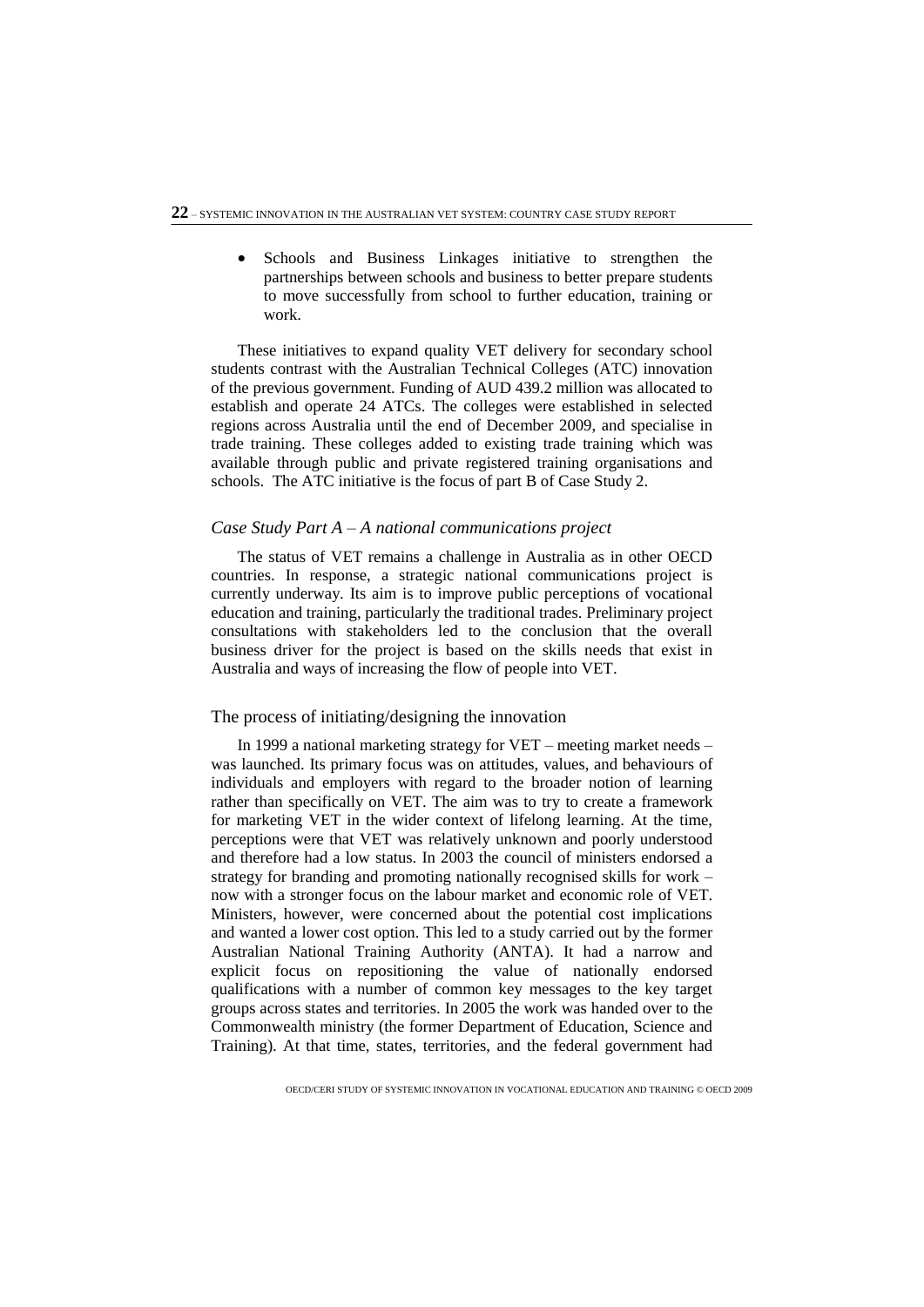- Schools and Business Linkages initiative to strengthen the partnerships between schools and business to better prepare students to move successfully from school to further education, training or work.

These initiatives to expand quality VET delivery for secondary school students contrast with the Australian Technical Colleges (ATC) innovation of the previous government. Funding of AUD 439.2 million was allocated to establish and operate 24 ATCs. The colleges were established in selected regions across Australia until the end of December 2009, and specialise in trade training. These colleges added to existing trade training which was available through public and private registered training organisations and schools. The ATC initiative is the focus of part B of Case Study 2.

### *Case Study Part A – A national communications project*

The status of VET remains a challenge in Australia as in other OECD countries. In response, a strategic national communications project is currently underway. Its aim is to improve public perceptions of vocational education and training, particularly the traditional trades. Preliminary project consultations with stakeholders led to the conclusion that the overall business driver for the project is based on the skills needs that exist in Australia and ways of increasing the flow of people into VET.

#### The process of initiating/designing the innovation

In 1999 a national marketing strategy for VET – meeting market needs – was launched. Its primary focus was on attitudes, values, and behaviours of individuals and employers with regard to the broader notion of learning rather than specifically on VET. The aim was to try to create a framework for marketing VET in the wider context of lifelong learning. At the time, perceptions were that VET was relatively unknown and poorly understood and therefore had a low status. In 2003 the council of ministers endorsed a strategy for branding and promoting nationally recognised skills for work – now with a stronger focus on the labour market and economic role of VET. Ministers, however, were concerned about the potential cost implications and wanted a lower cost option. This led to a study carried out by the former Australian National Training Authority (ANTA). It had a narrow and explicit focus on repositioning the value of nationally endorsed qualifications with a number of common key messages to the key target groups across states and territories. In 2005 the work was handed over to the Commonwealth ministry (the former Department of Education, Science and Training). At that time, states, territories, and the federal government had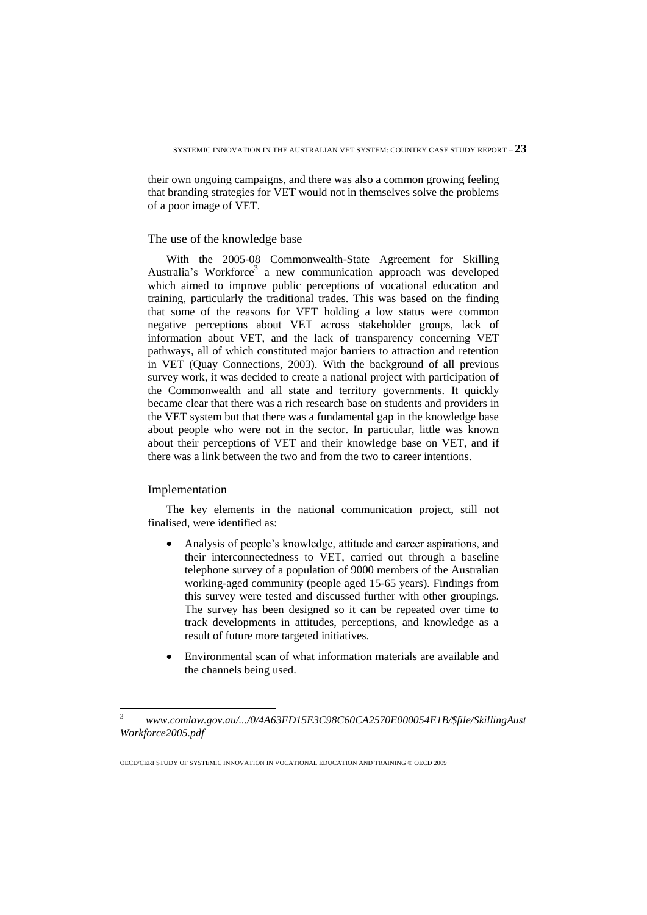their own ongoing campaigns, and there was also a common growing feeling that branding strategies for VET would not in themselves solve the problems of a poor image of VET.

### The use of the knowledge base

With the 2005-08 Commonwealth-State Agreement for Skilling Australia's Workforce[3] a new communication approach was developed which aimed to improve public perceptions of vocational education and training, particularly the traditional trades. This was based on the finding that some of the reasons for VET holding a low status were common negative perceptions about VET across stakeholder groups, lack of information about VET, and the lack of transparency concerning VET pathways, all of which constituted major barriers to attraction and retention in VET (Quay Connections, 2003). With the background of all previous survey work, it was decided to create a national project with participation of the Commonwealth and all state and territory governments. It quickly became clear that there was a rich research base on students and providers in the VET system but that there was a fundamental gap in the knowledge base about people who were not in the sector. In particular, little was known about their perceptions of VET and their knowledge base on VET, and if there was a link between the two and from the two to career intentions.

### Implementation

The key elements in the national communication project, still not finalised, were identified as:

- Analysis of people's knowledge, attitude and career aspirations, and their interconnectedness to VET, carried out through a baseline telephone survey of a population of 9000 members of the Australian working-aged community (people aged 15-65 years). Findings from this survey were tested and discussed further with other groupings. The survey has been designed so it can be repeated over time to track developments in attitudes, perceptions, and knowledge as a result of future more targeted initiatives.
- Environmental scan of what information materials are available and the channels being used.

---

[3] *www.comlaw.gov.au/.../0/4A63FD15E3C98C60CA2570E000054E1B/$file/SkillingAustWorkforce2005.pdf*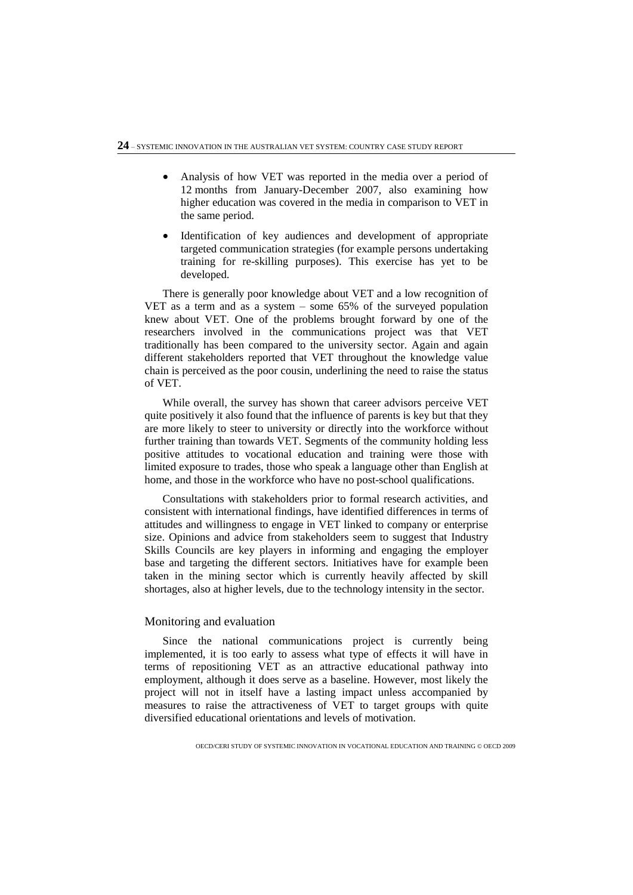- Analysis of how VET was reported in the media over a period of 12 months from January-December 2007, also examining how higher education was covered in the media in comparison to VET in the same period.
- Identification of key audiences and development of appropriate targeted communication strategies (for example persons undertaking training for re-skilling purposes). This exercise has yet to be developed.

There is generally poor knowledge about VET and a low recognition of VET as a term and as a system – some 65% of the surveyed population knew about VET. One of the problems brought forward by one of the researchers involved in the communications project was that VET traditionally has been compared to the university sector. Again and again different stakeholders reported that VET throughout the knowledge value chain is perceived as the poor cousin, underlining the need to raise the status of VET.

While overall, the survey has shown that career advisors perceive VET quite positively it also found that the influence of parents is key but that they are more likely to steer to university or directly into the workforce without further training than towards VET. Segments of the community holding less positive attitudes to vocational education and training were those with limited exposure to trades, those who speak a language other than English at home, and those in the workforce who have no post-school qualifications.

Consultations with stakeholders prior to formal research activities, and consistent with international findings, have identified differences in terms of attitudes and willingness to engage in VET linked to company or enterprise size. Opinions and advice from stakeholders seem to suggest that Industry Skills Councils are key players in informing and engaging the employer base and targeting the different sectors. Initiatives have for example been taken in the mining sector which is currently heavily affected by skill shortages, also at higher levels, due to the technology intensity in the sector.

### Monitoring and evaluation

Since the national communications project is currently being implemented, it is too early to assess what type of effects it will have in terms of repositioning VET as an attractive educational pathway into employment, although it does serve as a baseline. However, most likely the project will not in itself have a lasting impact unless accompanied by measures to raise the attractiveness of VET to target groups with quite diversified educational orientations and levels of motivation.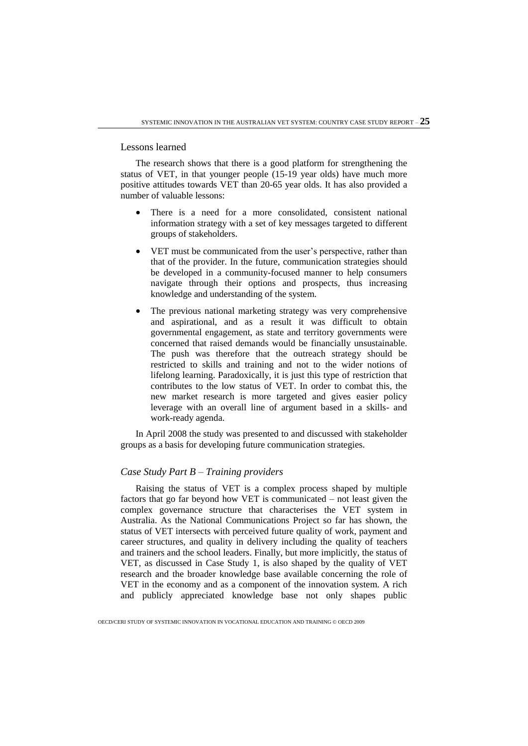## Lessons learned

The research shows that there is a good platform for strengthening the status of VET, in that younger people (15-19 year olds) have much more positive attitudes towards VET than 20-65 year olds. It has also provided a number of valuable lessons:

- There is a need for a more consolidated, consistent national information strategy with a set of key messages targeted to different groups of stakeholders.
- VET must be communicated from the user's perspective, rather than that of the provider. In the future, communication strategies should be developed in a community-focused manner to help consumers navigate through their options and prospects, thus increasing knowledge and understanding of the system.
- The previous national marketing strategy was very comprehensive and aspirational, and as a result it was difficult to obtain governmental engagement, as state and territory governments were concerned that raised demands would be financially unsustainable. The push was therefore that the outreach strategy should be restricted to skills and training and not to the wider notions of lifelong learning. Paradoxically, it is just this type of restriction that contributes to the low status of VET. In order to combat this, the new market research is more targeted and gives easier policy leverage with an overall line of argument based in a skills- and work-ready agenda.

In April 2008 the study was presented to and discussed with stakeholder groups as a basis for developing future communication strategies.

### *Case Study Part B – Training providers*

Raising the status of VET is a complex process shaped by multiple factors that go far beyond how VET is communicated – not least given the complex governance structure that characterises the VET system in Australia. As the National Communications Project so far has shown, the status of VET intersects with perceived future quality of work, payment and career structures, and quality in delivery including the quality of teachers and trainers and the school leaders. Finally, but more implicitly, the status of VET, as discussed in Case Study 1, is also shaped by the quality of VET research and the broader knowledge base available concerning the role of VET in the economy and as a component of the innovation system. A rich and publicly appreciated knowledge base not only shapes public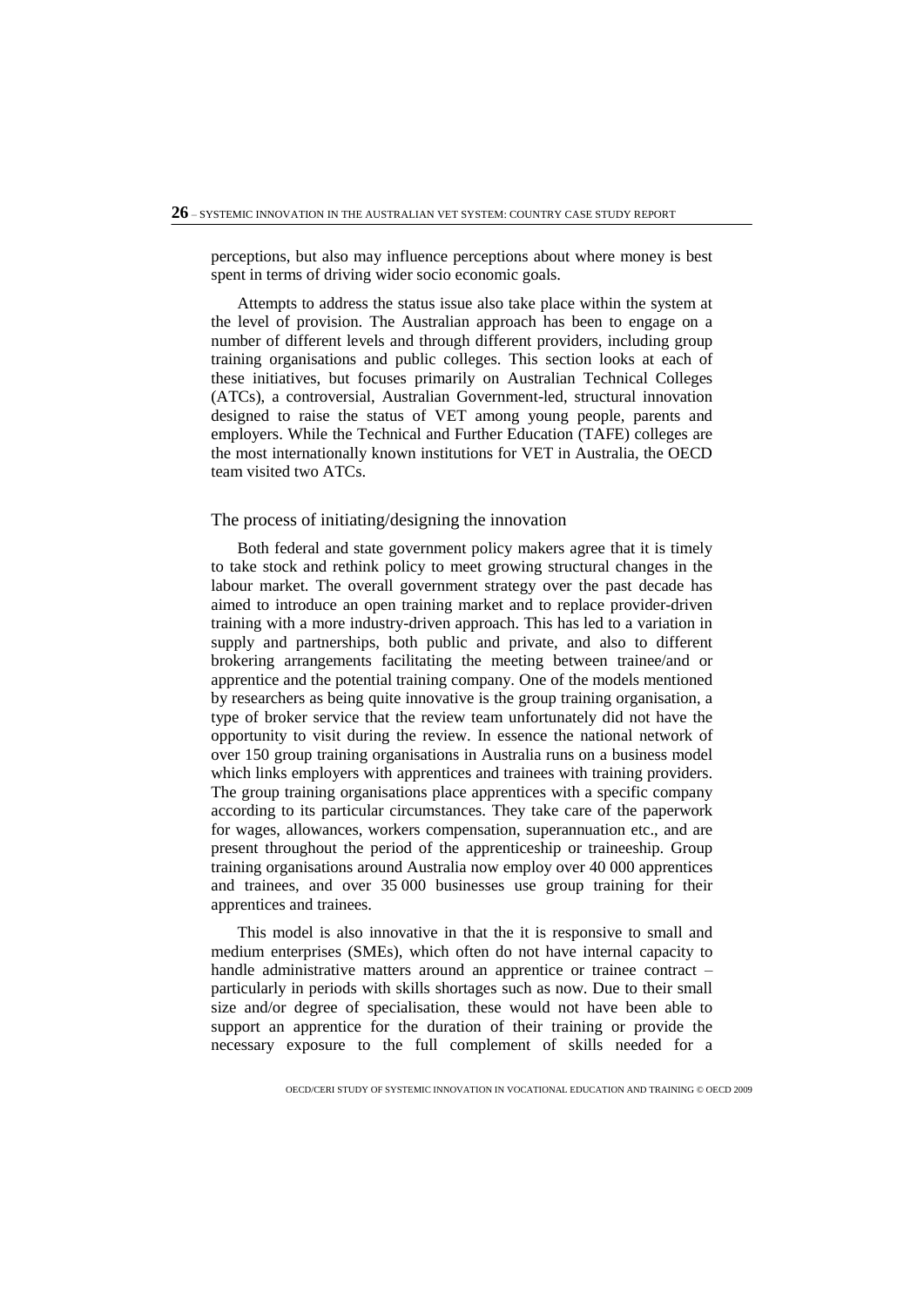perceptions, but also may influence perceptions about where money is best spent in terms of driving wider socio economic goals.

Attempts to address the status issue also take place within the system at the level of provision. The Australian approach has been to engage on a number of different levels and through different providers, including group training organisations and public colleges. This section looks at each of these initiatives, but focuses primarily on Australian Technical Colleges (ATCs), a controversial, Australian Government-led, structural innovation designed to raise the status of VET among young people, parents and employers. While the Technical and Further Education (TAFE) colleges are the most internationally known institutions for VET in Australia, the OECD team visited two ATCs.

## The process of initiating/designing the innovation

Both federal and state government policy makers agree that it is timely to take stock and rethink policy to meet growing structural changes in the labour market. The overall government strategy over the past decade has aimed to introduce an open training market and to replace provider-driven training with a more industry-driven approach. This has led to a variation in supply and partnerships, both public and private, and also to different brokering arrangements facilitating the meeting between trainee/and or apprentice and the potential training company. One of the models mentioned by researchers as being quite innovative is the group training organisation, a type of broker service that the review team unfortunately did not have the opportunity to visit during the review. In essence the national network of over 150 group training organisations in Australia runs on a business model which links employers with apprentices and trainees with training providers. The group training organisations place apprentices with a specific company according to its particular circumstances. They take care of the paperwork for wages, allowances, workers compensation, superannuation etc., and are present throughout the period of the apprenticeship or traineeship. Group training organisations around Australia now employ over 40 000 apprentices and trainees, and over 35 000 businesses use group training for their apprentices and trainees.

This model is also innovative in that the it is responsive to small and medium enterprises (SMEs), which often do not have internal capacity to handle administrative matters around an apprentice or trainee contract – particularly in periods with skills shortages such as now. Due to their small size and/or degree of specialisation, these would not have been able to support an apprentice for the duration of their training or provide the necessary exposure to the full complement of skills needed for a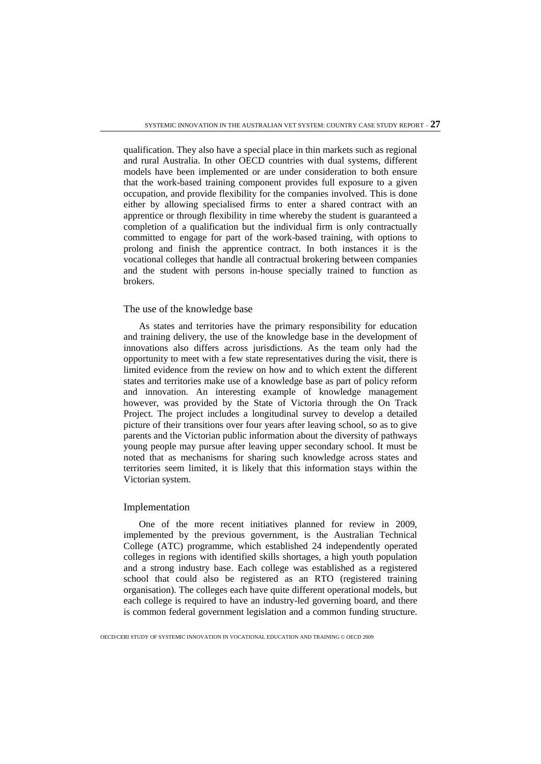qualification. They also have a special place in thin markets such as regional and rural Australia. In other OECD countries with dual systems, different models have been implemented or are under consideration to both ensure that the work-based training component provides full exposure to a given occupation, and provide flexibility for the companies involved. This is done either by allowing specialised firms to enter a shared contract with an apprentice or through flexibility in time whereby the student is guaranteed a completion of a qualification but the individual firm is only contractually committed to engage for part of the work-based training, with options to prolong and finish the apprentice contract. In both instances it is the vocational colleges that handle all contractual brokering between companies and the student with persons in-house specially trained to function as brokers.

## The use of the knowledge base

As states and territories have the primary responsibility for education and training delivery, the use of the knowledge base in the development of innovations also differs across jurisdictions. As the team only had the opportunity to meet with a few state representatives during the visit, there is limited evidence from the review on how and to which extent the different states and territories make use of a knowledge base as part of policy reform and innovation. An interesting example of knowledge management however, was provided by the State of Victoria through the On Track Project. The project includes a longitudinal survey to develop a detailed picture of their transitions over four years after leaving school, so as to give parents and the Victorian public information about the diversity of pathways young people may pursue after leaving upper secondary school. It must be noted that as mechanisms for sharing such knowledge across states and territories seem limited, it is likely that this information stays within the Victorian system.

## Implementation

One of the more recent initiatives planned for review in 2009, implemented by the previous government, is the Australian Technical College (ATC) programme, which established 24 independently operated colleges in regions with identified skills shortages, a high youth population and a strong industry base. Each college was established as a registered school that could also be registered as an RTO (registered training organisation). The colleges each have quite different operational models, but each college is required to have an industry-led governing board, and there is common federal government legislation and a common funding structure.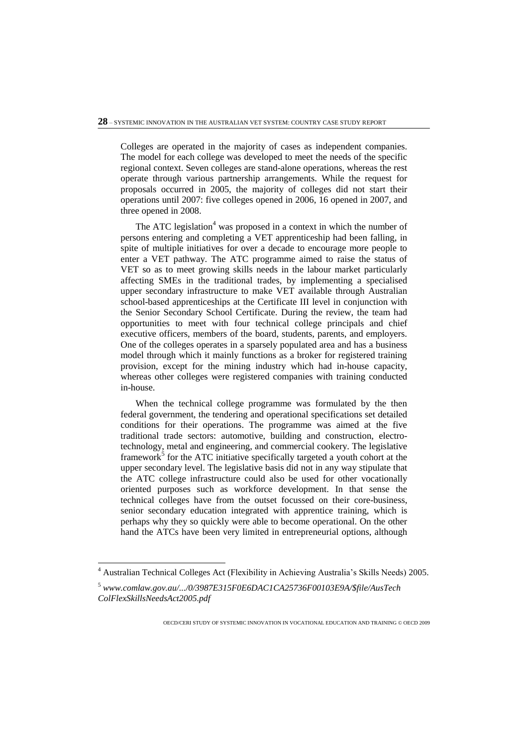Colleges are operated in the majority of cases as independent companies. The model for each college was developed to meet the needs of the specific regional context. Seven colleges are stand-alone operations, whereas the rest operate through various partnership arrangements. While the request for proposals occurred in 2005, the majority of colleges did not start their operations until 2007: five colleges opened in 2006, 16 opened in 2007, and three opened in 2008.

The ATC legislation[4] was proposed in a context in which the number of persons entering and completing a VET apprenticeship had been falling, in spite of multiple initiatives for over a decade to encourage more people to enter a VET pathway. The ATC programme aimed to raise the status of VET so as to meet growing skills needs in the labour market particularly affecting SMEs in the traditional trades, by implementing a specialised upper secondary infrastructure to make VET available through Australian school-based apprenticeships at the Certificate III level in conjunction with the Senior Secondary School Certificate. During the review, the team had opportunities to meet with four technical college principals and chief executive officers, members of the board, students, parents, and employers. One of the colleges operates in a sparsely populated area and has a business model through which it mainly functions as a broker for registered training provision, except for the mining industry which had in-house capacity, whereas other colleges were registered companies with training conducted in-house.

When the technical college programme was formulated by the then federal government, the tendering and operational specifications set detailed conditions for their operations. The programme was aimed at the five traditional trade sectors: automotive, building and construction, electro-technology, metal and engineering, and commercial cookery. The legislative framework[5] for the ATC initiative specifically targeted a youth cohort at the upper secondary level. The legislative basis did not in any way stipulate that the ATC college infrastructure could also be used for other vocationally oriented purposes such as workforce development. In that sense the technical colleges have from the outset focussed on their core-business, senior secondary education integrated with apprentice training, which is perhaps why they so quickly were able to become operational. On the other hand the ATCs have been very limited in entrepreneurial options, although

---

[4] Australian Technical Colleges Act (Flexibility in Achieving Australia's Skills Needs) 2005.

[5] *www.comlaw.gov.au/.../0/3987E315F0E6DAC1CA25736F00103E9A/$file/AusTechColFlexSkillsNeedsAct2005.pdf*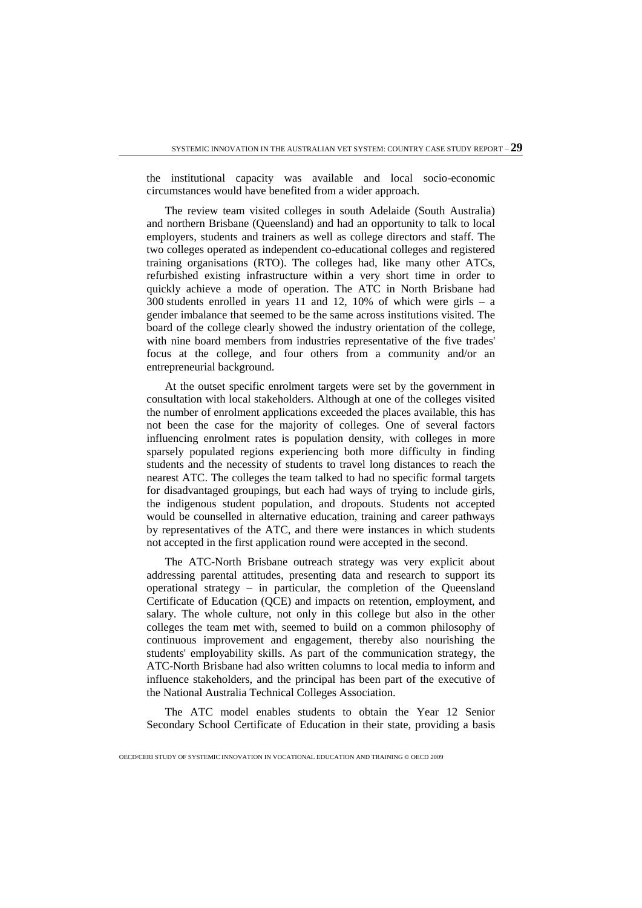the institutional capacity was available and local socio-economic circumstances would have benefited from a wider approach.

The review team visited colleges in south Adelaide (South Australia) and northern Brisbane (Queensland) and had an opportunity to talk to local employers, students and trainers as well as college directors and staff. The two colleges operated as independent co-educational colleges and registered training organisations (RTO). The colleges had, like many other ATCs, refurbished existing infrastructure within a very short time in order to quickly achieve a mode of operation. The ATC in North Brisbane had 300 students enrolled in years 11 and 12, 10% of which were girls – a gender imbalance that seemed to be the same across institutions visited. The board of the college clearly showed the industry orientation of the college, with nine board members from industries representative of the five trades' focus at the college, and four others from a community and/or an entrepreneurial background.

At the outset specific enrolment targets were set by the government in consultation with local stakeholders. Although at one of the colleges visited the number of enrolment applications exceeded the places available, this has not been the case for the majority of colleges. One of several factors influencing enrolment rates is population density, with colleges in more sparsely populated regions experiencing both more difficulty in finding students and the necessity of students to travel long distances to reach the nearest ATC. The colleges the team talked to had no specific formal targets for disadvantaged groupings, but each had ways of trying to include girls, the indigenous student population, and dropouts. Students not accepted would be counselled in alternative education, training and career pathways by representatives of the ATC, and there were instances in which students not accepted in the first application round were accepted in the second.

The ATC-North Brisbane outreach strategy was very explicit about addressing parental attitudes, presenting data and research to support its operational strategy – in particular, the completion of the Queensland Certificate of Education (QCE) and impacts on retention, employment, and salary. The whole culture, not only in this college but also in the other colleges the team met with, seemed to build on a common philosophy of continuous improvement and engagement, thereby also nourishing the students' employability skills. As part of the communication strategy, the ATC-North Brisbane had also written columns to local media to inform and influence stakeholders, and the principal has been part of the executive of the National Australia Technical Colleges Association.

The ATC model enables students to obtain the Year 12 Senior Secondary School Certificate of Education in their state, providing a basis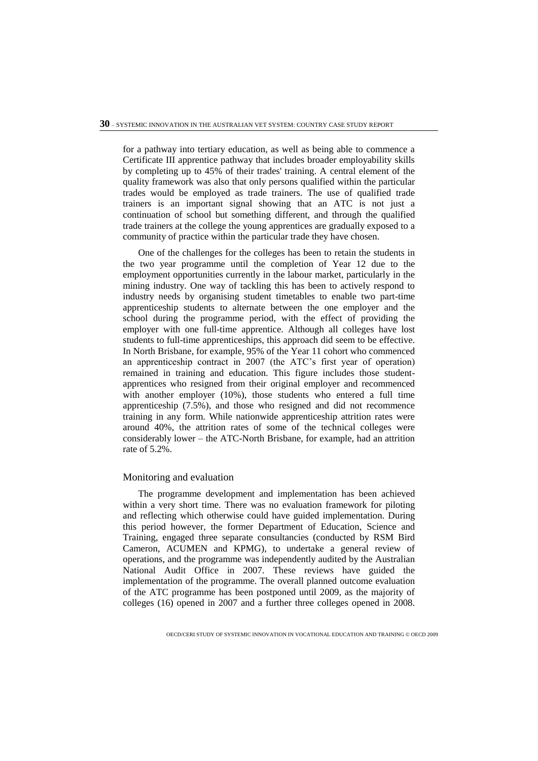for a pathway into tertiary education, as well as being able to commence a Certificate III apprentice pathway that includes broader employability skills by completing up to 45% of their trades' training. A central element of the quality framework was also that only persons qualified within the particular trades would be employed as trade trainers. The use of qualified trade trainers is an important signal showing that an ATC is not just a continuation of school but something different, and through the qualified trade trainers at the college the young apprentices are gradually exposed to a community of practice within the particular trade they have chosen.

One of the challenges for the colleges has been to retain the students in the two year programme until the completion of Year 12 due to the employment opportunities currently in the labour market, particularly in the mining industry. One way of tackling this has been to actively respond to industry needs by organising student timetables to enable two part-time apprenticeship students to alternate between the one employer and the school during the programme period, with the effect of providing the employer with one full-time apprentice. Although all colleges have lost students to full-time apprenticeships, this approach did seem to be effective. In North Brisbane, for example, 95% of the Year 11 cohort who commenced an apprenticeship contract in 2007 (the ATC's first year of operation) remained in training and education. This figure includes those student-apprentices who resigned from their original employer and recommenced with another employer (10%), those students who entered a full time apprenticeship (7.5%), and those who resigned and did not recommence training in any form. While nationwide apprenticeship attrition rates were around 40%, the attrition rates of some of the technical colleges were considerably lower – the ATC-North Brisbane, for example, had an attrition rate of 5.2%.

## Monitoring and evaluation

The programme development and implementation has been achieved within a very short time. There was no evaluation framework for piloting and reflecting which otherwise could have guided implementation. During this period however, the former Department of Education, Science and Training, engaged three separate consultancies (conducted by RSM Bird Cameron, ACUMEN and KPMG), to undertake a general review of operations, and the programme was independently audited by the Australian National Audit Office in 2007. These reviews have guided the implementation of the programme. The overall planned outcome evaluation of the ATC programme has been postponed until 2009, as the majority of colleges (16) opened in 2007 and a further three colleges opened in 2008.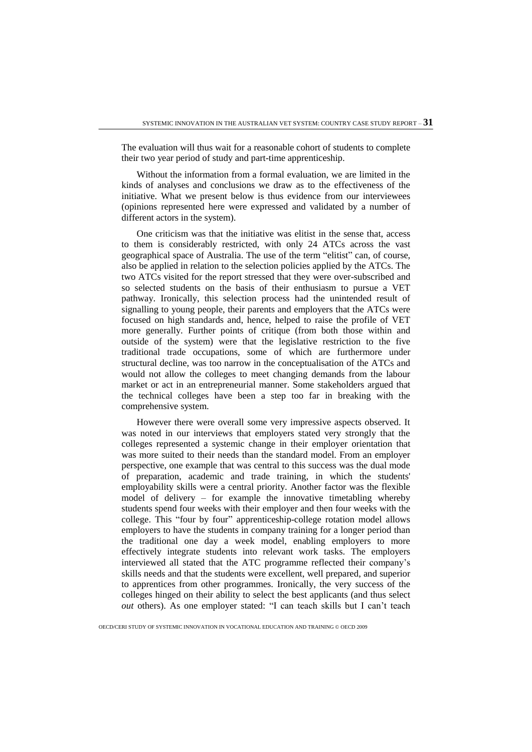The evaluation will thus wait for a reasonable cohort of students to complete their two year period of study and part-time apprenticeship.

Without the information from a formal evaluation, we are limited in the kinds of analyses and conclusions we draw as to the effectiveness of the initiative. What we present below is thus evidence from our interviewees (opinions represented here were expressed and validated by a number of different actors in the system).

One criticism was that the initiative was elitist in the sense that, access to them is considerably restricted, with only 24 ATCs across the vast geographical space of Australia. The use of the term "elitist" can, of course, also be applied in relation to the selection policies applied by the ATCs. The two ATCs visited for the report stressed that they were over-subscribed and so selected students on the basis of their enthusiasm to pursue a VET pathway. Ironically, this selection process had the unintended result of signalling to young people, their parents and employers that the ATCs were focused on high standards and, hence, helped to raise the profile of VET more generally. Further points of critique (from both those within and outside of the system) were that the legislative restriction to the five traditional trade occupations, some of which are furthermore under structural decline, was too narrow in the conceptualisation of the ATCs and would not allow the colleges to meet changing demands from the labour market or act in an entrepreneurial manner. Some stakeholders argued that the technical colleges have been a step too far in breaking with the comprehensive system.

However there were overall some very impressive aspects observed. It was noted in our interviews that employers stated very strongly that the colleges represented a systemic change in their employer orientation that was more suited to their needs than the standard model. From an employer perspective, one example that was central to this success was the dual mode of preparation, academic and trade training, in which the students' employability skills were a central priority. Another factor was the flexible model of delivery – for example the innovative timetabling whereby students spend four weeks with their employer and then four weeks with the college. This "four by four" apprenticeship-college rotation model allows employers to have the students in company training for a longer period than the traditional one day a week model, enabling employers to more effectively integrate students into relevant work tasks. The employers interviewed all stated that the ATC programme reflected their company's skills needs and that the students were excellent, well prepared, and superior to apprentices from other programmes. Ironically, the very success of the colleges hinged on their ability to select the best applicants (and thus select *out* others). As one employer stated: "I can teach skills but I can't teach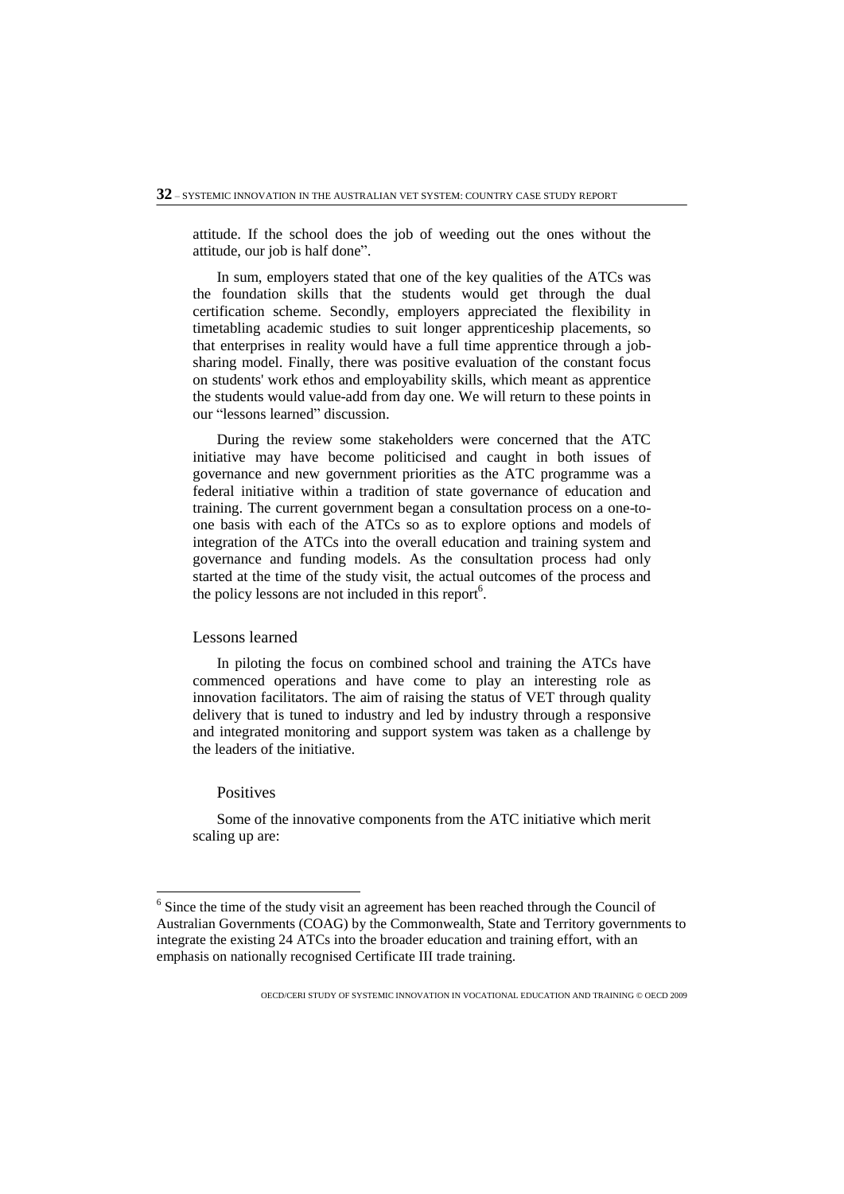attitude. If the school does the job of weeding out the ones without the attitude, our job is half done".

In sum, employers stated that one of the key qualities of the ATCs was the foundation skills that the students would get through the dual certification scheme. Secondly, employers appreciated the flexibility in timetabling academic studies to suit longer apprenticeship placements, so that enterprises in reality would have a full time apprentice through a job-sharing model. Finally, there was positive evaluation of the constant focus on students' work ethos and employability skills, which meant as apprentice the students would value-add from day one. We will return to these points in our "lessons learned" discussion.

During the review some stakeholders were concerned that the ATC initiative may have become politicised and caught in both issues of governance and new government priorities as the ATC programme was a federal initiative within a tradition of state governance of education and training. The current government began a consultation process on a one-to-one basis with each of the ATCs so as to explore options and models of integration of the ATCs into the overall education and training system and governance and funding models. As the consultation process had only started at the time of the study visit, the actual outcomes of the process and the policy lessons are not included in this report[6].

## Lessons learned

In piloting the focus on combined school and training the ATCs have commenced operations and have come to play an interesting role as innovation facilitators. The aim of raising the status of VET through quality delivery that is tuned to industry and led by industry through a responsive and integrated monitoring and support system was taken as a challenge by the leaders of the initiative.

### Positives

Some of the innovative components from the ATC initiative which merit scaling up are:

---

[6] Since the time of the study visit an agreement has been reached through the Council of Australian Governments (COAG) by the Commonwealth, State and Territory governments to integrate the existing 24 ATCs into the broader education and training effort, with an emphasis on nationally recognised Certificate III trade training.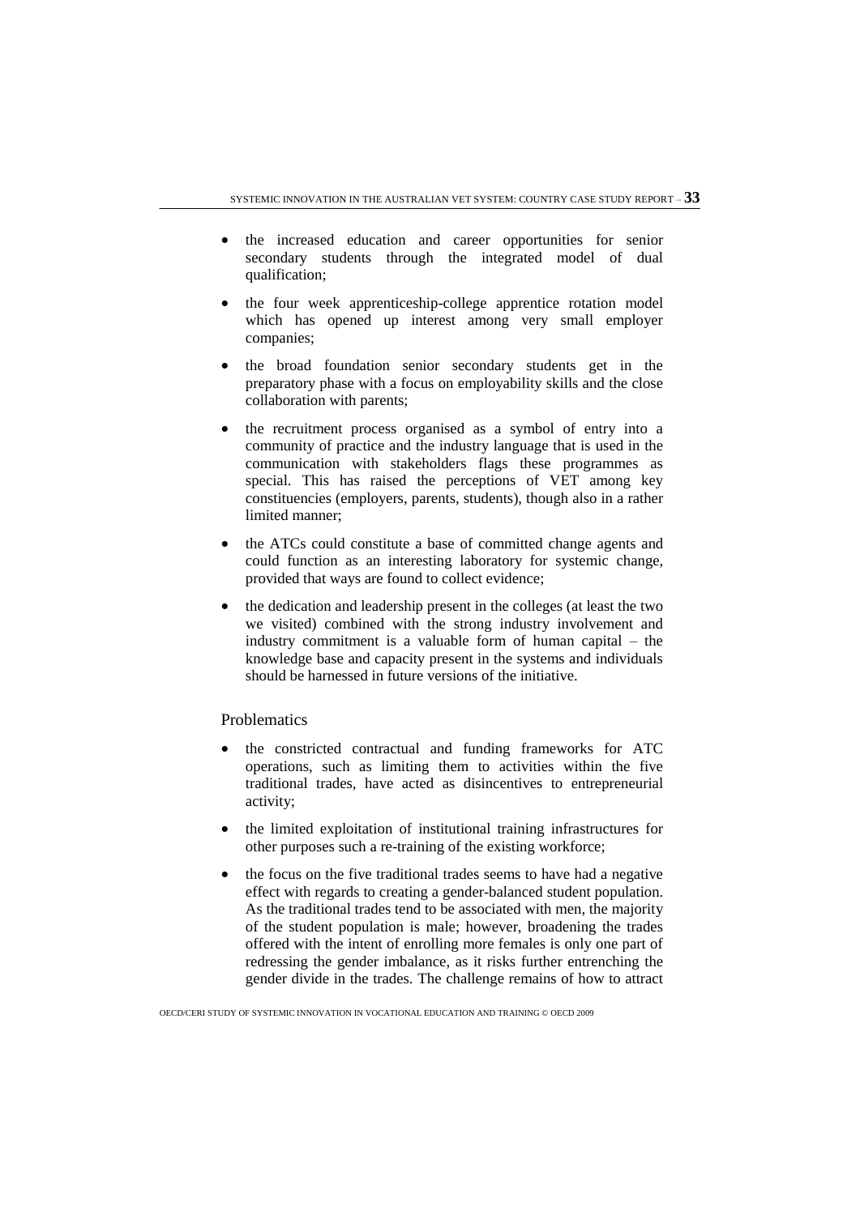- the increased education and career opportunities for senior secondary students through the integrated model of dual qualification;
- the four week apprenticeship-college apprentice rotation model which has opened up interest among very small employer companies;
- the broad foundation senior secondary students get in the preparatory phase with a focus on employability skills and the close collaboration with parents;
- the recruitment process organised as a symbol of entry into a community of practice and the industry language that is used in the communication with stakeholders flags these programmes as special. This has raised the perceptions of VET among key constituencies (employers, parents, students), though also in a rather limited manner;
- the ATCs could constitute a base of committed change agents and could function as an interesting laboratory for systemic change, provided that ways are found to collect evidence;
- the dedication and leadership present in the colleges (at least the two we visited) combined with the strong industry involvement and industry commitment is a valuable form of human capital – the knowledge base and capacity present in the systems and individuals should be harnessed in future versions of the initiative.

### Problematics

- the constricted contractual and funding frameworks for ATC operations, such as limiting them to activities within the five traditional trades, have acted as disincentives to entrepreneurial activity;
- the limited exploitation of institutional training infrastructures for other purposes such a re-training of the existing workforce;
- the focus on the five traditional trades seems to have had a negative effect with regards to creating a gender-balanced student population. As the traditional trades tend to be associated with men, the majority of the student population is male; however, broadening the trades offered with the intent of enrolling more females is only one part of redressing the gender imbalance, as it risks further entrenching the gender divide in the trades. The challenge remains of how to attract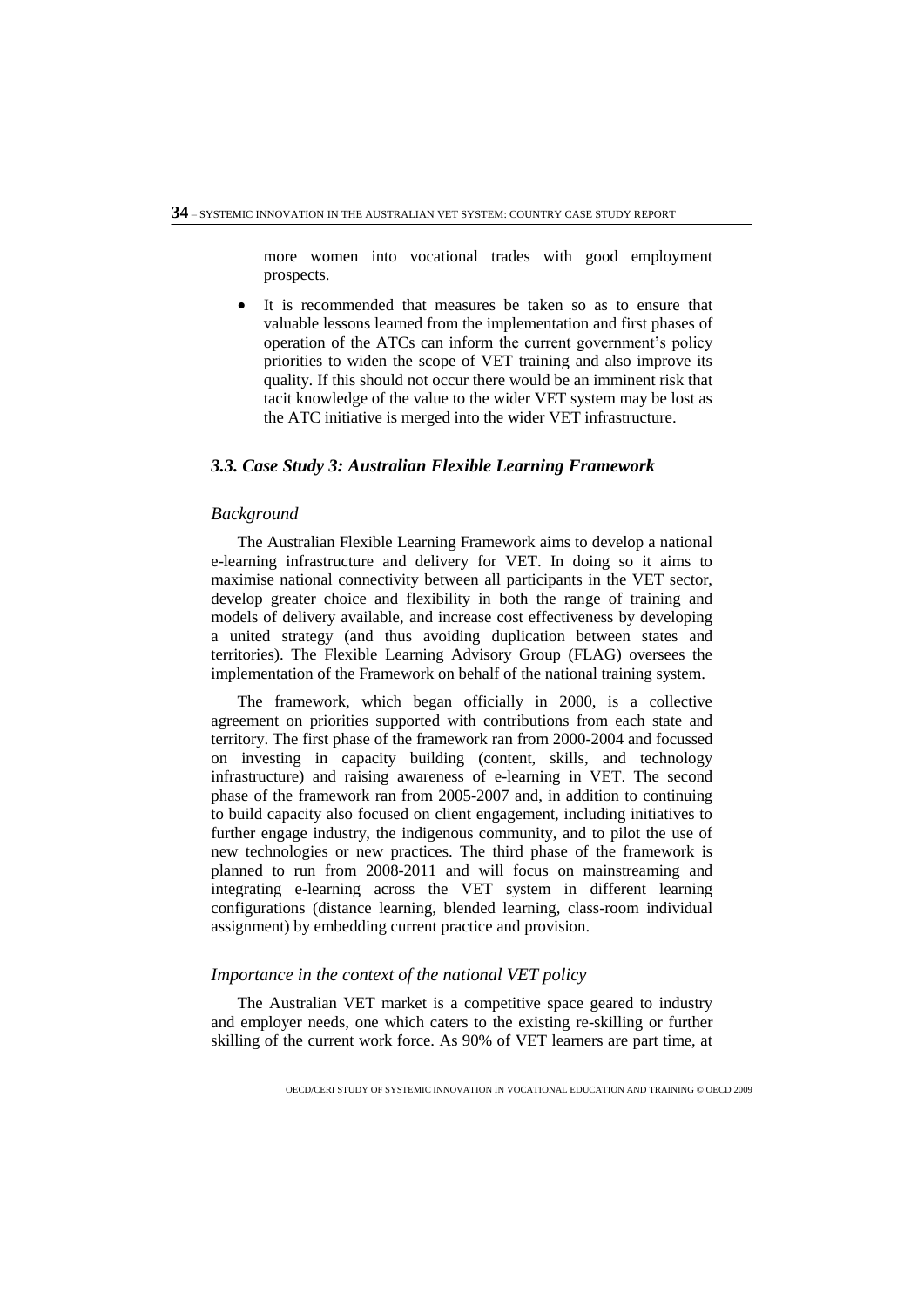more women into vocational trades with good employment prospects.

- It is recommended that measures be taken so as to ensure that valuable lessons learned from the implementation and first phases of operation of the ATCs can inform the current government's policy priorities to widen the scope of VET training and also improve its quality. If this should not occur there would be an imminent risk that tacit knowledge of the value to the wider VET system may be lost as the ATC initiative is merged into the wider VET infrastructure.

### *3.3. Case Study 3: Australian Flexible Learning Framework*

#### *Background*

The Australian Flexible Learning Framework aims to develop a national e-learning infrastructure and delivery for VET. In doing so it aims to maximise national connectivity between all participants in the VET sector, develop greater choice and flexibility in both the range of training and models of delivery available, and increase cost effectiveness by developing a united strategy (and thus avoiding duplication between states and territories). The Flexible Learning Advisory Group (FLAG) oversees the implementation of the Framework on behalf of the national training system.

The framework, which began officially in 2000, is a collective agreement on priorities supported with contributions from each state and territory. The first phase of the framework ran from 2000-2004 and focussed on investing in capacity building (content, skills, and technology infrastructure) and raising awareness of e-learning in VET. The second phase of the framework ran from 2005-2007 and, in addition to continuing to build capacity also focused on client engagement, including initiatives to further engage industry, the indigenous community, and to pilot the use of new technologies or new practices. The third phase of the framework is planned to run from 2008-2011 and will focus on mainstreaming and integrating e-learning across the VET system in different learning configurations (distance learning, blended learning, class-room individual assignment) by embedding current practice and provision.

#### *Importance in the context of the national VET policy*

The Australian VET market is a competitive space geared to industry and employer needs, one which caters to the existing re-skilling or further skilling of the current work force. As 90% of VET learners are part time, at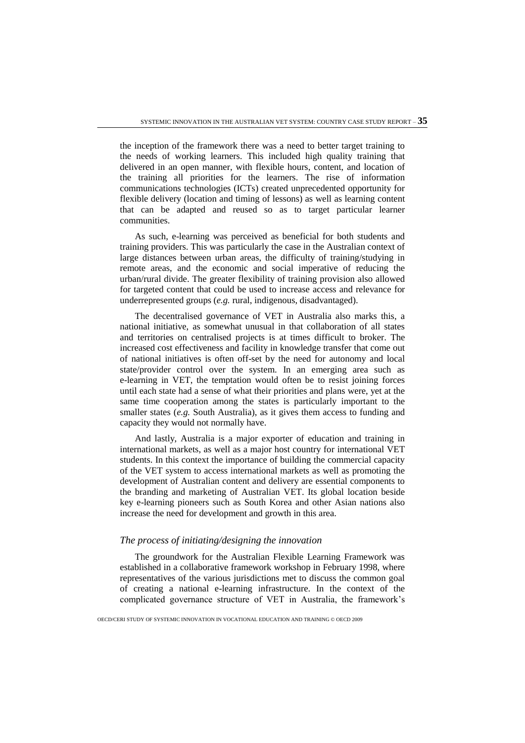the inception of the framework there was a need to better target training to the needs of working learners. This included high quality training that delivered in an open manner, with flexible hours, content, and location of the training all priorities for the learners. The rise of information communications technologies (ICTs) created unprecedented opportunity for flexible delivery (location and timing of lessons) as well as learning content that can be adapted and reused so as to target particular learner communities.

As such, e-learning was perceived as beneficial for both students and training providers. This was particularly the case in the Australian context of large distances between urban areas, the difficulty of training/studying in remote areas, and the economic and social imperative of reducing the urban/rural divide. The greater flexibility of training provision also allowed for targeted content that could be used to increase access and relevance for underrepresented groups (*e.g.* rural, indigenous, disadvantaged).

The decentralised governance of VET in Australia also marks this, a national initiative, as somewhat unusual in that collaboration of all states and territories on centralised projects is at times difficult to broker. The increased cost effectiveness and facility in knowledge transfer that come out of national initiatives is often off-set by the need for autonomy and local state/provider control over the system. In an emerging area such as e-learning in VET, the temptation would often be to resist joining forces until each state had a sense of what their priorities and plans were, yet at the same time cooperation among the states is particularly important to the smaller states (*e.g.* South Australia), as it gives them access to funding and capacity they would not normally have.

And lastly, Australia is a major exporter of education and training in international markets, as well as a major host country for international VET students. In this context the importance of building the commercial capacity of the VET system to access international markets as well as promoting the development of Australian content and delivery are essential components to the branding and marketing of Australian VET. Its global location beside key e-learning pioneers such as South Korea and other Asian nations also increase the need for development and growth in this area.

### *The process of initiating/designing the innovation*

The groundwork for the Australian Flexible Learning Framework was established in a collaborative framework workshop in February 1998, where representatives of the various jurisdictions met to discuss the common goal of creating a national e-learning infrastructure. In the context of the complicated governance structure of VET in Australia, the framework's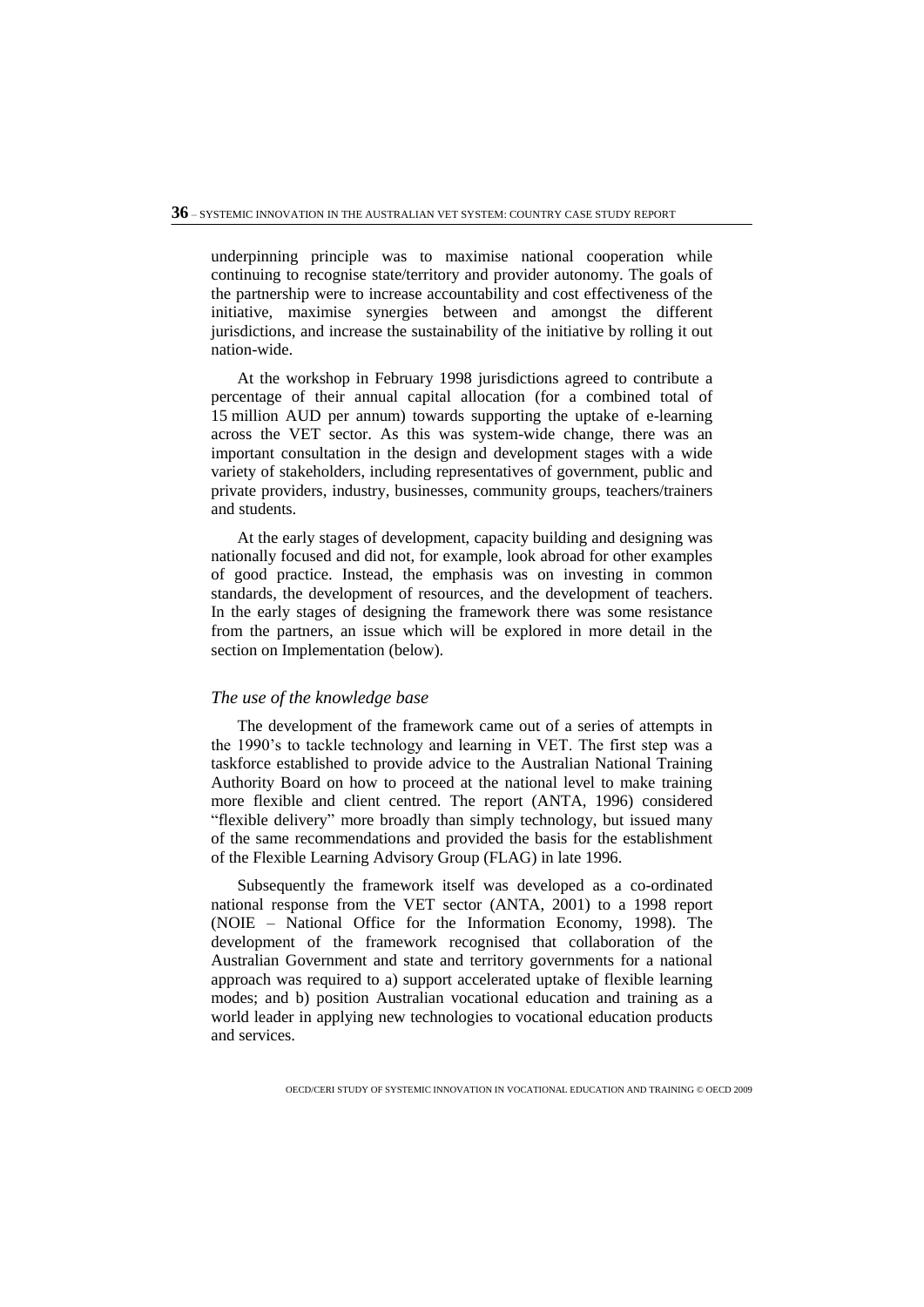underpinning principle was to maximise national cooperation while continuing to recognise state/territory and provider autonomy. The goals of the partnership were to increase accountability and cost effectiveness of the initiative, maximise synergies between and amongst the different jurisdictions, and increase the sustainability of the initiative by rolling it out nation-wide.

At the workshop in February 1998 jurisdictions agreed to contribute a percentage of their annual capital allocation (for a combined total of 15 million AUD per annum) towards supporting the uptake of e-learning across the VET sector. As this was system-wide change, there was an important consultation in the design and development stages with a wide variety of stakeholders, including representatives of government, public and private providers, industry, businesses, community groups, teachers/trainers and students.

At the early stages of development, capacity building and designing was nationally focused and did not, for example, look abroad for other examples of good practice. Instead, the emphasis was on investing in common standards, the development of resources, and the development of teachers. In the early stages of designing the framework there was some resistance from the partners, an issue which will be explored in more detail in the section on Implementation (below).

### *The use of the knowledge base*

The development of the framework came out of a series of attempts in the 1990's to tackle technology and learning in VET. The first step was a taskforce established to provide advice to the Australian National Training Authority Board on how to proceed at the national level to make training more flexible and client centred. The report (ANTA, 1996) considered "flexible delivery" more broadly than simply technology, but issued many of the same recommendations and provided the basis for the establishment of the Flexible Learning Advisory Group (FLAG) in late 1996.

Subsequently the framework itself was developed as a co-ordinated national response from the VET sector (ANTA, 2001) to a 1998 report (NOIE – National Office for the Information Economy, 1998). The development of the framework recognised that collaboration of the Australian Government and state and territory governments for a national approach was required to a) support accelerated uptake of flexible learning modes; and b) position Australian vocational education and training as a world leader in applying new technologies to vocational education products and services.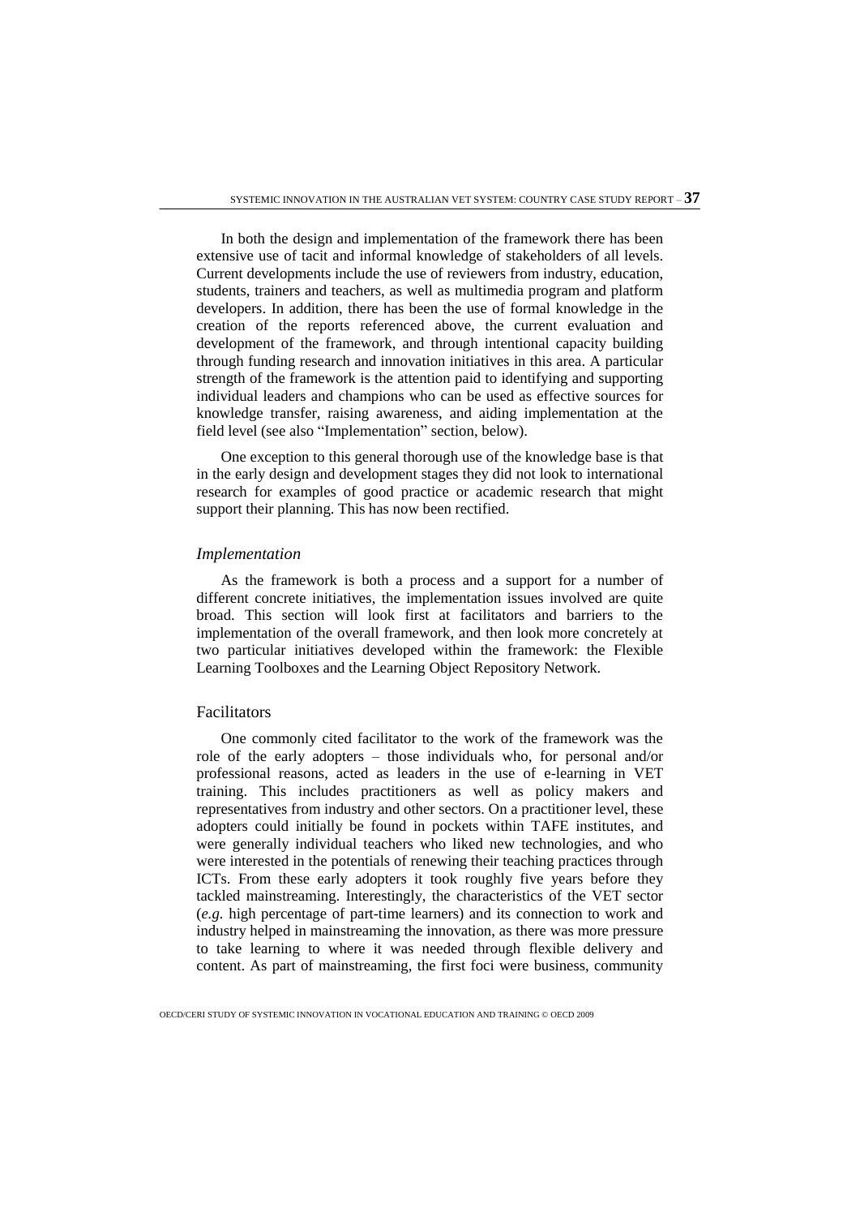In both the design and implementation of the framework there has been extensive use of tacit and informal knowledge of stakeholders of all levels. Current developments include the use of reviewers from industry, education, students, trainers and teachers, as well as multimedia program and platform developers. In addition, there has been the use of formal knowledge in the creation of the reports referenced above, the current evaluation and development of the framework, and through intentional capacity building through funding research and innovation initiatives in this area. A particular strength of the framework is the attention paid to identifying and supporting individual leaders and champions who can be used as effective sources for knowledge transfer, raising awareness, and aiding implementation at the field level (see also "Implementation" section, below).

One exception to this general thorough use of the knowledge base is that in the early design and development stages they did not look to international research for examples of good practice or academic research that might support their planning. This has now been rectified.

### *Implementation*

As the framework is both a process and a support for a number of different concrete initiatives, the implementation issues involved are quite broad. This section will look first at facilitators and barriers to the implementation of the overall framework, and then look more concretely at two particular initiatives developed within the framework: the Flexible Learning Toolboxes and the Learning Object Repository Network.

#### Facilitators

One commonly cited facilitator to the work of the framework was the role of the early adopters – those individuals who, for personal and/or professional reasons, acted as leaders in the use of e-learning in VET training. This includes practitioners as well as policy makers and representatives from industry and other sectors. On a practitioner level, these adopters could initially be found in pockets within TAFE institutes, and were generally individual teachers who liked new technologies, and who were interested in the potentials of renewing their teaching practices through ICTs. From these early adopters it took roughly five years before they tackled mainstreaming. Interestingly, the characteristics of the VET sector (*e.g.* high percentage of part-time learners) and its connection to work and industry helped in mainstreaming the innovation, as there was more pressure to take learning to where it was needed through flexible delivery and content. As part of mainstreaming, the first foci were business, community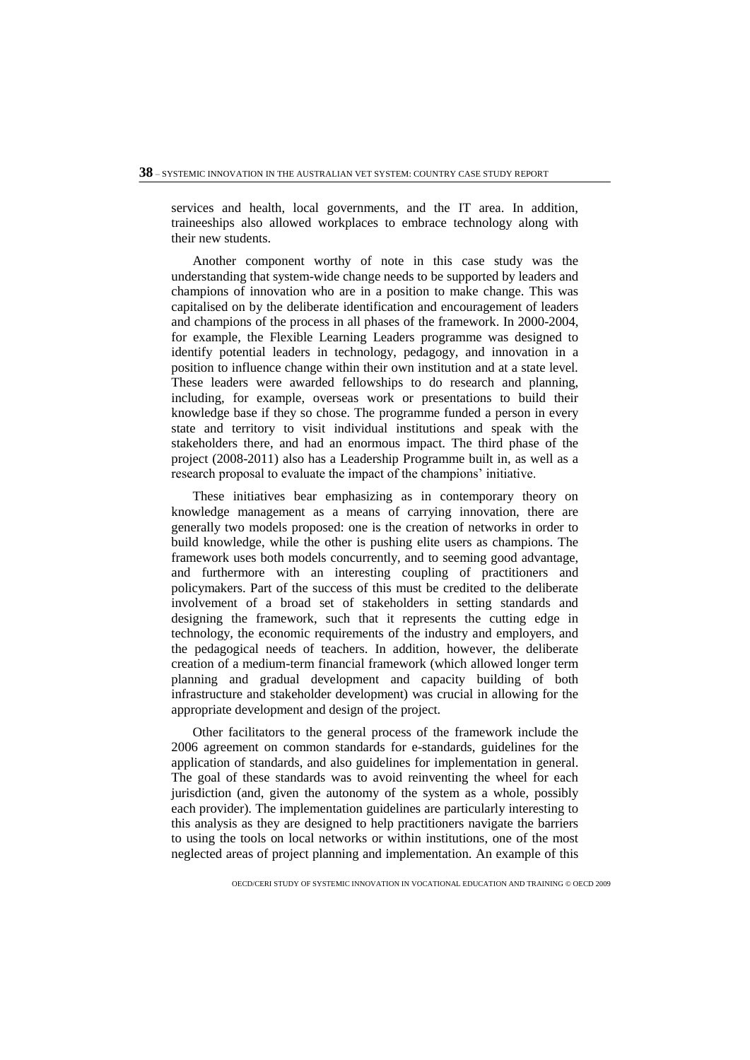services and health, local governments, and the IT area. In addition, traineeships also allowed workplaces to embrace technology along with their new students.

Another component worthy of note in this case study was the understanding that system-wide change needs to be supported by leaders and champions of innovation who are in a position to make change. This was capitalised on by the deliberate identification and encouragement of leaders and champions of the process in all phases of the framework. In 2000-2004, for example, the Flexible Learning Leaders programme was designed to identify potential leaders in technology, pedagogy, and innovation in a position to influence change within their own institution and at a state level. These leaders were awarded fellowships to do research and planning, including, for example, overseas work or presentations to build their knowledge base if they so chose. The programme funded a person in every state and territory to visit individual institutions and speak with the stakeholders there, and had an enormous impact. The third phase of the project (2008-2011) also has a Leadership Programme built in, as well as a research proposal to evaluate the impact of the champions' initiative.

These initiatives bear emphasizing as in contemporary theory on knowledge management as a means of carrying innovation, there are generally two models proposed: one is the creation of networks in order to build knowledge, while the other is pushing elite users as champions. The framework uses both models concurrently, and to seeming good advantage, and furthermore with an interesting coupling of practitioners and policymakers. Part of the success of this must be credited to the deliberate involvement of a broad set of stakeholders in setting standards and designing the framework, such that it represents the cutting edge in technology, the economic requirements of the industry and employers, and the pedagogical needs of teachers. In addition, however, the deliberate creation of a medium-term financial framework (which allowed longer term planning and gradual development and capacity building of both infrastructure and stakeholder development) was crucial in allowing for the appropriate development and design of the project.

Other facilitators to the general process of the framework include the 2006 agreement on common standards for e-standards, guidelines for the application of standards, and also guidelines for implementation in general. The goal of these standards was to avoid reinventing the wheel for each jurisdiction (and, given the autonomy of the system as a whole, possibly each provider). The implementation guidelines are particularly interesting to this analysis as they are designed to help practitioners navigate the barriers to using the tools on local networks or within institutions, one of the most neglected areas of project planning and implementation. An example of this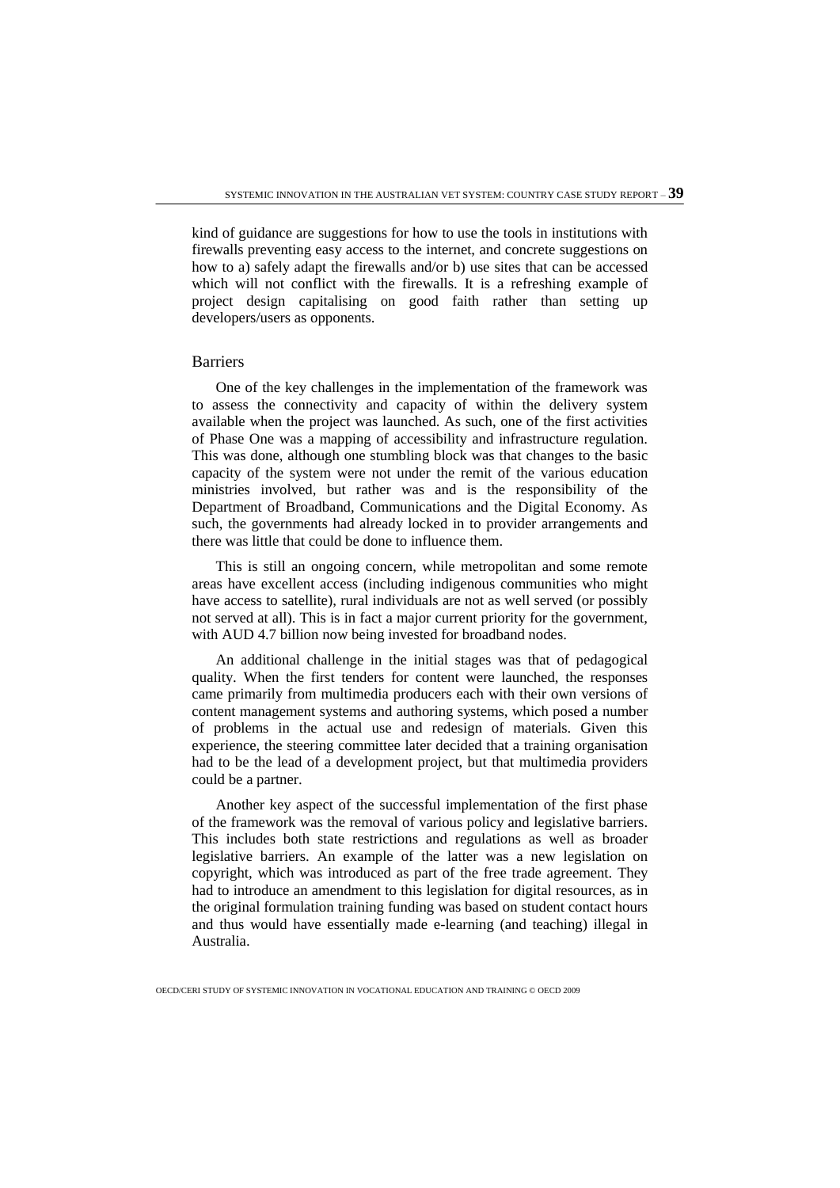kind of guidance are suggestions for how to use the tools in institutions with firewalls preventing easy access to the internet, and concrete suggestions on how to a) safely adapt the firewalls and/or b) use sites that can be accessed which will not conflict with the firewalls. It is a refreshing example of project design capitalising on good faith rather than setting up developers/users as opponents.

### Barriers

One of the key challenges in the implementation of the framework was to assess the connectivity and capacity of within the delivery system available when the project was launched. As such, one of the first activities of Phase One was a mapping of accessibility and infrastructure regulation. This was done, although one stumbling block was that changes to the basic capacity of the system were not under the remit of the various education ministries involved, but rather was and is the responsibility of the Department of Broadband, Communications and the Digital Economy. As such, the governments had already locked in to provider arrangements and there was little that could be done to influence them.

This is still an ongoing concern, while metropolitan and some remote areas have excellent access (including indigenous communities who might have access to satellite), rural individuals are not as well served (or possibly not served at all). This is in fact a major current priority for the government, with AUD 4.7 billion now being invested for broadband nodes.

An additional challenge in the initial stages was that of pedagogical quality. When the first tenders for content were launched, the responses came primarily from multimedia producers each with their own versions of content management systems and authoring systems, which posed a number of problems in the actual use and redesign of materials. Given this experience, the steering committee later decided that a training organisation had to be the lead of a development project, but that multimedia providers could be a partner.

Another key aspect of the successful implementation of the first phase of the framework was the removal of various policy and legislative barriers. This includes both state restrictions and regulations as well as broader legislative barriers. An example of the latter was a new legislation on copyright, which was introduced as part of the free trade agreement. They had to introduce an amendment to this legislation for digital resources, as in the original formulation training funding was based on student contact hours and thus would have essentially made e-learning (and teaching) illegal in Australia.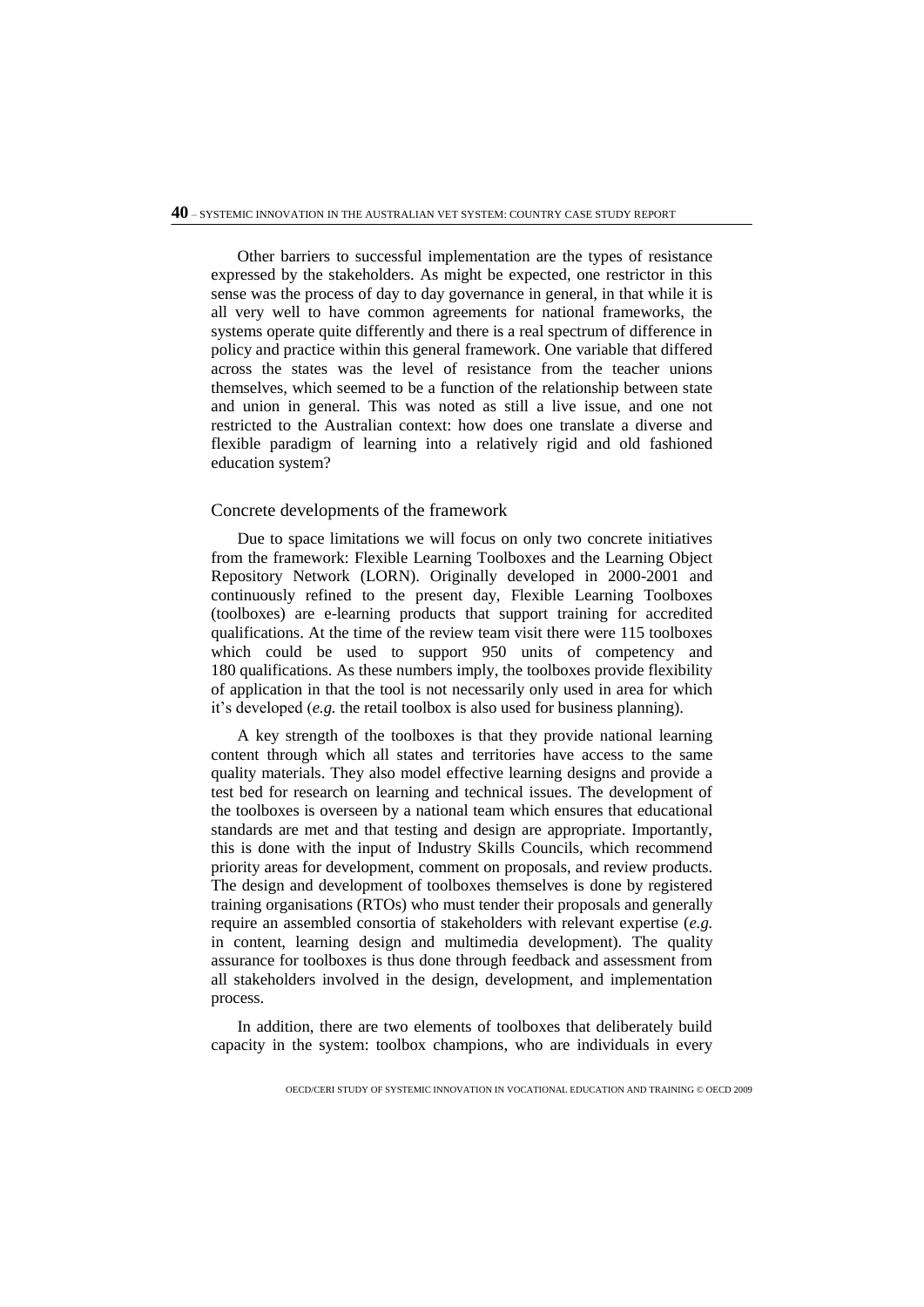Other barriers to successful implementation are the types of resistance expressed by the stakeholders. As might be expected, one restrictor in this sense was the process of day to day governance in general, in that while it is all very well to have common agreements for national frameworks, the systems operate quite differently and there is a real spectrum of difference in policy and practice within this general framework. One variable that differed across the states was the level of resistance from the teacher unions themselves, which seemed to be a function of the relationship between state and union in general. This was noted as still a live issue, and one not restricted to the Australian context: how does one translate a diverse and flexible paradigm of learning into a relatively rigid and old fashioned education system?

## Concrete developments of the framework

Due to space limitations we will focus on only two concrete initiatives from the framework: Flexible Learning Toolboxes and the Learning Object Repository Network (LORN). Originally developed in 2000-2001 and continuously refined to the present day, Flexible Learning Toolboxes (toolboxes) are e-learning products that support training for accredited qualifications. At the time of the review team visit there were 115 toolboxes which could be used to support 950 units of competency and 180 qualifications. As these numbers imply, the toolboxes provide flexibility of application in that the tool is not necessarily only used in area for which it's developed (*e.g.* the retail toolbox is also used for business planning).

A key strength of the toolboxes is that they provide national learning content through which all states and territories have access to the same quality materials. They also model effective learning designs and provide a test bed for research on learning and technical issues. The development of the toolboxes is overseen by a national team which ensures that educational standards are met and that testing and design are appropriate. Importantly, this is done with the input of Industry Skills Councils, which recommend priority areas for development, comment on proposals, and review products. The design and development of toolboxes themselves is done by registered training organisations (RTOs) who must tender their proposals and generally require an assembled consortia of stakeholders with relevant expertise (*e.g.* in content, learning design and multimedia development). The quality assurance for toolboxes is thus done through feedback and assessment from all stakeholders involved in the design, development, and implementation process.

In addition, there are two elements of toolboxes that deliberately build capacity in the system: toolbox champions, who are individuals in every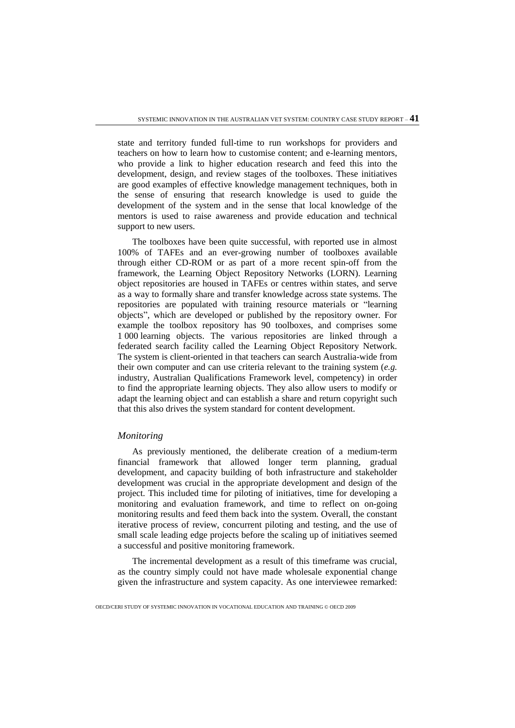state and territory funded full-time to run workshops for providers and teachers on how to learn how to customise content; and e-learning mentors, who provide a link to higher education research and feed this into the development, design, and review stages of the toolboxes. These initiatives are good examples of effective knowledge management techniques, both in the sense of ensuring that research knowledge is used to guide the development of the system and in the sense that local knowledge of the mentors is used to raise awareness and provide education and technical support to new users.

The toolboxes have been quite successful, with reported use in almost 100% of TAFEs and an ever-growing number of toolboxes available through either CD-ROM or as part of a more recent spin-off from the framework, the Learning Object Repository Networks (LORN). Learning object repositories are housed in TAFEs or centres within states, and serve as a way to formally share and transfer knowledge across state systems. The repositories are populated with training resource materials or "learning objects", which are developed or published by the repository owner. For example the toolbox repository has 90 toolboxes, and comprises some 1 000 learning objects. The various repositories are linked through a federated search facility called the Learning Object Repository Network. The system is client-oriented in that teachers can search Australia-wide from their own computer and can use criteria relevant to the training system (*e.g.* industry, Australian Qualifications Framework level, competency) in order to find the appropriate learning objects. They also allow users to modify or adapt the learning object and can establish a share and return copyright such that this also drives the system standard for content development.

### *Monitoring*

As previously mentioned, the deliberate creation of a medium-term financial framework that allowed longer term planning, gradual development, and capacity building of both infrastructure and stakeholder development was crucial in the appropriate development and design of the project. This included time for piloting of initiatives, time for developing a monitoring and evaluation framework, and time to reflect on on-going monitoring results and feed them back into the system. Overall, the constant iterative process of review, concurrent piloting and testing, and the use of small scale leading edge projects before the scaling up of initiatives seemed a successful and positive monitoring framework.

The incremental development as a result of this timeframe was crucial, as the country simply could not have made wholesale exponential change given the infrastructure and system capacity. As one interviewee remarked: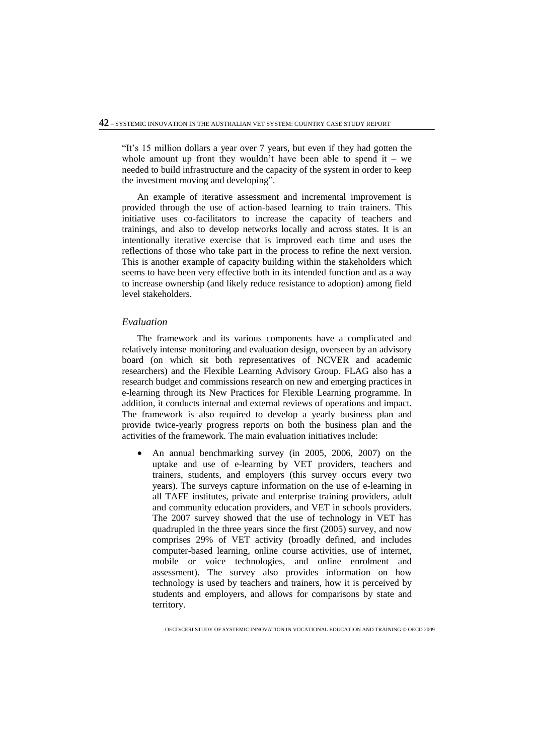"It's 15 million dollars a year over 7 years, but even if they had gotten the whole amount up front they wouldn't have been able to spend it – we needed to build infrastructure and the capacity of the system in order to keep the investment moving and developing".

An example of iterative assessment and incremental improvement is provided through the use of action-based learning to train trainers. This initiative uses co-facilitators to increase the capacity of teachers and trainings, and also to develop networks locally and across states. It is an intentionally iterative exercise that is improved each time and uses the reflections of those who take part in the process to refine the next version. This is another example of capacity building within the stakeholders which seems to have been very effective both in its intended function and as a way to increase ownership (and likely reduce resistance to adoption) among field level stakeholders.

### *Evaluation*

The framework and its various components have a complicated and relatively intense monitoring and evaluation design, overseen by an advisory board (on which sit both representatives of NCVER and academic researchers) and the Flexible Learning Advisory Group. FLAG also has a research budget and commissions research on new and emerging practices in e-learning through its New Practices for Flexible Learning programme. In addition, it conducts internal and external reviews of operations and impact. The framework is also required to develop a yearly business plan and provide twice-yearly progress reports on both the business plan and the activities of the framework. The main evaluation initiatives include:

- An annual benchmarking survey (in 2005, 2006, 2007) on the uptake and use of e-learning by VET providers, teachers and trainers, students, and employers (this survey occurs every two years). The surveys capture information on the use of e-learning in all TAFE institutes, private and enterprise training providers, adult and community education providers, and VET in schools providers. The 2007 survey showed that the use of technology in VET has quadrupled in the three years since the first (2005) survey, and now comprises 29% of VET activity (broadly defined, and includes computer-based learning, online course activities, use of internet, mobile or voice technologies, and online enrolment and assessment). The survey also provides information on how technology is used by teachers and trainers, how it is perceived by students and employers, and allows for comparisons by state and territory.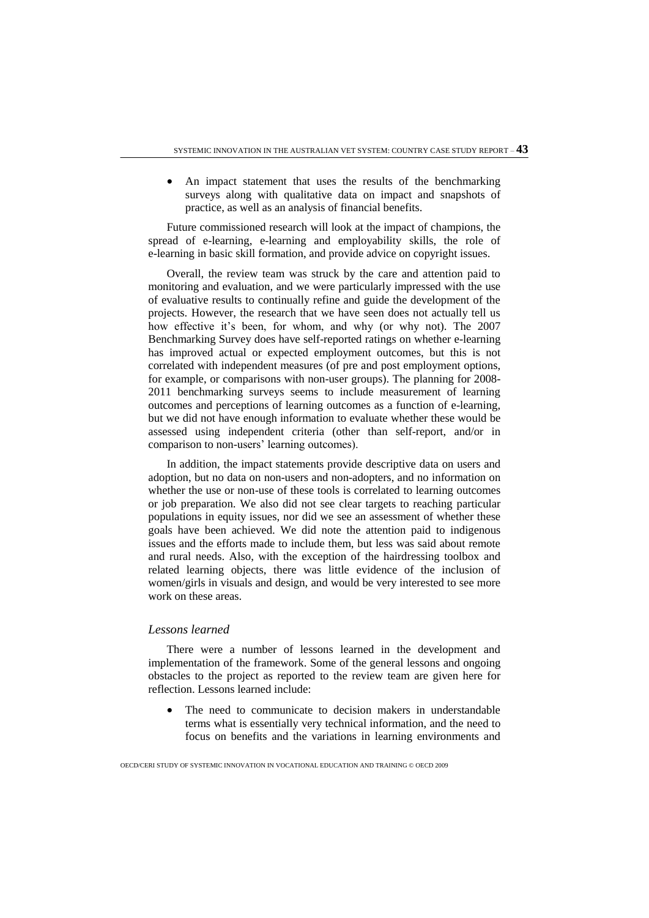- An impact statement that uses the results of the benchmarking surveys along with qualitative data on impact and snapshots of practice, as well as an analysis of financial benefits.

Future commissioned research will look at the impact of champions, the spread of e-learning, e-learning and employability skills, the role of e-learning in basic skill formation, and provide advice on copyright issues.

Overall, the review team was struck by the care and attention paid to monitoring and evaluation, and we were particularly impressed with the use of evaluative results to continually refine and guide the development of the projects. However, the research that we have seen does not actually tell us how effective it's been, for whom, and why (or why not). The 2007 Benchmarking Survey does have self-reported ratings on whether e-learning has improved actual or expected employment outcomes, but this is not correlated with independent measures (of pre and post employment options, for example, or comparisons with non-user groups). The planning for 2008-2011 benchmarking surveys seems to include measurement of learning outcomes and perceptions of learning outcomes as a function of e-learning, but we did not have enough information to evaluate whether these would be assessed using independent criteria (other than self-report, and/or in comparison to non-users' learning outcomes).

In addition, the impact statements provide descriptive data on users and adoption, but no data on non-users and non-adopters, and no information on whether the use or non-use of these tools is correlated to learning outcomes or job preparation. We also did not see clear targets to reaching particular populations in equity issues, nor did we see an assessment of whether these goals have been achieved. We did note the attention paid to indigenous issues and the efforts made to include them, but less was said about remote and rural needs. Also, with the exception of the hairdressing toolbox and related learning objects, there was little evidence of the inclusion of women/girls in visuals and design, and would be very interested to see more work on these areas.

### *Lessons learned*

There were a number of lessons learned in the development and implementation of the framework. Some of the general lessons and ongoing obstacles to the project as reported to the review team are given here for reflection. Lessons learned include:

- The need to communicate to decision makers in understandable terms what is essentially very technical information, and the need to focus on benefits and the variations in learning environments and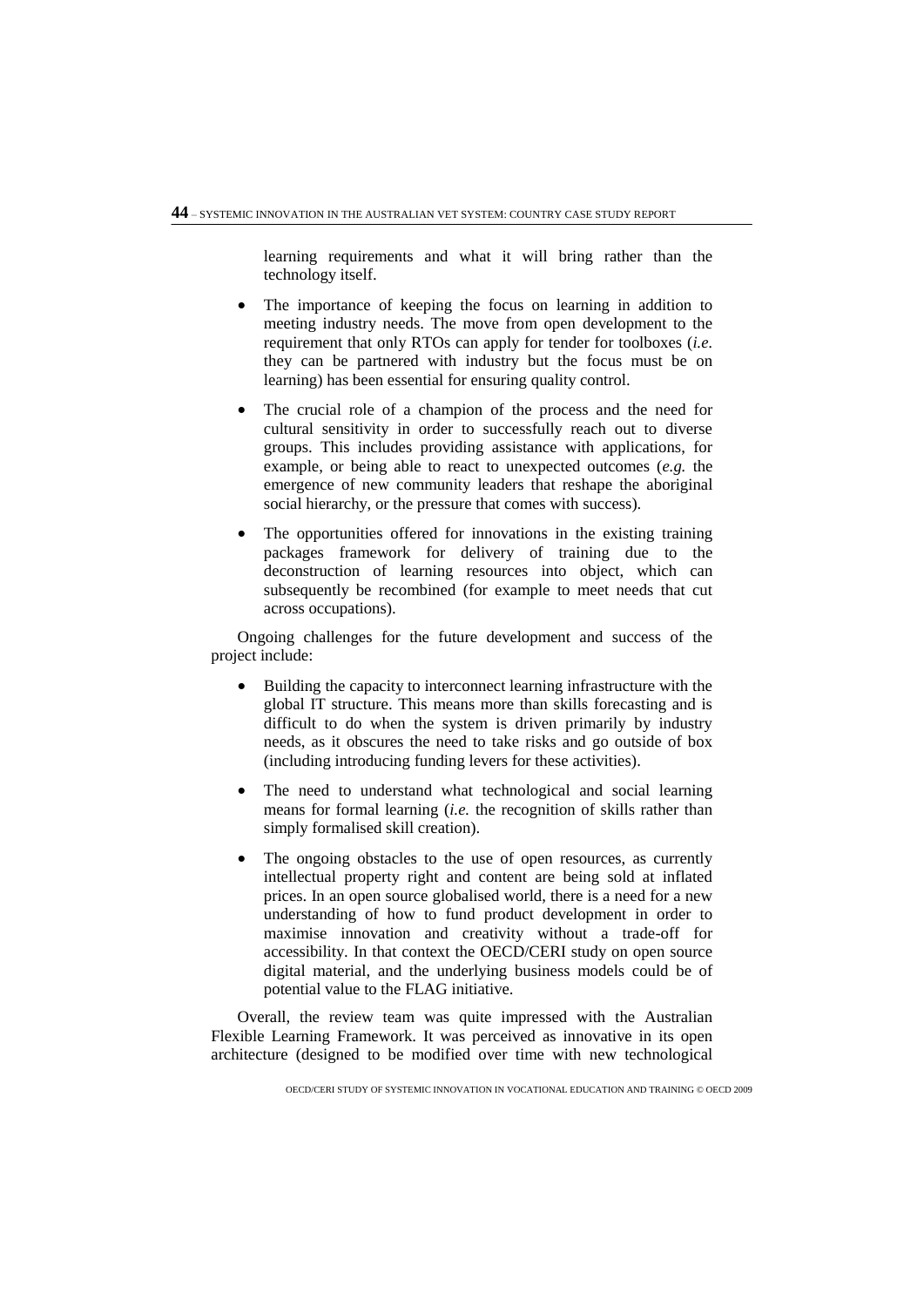learning requirements and what it will bring rather than the technology itself.

- The importance of keeping the focus on learning in addition to meeting industry needs. The move from open development to the requirement that only RTOs can apply for tender for toolboxes (*i.e.* they can be partnered with industry but the focus must be on learning) has been essential for ensuring quality control.
- The crucial role of a champion of the process and the need for cultural sensitivity in order to successfully reach out to diverse groups. This includes providing assistance with applications, for example, or being able to react to unexpected outcomes (*e.g.* the emergence of new community leaders that reshape the aboriginal social hierarchy, or the pressure that comes with success).
- The opportunities offered for innovations in the existing training packages framework for delivery of training due to the deconstruction of learning resources into object, which can subsequently be recombined (for example to meet needs that cut across occupations).

Ongoing challenges for the future development and success of the project include:

- Building the capacity to interconnect learning infrastructure with the global IT structure. This means more than skills forecasting and is difficult to do when the system is driven primarily by industry needs, as it obscures the need to take risks and go outside of box (including introducing funding levers for these activities).
- The need to understand what technological and social learning means for formal learning (*i.e.* the recognition of skills rather than simply formalised skill creation).
- The ongoing obstacles to the use of open resources, as currently intellectual property right and content are being sold at inflated prices. In an open source globalised world, there is a need for a new understanding of how to fund product development in order to maximise innovation and creativity without a trade-off for accessibility. In that context the OECD/CERI study on open source digital material, and the underlying business models could be of potential value to the FLAG initiative.

Overall, the review team was quite impressed with the Australian Flexible Learning Framework. It was perceived as innovative in its open architecture (designed to be modified over time with new technological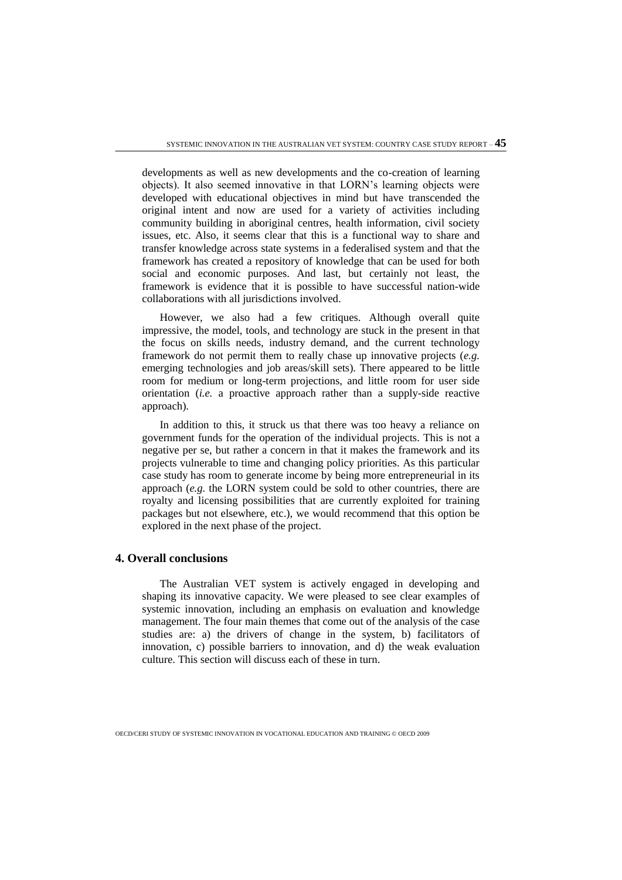developments as well as new developments and the co-creation of learning objects). It also seemed innovative in that LORN's learning objects were developed with educational objectives in mind but have transcended the original intent and now are used for a variety of activities including community building in aboriginal centres, health information, civil society issues, etc. Also, it seems clear that this is a functional way to share and transfer knowledge across state systems in a federalised system and that the framework has created a repository of knowledge that can be used for both social and economic purposes. And last, but certainly not least, the framework is evidence that it is possible to have successful nation-wide collaborations with all jurisdictions involved.

However, we also had a few critiques. Although overall quite impressive, the model, tools, and technology are stuck in the present in that the focus on skills needs, industry demand, and the current technology framework do not permit them to really chase up innovative projects (*e.g.* emerging technologies and job areas/skill sets). There appeared to be little room for medium or long-term projections, and little room for user side orientation (*i.e.* a proactive approach rather than a supply-side reactive approach).

In addition to this, it struck us that there was too heavy a reliance on government funds for the operation of the individual projects. This is not a negative per se, but rather a concern in that it makes the framework and its projects vulnerable to time and changing policy priorities. As this particular case study has room to generate income by being more entrepreneurial in its approach (*e.g.* the LORN system could be sold to other countries, there are royalty and licensing possibilities that are currently exploited for training packages but not elsewhere, etc.), we would recommend that this option be explored in the next phase of the project.

## 4. Overall conclusions

The Australian VET system is actively engaged in developing and shaping its innovative capacity. We were pleased to see clear examples of systemic innovation, including an emphasis on evaluation and knowledge management. The four main themes that come out of the analysis of the case studies are: a) the drivers of change in the system, b) facilitators of innovation, c) possible barriers to innovation, and d) the weak evaluation culture. This section will discuss each of these in turn.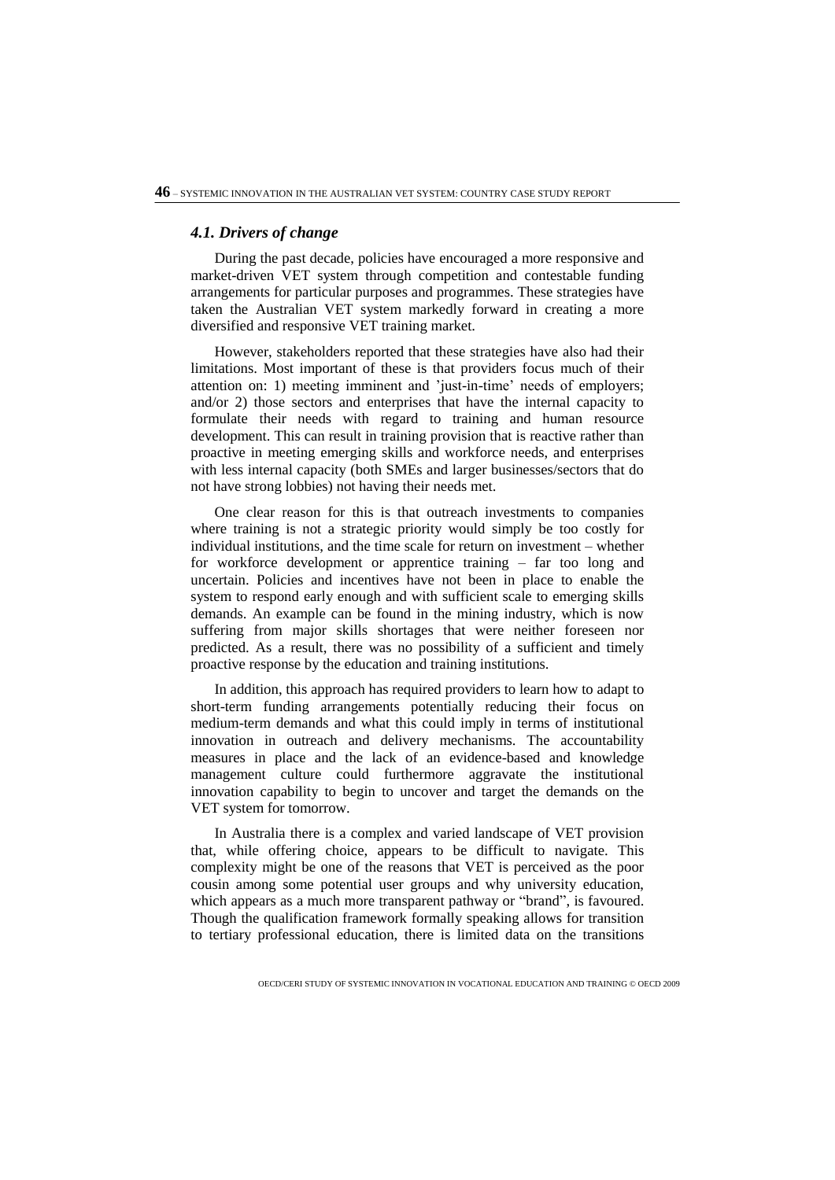### *4.1. Drivers of change*

During the past decade, policies have encouraged a more responsive and market-driven VET system through competition and contestable funding arrangements for particular purposes and programmes. These strategies have taken the Australian VET system markedly forward in creating a more diversified and responsive VET training market.

However, stakeholders reported that these strategies have also had their limitations. Most important of these is that providers focus much of their attention on: 1) meeting imminent and 'just-in-time' needs of employers; and/or 2) those sectors and enterprises that have the internal capacity to formulate their needs with regard to training and human resource development. This can result in training provision that is reactive rather than proactive in meeting emerging skills and workforce needs, and enterprises with less internal capacity (both SMEs and larger businesses/sectors that do not have strong lobbies) not having their needs met.

One clear reason for this is that outreach investments to companies where training is not a strategic priority would simply be too costly for individual institutions, and the time scale for return on investment – whether for workforce development or apprentice training – far too long and uncertain. Policies and incentives have not been in place to enable the system to respond early enough and with sufficient scale to emerging skills demands. An example can be found in the mining industry, which is now suffering from major skills shortages that were neither foreseen nor predicted. As a result, there was no possibility of a sufficient and timely proactive response by the education and training institutions.

In addition, this approach has required providers to learn how to adapt to short-term funding arrangements potentially reducing their focus on medium-term demands and what this could imply in terms of institutional innovation in outreach and delivery mechanisms. The accountability measures in place and the lack of an evidence-based and knowledge management culture could furthermore aggravate the institutional innovation capability to begin to uncover and target the demands on the VET system for tomorrow.

In Australia there is a complex and varied landscape of VET provision that, while offering choice, appears to be difficult to navigate. This complexity might be one of the reasons that VET is perceived as the poor cousin among some potential user groups and why university education, which appears as a much more transparent pathway or "brand", is favoured. Though the qualification framework formally speaking allows for transition to tertiary professional education, there is limited data on the transitions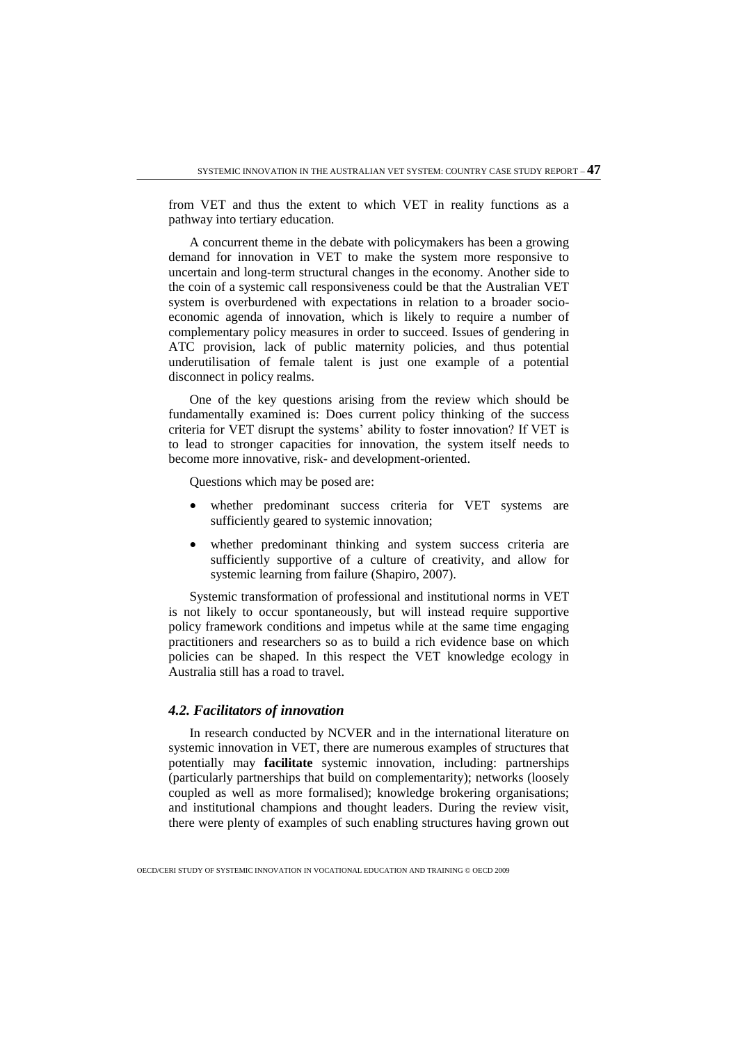from VET and thus the extent to which VET in reality functions as a pathway into tertiary education.

A concurrent theme in the debate with policymakers has been a growing demand for innovation in VET to make the system more responsive to uncertain and long-term structural changes in the economy. Another side to the coin of a systemic call responsiveness could be that the Australian VET system is overburdened with expectations in relation to a broader socio-economic agenda of innovation, which is likely to require a number of complementary policy measures in order to succeed. Issues of gendering in ATC provision, lack of public maternity policies, and thus potential underutilisation of female talent is just one example of a potential disconnect in policy realms.

One of the key questions arising from the review which should be fundamentally examined is: Does current policy thinking of the success criteria for VET disrupt the systems' ability to foster innovation? If VET is to lead to stronger capacities for innovation, the system itself needs to become more innovative, risk- and development-oriented.

Questions which may be posed are:

- whether predominant success criteria for VET systems are sufficiently geared to systemic innovation;
- whether predominant thinking and system success criteria are sufficiently supportive of a culture of creativity, and allow for systemic learning from failure (Shapiro, 2007).

Systemic transformation of professional and institutional norms in VET is not likely to occur spontaneously, but will instead require supportive policy framework conditions and impetus while at the same time engaging practitioners and researchers so as to build a rich evidence base on which policies can be shaped. In this respect the VET knowledge ecology in Australia still has a road to travel.

### *4.2. Facilitators of innovation*

In research conducted by NCVER and in the international literature on systemic innovation in VET, there are numerous examples of structures that potentially may **facilitate** systemic innovation, including: partnerships (particularly partnerships that build on complementarity); networks (loosely coupled as well as more formalised); knowledge brokering organisations; and institutional champions and thought leaders. During the review visit, there were plenty of examples of such enabling structures having grown out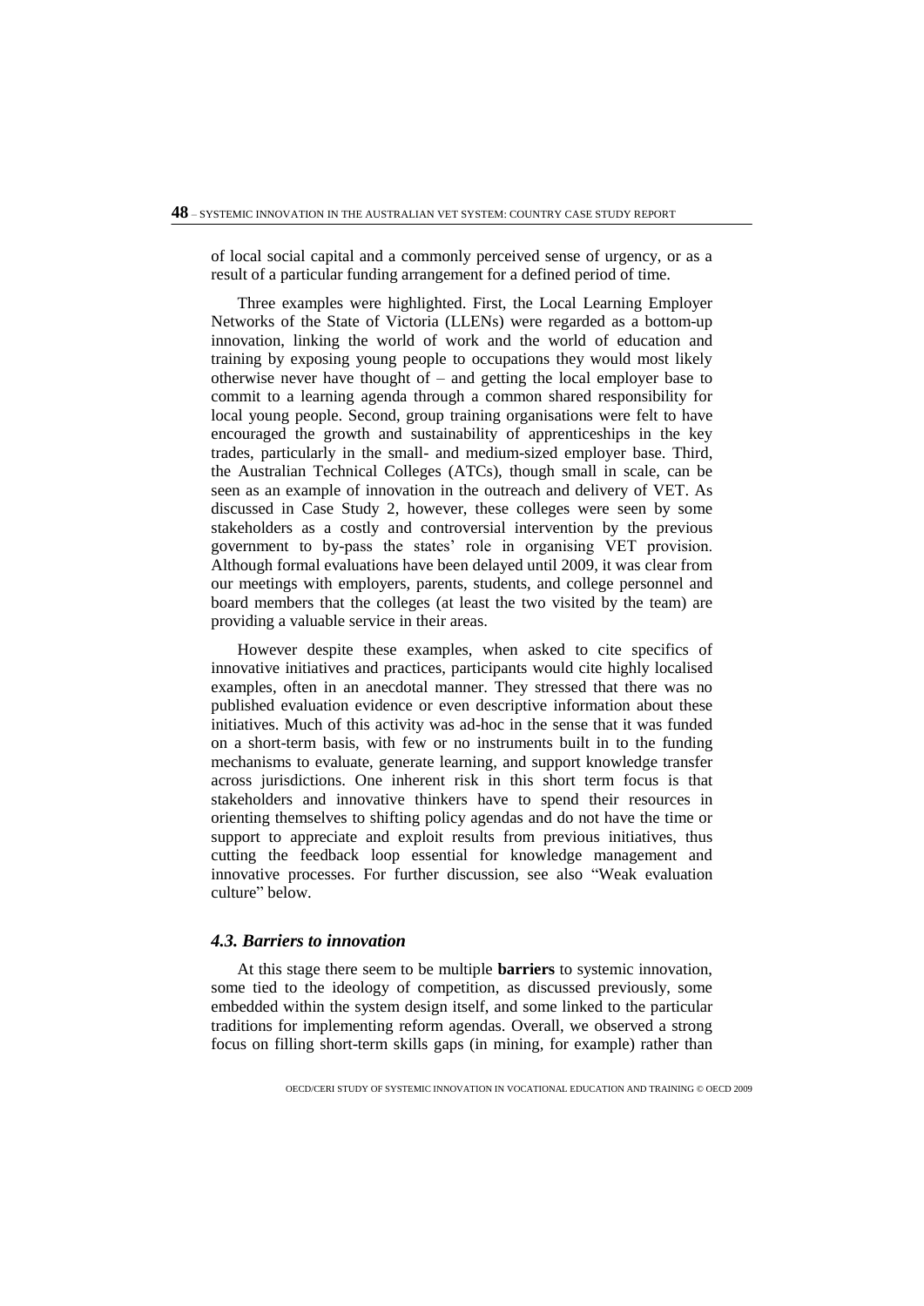of local social capital and a commonly perceived sense of urgency, or as a result of a particular funding arrangement for a defined period of time.

Three examples were highlighted. First, the Local Learning Employer Networks of the State of Victoria (LLENs) were regarded as a bottom-up innovation, linking the world of work and the world of education and training by exposing young people to occupations they would most likely otherwise never have thought of – and getting the local employer base to commit to a learning agenda through a common shared responsibility for local young people. Second, group training organisations were felt to have encouraged the growth and sustainability of apprenticeships in the key trades, particularly in the small- and medium-sized employer base. Third, the Australian Technical Colleges (ATCs), though small in scale, can be seen as an example of innovation in the outreach and delivery of VET. As discussed in Case Study 2, however, these colleges were seen by some stakeholders as a costly and controversial intervention by the previous government to by-pass the states' role in organising VET provision. Although formal evaluations have been delayed until 2009, it was clear from our meetings with employers, parents, students, and college personnel and board members that the colleges (at least the two visited by the team) are providing a valuable service in their areas.

However despite these examples, when asked to cite specifics of innovative initiatives and practices, participants would cite highly localised examples, often in an anecdotal manner. They stressed that there was no published evaluation evidence or even descriptive information about these initiatives. Much of this activity was ad-hoc in the sense that it was funded on a short-term basis, with few or no instruments built in to the funding mechanisms to evaluate, generate learning, and support knowledge transfer across jurisdictions. One inherent risk in this short term focus is that stakeholders and innovative thinkers have to spend their resources in orienting themselves to shifting policy agendas and do not have the time or support to appreciate and exploit results from previous initiatives, thus cutting the feedback loop essential for knowledge management and innovative processes. For further discussion, see also "Weak evaluation culture" below.

### *4.3. Barriers to innovation*

At this stage there seem to be multiple **barriers** to systemic innovation, some tied to the ideology of competition, as discussed previously, some embedded within the system design itself, and some linked to the particular traditions for implementing reform agendas. Overall, we observed a strong focus on filling short-term skills gaps (in mining, for example) rather than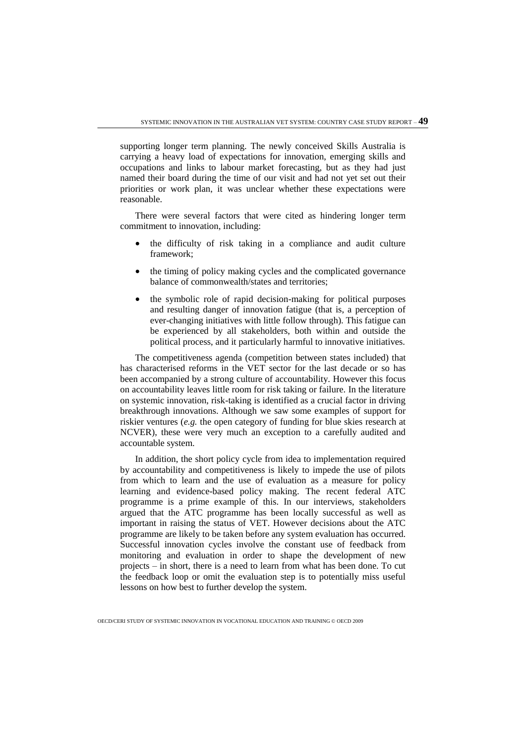supporting longer term planning. The newly conceived Skills Australia is carrying a heavy load of expectations for innovation, emerging skills and occupations and links to labour market forecasting, but as they had just named their board during the time of our visit and had not yet set out their priorities or work plan, it was unclear whether these expectations were reasonable.

There were several factors that were cited as hindering longer term commitment to innovation, including:

- the difficulty of risk taking in a compliance and audit culture framework;
- the timing of policy making cycles and the complicated governance balance of commonwealth/states and territories;
- the symbolic role of rapid decision-making for political purposes and resulting danger of innovation fatigue (that is, a perception of ever-changing initiatives with little follow through). This fatigue can be experienced by all stakeholders, both within and outside the political process, and it particularly harmful to innovative initiatives.

The competitiveness agenda (competition between states included) that has characterised reforms in the VET sector for the last decade or so has been accompanied by a strong culture of accountability. However this focus on accountability leaves little room for risk taking or failure. In the literature on systemic innovation, risk-taking is identified as a crucial factor in driving breakthrough innovations. Although we saw some examples of support for riskier ventures (*e.g.* the open category of funding for blue skies research at NCVER), these were very much an exception to a carefully audited and accountable system.

In addition, the short policy cycle from idea to implementation required by accountability and competitiveness is likely to impede the use of pilots from which to learn and the use of evaluation as a measure for policy learning and evidence-based policy making. The recent federal ATC programme is a prime example of this. In our interviews, stakeholders argued that the ATC programme has been locally successful as well as important in raising the status of VET. However decisions about the ATC programme are likely to be taken before any system evaluation has occurred. Successful innovation cycles involve the constant use of feedback from monitoring and evaluation in order to shape the development of new projects – in short, there is a need to learn from what has been done. To cut the feedback loop or omit the evaluation step is to potentially miss useful lessons on how best to further develop the system.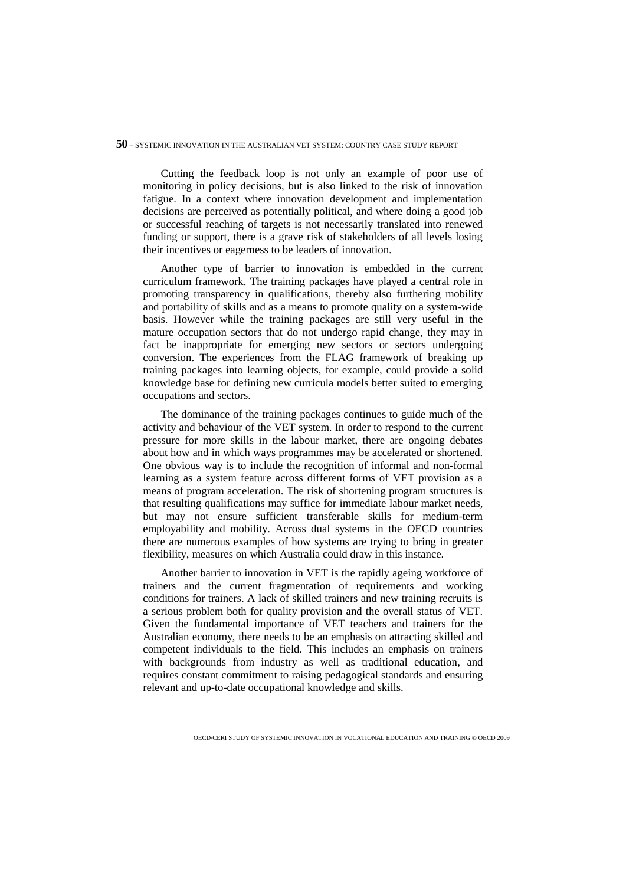Cutting the feedback loop is not only an example of poor use of monitoring in policy decisions, but is also linked to the risk of innovation fatigue. In a context where innovation development and implementation decisions are perceived as potentially political, and where doing a good job or successful reaching of targets is not necessarily translated into renewed funding or support, there is a grave risk of stakeholders of all levels losing their incentives or eagerness to be leaders of innovation.

Another type of barrier to innovation is embedded in the current curriculum framework. The training packages have played a central role in promoting transparency in qualifications, thereby also furthering mobility and portability of skills and as a means to promote quality on a system-wide basis. However while the training packages are still very useful in the mature occupation sectors that do not undergo rapid change, they may in fact be inappropriate for emerging new sectors or sectors undergoing conversion. The experiences from the FLAG framework of breaking up training packages into learning objects, for example, could provide a solid knowledge base for defining new curricula models better suited to emerging occupations and sectors.

The dominance of the training packages continues to guide much of the activity and behaviour of the VET system. In order to respond to the current pressure for more skills in the labour market, there are ongoing debates about how and in which ways programmes may be accelerated or shortened. One obvious way is to include the recognition of informal and non-formal learning as a system feature across different forms of VET provision as a means of program acceleration. The risk of shortening program structures is that resulting qualifications may suffice for immediate labour market needs, but may not ensure sufficient transferable skills for medium-term employability and mobility. Across dual systems in the OECD countries there are numerous examples of how systems are trying to bring in greater flexibility, measures on which Australia could draw in this instance.

Another barrier to innovation in VET is the rapidly ageing workforce of trainers and the current fragmentation of requirements and working conditions for trainers. A lack of skilled trainers and new training recruits is a serious problem both for quality provision and the overall status of VET. Given the fundamental importance of VET teachers and trainers for the Australian economy, there needs to be an emphasis on attracting skilled and competent individuals to the field. This includes an emphasis on trainers with backgrounds from industry as well as traditional education, and requires constant commitment to raising pedagogical standards and ensuring relevant and up-to-date occupational knowledge and skills.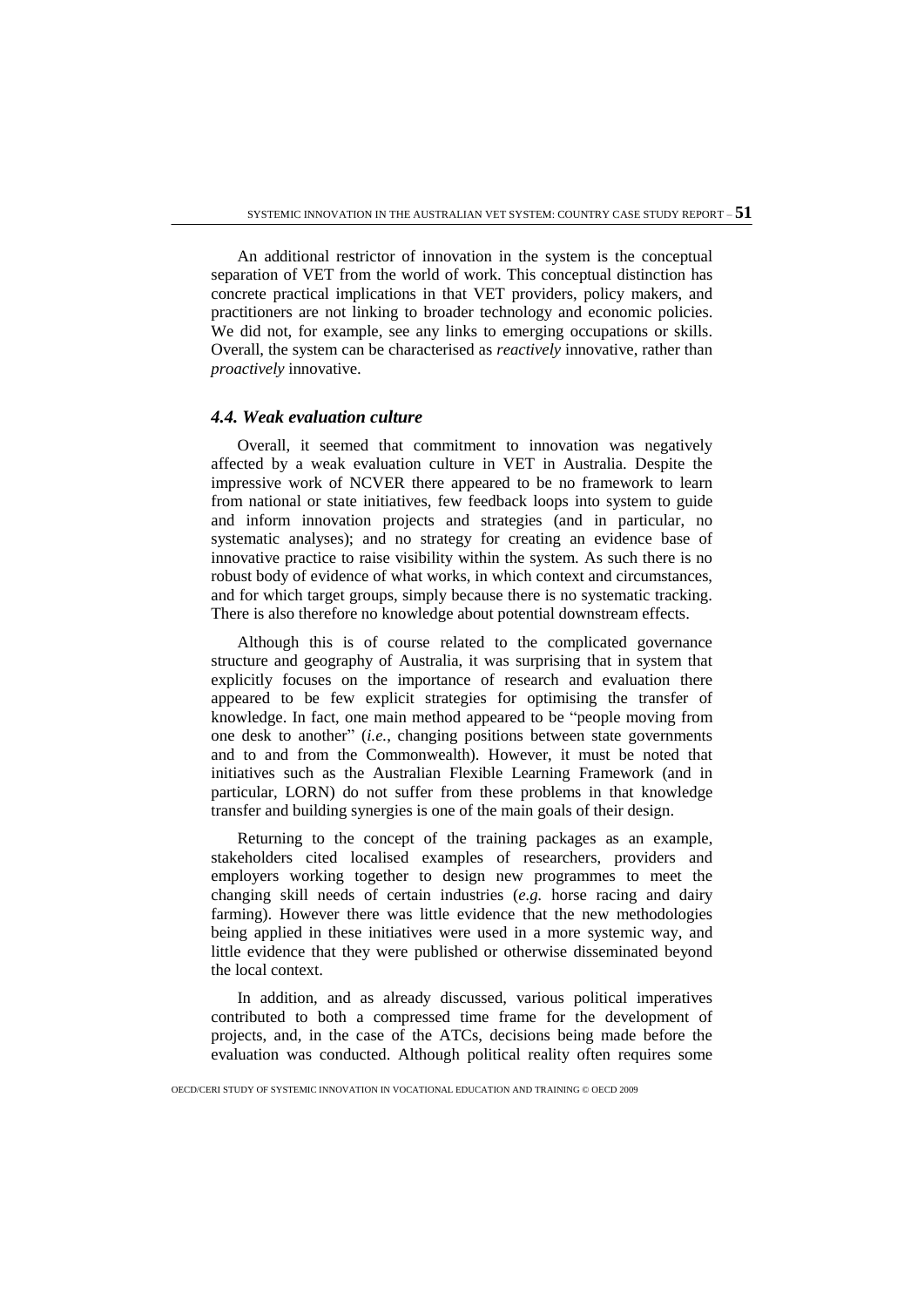An additional restrictor of innovation in the system is the conceptual separation of VET from the world of work. This conceptual distinction has concrete practical implications in that VET providers, policy makers, and practitioners are not linking to broader technology and economic policies. We did not, for example, see any links to emerging occupations or skills. Overall, the system can be characterised as *reactively* innovative, rather than *proactively* innovative.

### *4.4. Weak evaluation culture*

Overall, it seemed that commitment to innovation was negatively affected by a weak evaluation culture in VET in Australia. Despite the impressive work of NCVER there appeared to be no framework to learn from national or state initiatives, few feedback loops into system to guide and inform innovation projects and strategies (and in particular, no systematic analyses); and no strategy for creating an evidence base of innovative practice to raise visibility within the system. As such there is no robust body of evidence of what works, in which context and circumstances, and for which target groups, simply because there is no systematic tracking. There is also therefore no knowledge about potential downstream effects.

Although this is of course related to the complicated governance structure and geography of Australia, it was surprising that in system that explicitly focuses on the importance of research and evaluation there appeared to be few explicit strategies for optimising the transfer of knowledge. In fact, one main method appeared to be "people moving from one desk to another" (*i.e.*, changing positions between state governments and to and from the Commonwealth). However, it must be noted that initiatives such as the Australian Flexible Learning Framework (and in particular, LORN) do not suffer from these problems in that knowledge transfer and building synergies is one of the main goals of their design.

Returning to the concept of the training packages as an example, stakeholders cited localised examples of researchers, providers and employers working together to design new programmes to meet the changing skill needs of certain industries (*e.g.* horse racing and dairy farming). However there was little evidence that the new methodologies being applied in these initiatives were used in a more systemic way, and little evidence that they were published or otherwise disseminated beyond the local context.

In addition, and as already discussed, various political imperatives contributed to both a compressed time frame for the development of projects, and, in the case of the ATCs, decisions being made before the evaluation was conducted. Although political reality often requires some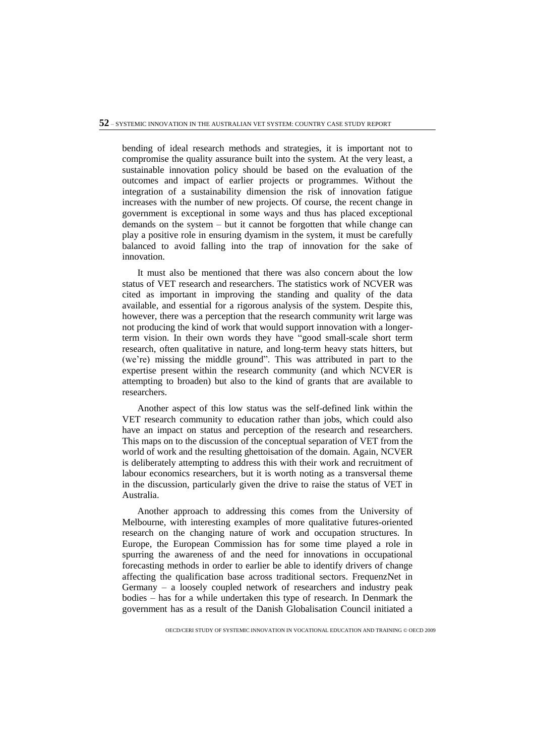bending of ideal research methods and strategies, it is important not to compromise the quality assurance built into the system. At the very least, a sustainable innovation policy should be based on the evaluation of the outcomes and impact of earlier projects or programmes. Without the integration of a sustainability dimension the risk of innovation fatigue increases with the number of new projects. Of course, the recent change in government is exceptional in some ways and thus has placed exceptional demands on the system – but it cannot be forgotten that while change can play a positive role in ensuring dyamism in the system, it must be carefully balanced to avoid falling into the trap of innovation for the sake of innovation.

It must also be mentioned that there was also concern about the low status of VET research and researchers. The statistics work of NCVER was cited as important in improving the standing and quality of the data available, and essential for a rigorous analysis of the system. Despite this, however, there was a perception that the research community writ large was not producing the kind of work that would support innovation with a longer-term vision. In their own words they have "good small-scale short term research, often qualitative in nature, and long-term heavy stats hitters, but (we're) missing the middle ground". This was attributed in part to the expertise present within the research community (and which NCVER is attempting to broaden) but also to the kind of grants that are available to researchers.

Another aspect of this low status was the self-defined link within the VET research community to education rather than jobs, which could also have an impact on status and perception of the research and researchers. This maps on to the discussion of the conceptual separation of VET from the world of work and the resulting ghettoisation of the domain. Again, NCVER is deliberately attempting to address this with their work and recruitment of labour economics researchers, but it is worth noting as a transversal theme in the discussion, particularly given the drive to raise the status of VET in Australia.

Another approach to addressing this comes from the University of Melbourne, with interesting examples of more qualitative futures-oriented research on the changing nature of work and occupation structures. In Europe, the European Commission has for some time played a role in spurring the awareness of and the need for innovations in occupational forecasting methods in order to earlier be able to identify drivers of change affecting the qualification base across traditional sectors. FrequenzNet in Germany – a loosely coupled network of researchers and industry peak bodies – has for a while undertaken this type of research. In Denmark the government has as a result of the Danish Globalisation Council initiated a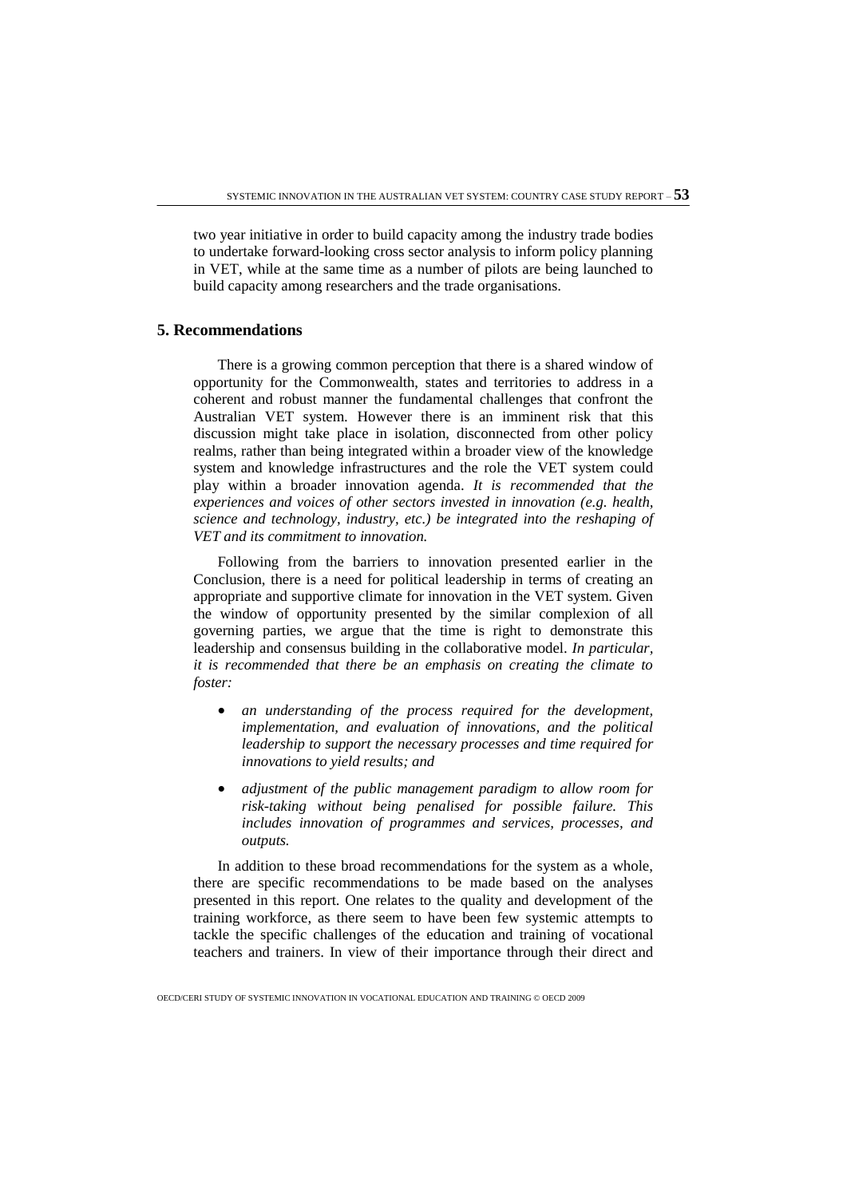two year initiative in order to build capacity among the industry trade bodies to undertake forward-looking cross sector analysis to inform policy planning in VET, while at the same time as a number of pilots are being launched to build capacity among researchers and the trade organisations.

## 5. Recommendations

There is a growing common perception that there is a shared window of opportunity for the Commonwealth, states and territories to address in a coherent and robust manner the fundamental challenges that confront the Australian VET system. However there is an imminent risk that this discussion might take place in isolation, disconnected from other policy realms, rather than being integrated within a broader view of the knowledge system and knowledge infrastructures and the role the VET system could play within a broader innovation agenda. *It is recommended that the experiences and voices of other sectors invested in innovation (e.g. health, science and technology, industry, etc.) be integrated into the reshaping of VET and its commitment to innovation.*

Following from the barriers to innovation presented earlier in the Conclusion, there is a need for political leadership in terms of creating an appropriate and supportive climate for innovation in the VET system. Given the window of opportunity presented by the similar complexion of all governing parties, we argue that the time is right to demonstrate this leadership and consensus building in the collaborative model. *In particular, it is recommended that there be an emphasis on creating the climate to foster:*

- *an understanding of the process required for the development, implementation, and evaluation of innovations, and the political leadership to support the necessary processes and time required for innovations to yield results; and*
- *adjustment of the public management paradigm to allow room for risk-taking without being penalised for possible failure. This includes innovation of programmes and services, processes, and outputs.*

In addition to these broad recommendations for the system as a whole, there are specific recommendations to be made based on the analyses presented in this report. One relates to the quality and development of the training workforce, as there seem to have been few systemic attempts to tackle the specific challenges of the education and training of vocational teachers and trainers. In view of their importance through their direct and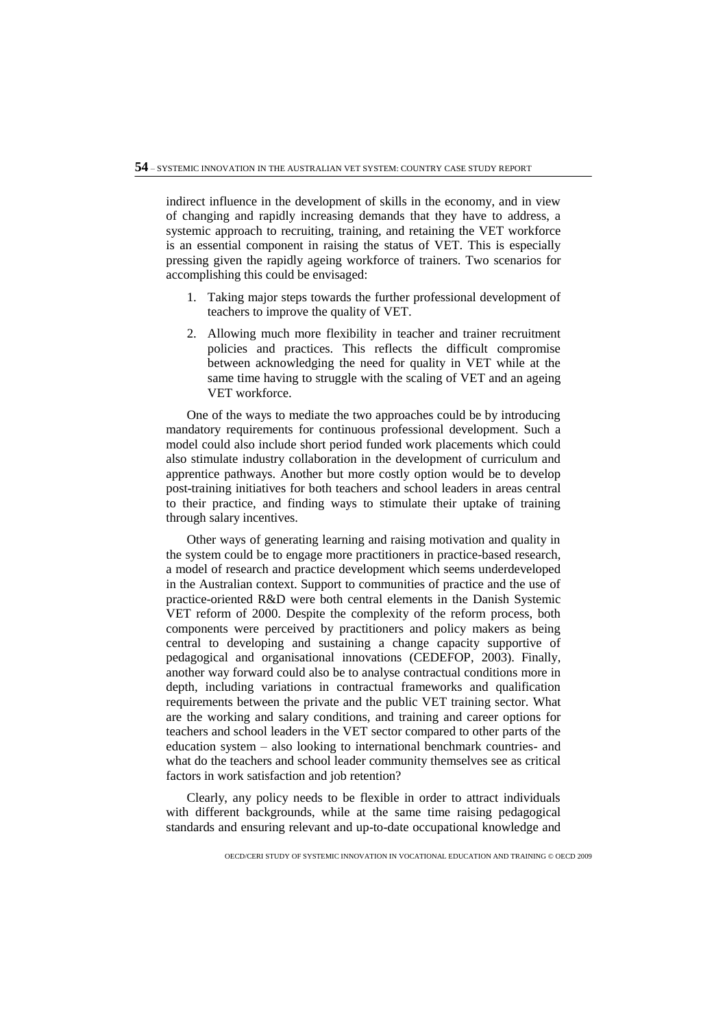indirect influence in the development of skills in the economy, and in view of changing and rapidly increasing demands that they have to address, a systemic approach to recruiting, training, and retaining the VET workforce is an essential component in raising the status of VET. This is especially pressing given the rapidly ageing workforce of trainers. Two scenarios for accomplishing this could be envisaged:

1. Taking major steps towards the further professional development of teachers to improve the quality of VET.
2. Allowing much more flexibility in teacher and trainer recruitment policies and practices. This reflects the difficult compromise between acknowledging the need for quality in VET while at the same time having to struggle with the scaling of VET and an ageing VET workforce.

One of the ways to mediate the two approaches could be by introducing mandatory requirements for continuous professional development. Such a model could also include short period funded work placements which could also stimulate industry collaboration in the development of curriculum and apprentice pathways. Another but more costly option would be to develop post-training initiatives for both teachers and school leaders in areas central to their practice, and finding ways to stimulate their uptake of training through salary incentives.

Other ways of generating learning and raising motivation and quality in the system could be to engage more practitioners in practice-based research, a model of research and practice development which seems underdeveloped in the Australian context. Support to communities of practice and the use of practice-oriented R&D were both central elements in the Danish Systemic VET reform of 2000. Despite the complexity of the reform process, both components were perceived by practitioners and policy makers as being central to developing and sustaining a change capacity supportive of pedagogical and organisational innovations (CEDEFOP, 2003). Finally, another way forward could also be to analyse contractual conditions more in depth, including variations in contractual frameworks and qualification requirements between the private and the public VET training sector. What are the working and salary conditions, and training and career options for teachers and school leaders in the VET sector compared to other parts of the education system – also looking to international benchmark countries- and what do the teachers and school leader community themselves see as critical factors in work satisfaction and job retention?

Clearly, any policy needs to be flexible in order to attract individuals with different backgrounds, while at the same time raising pedagogical standards and ensuring relevant and up-to-date occupational knowledge and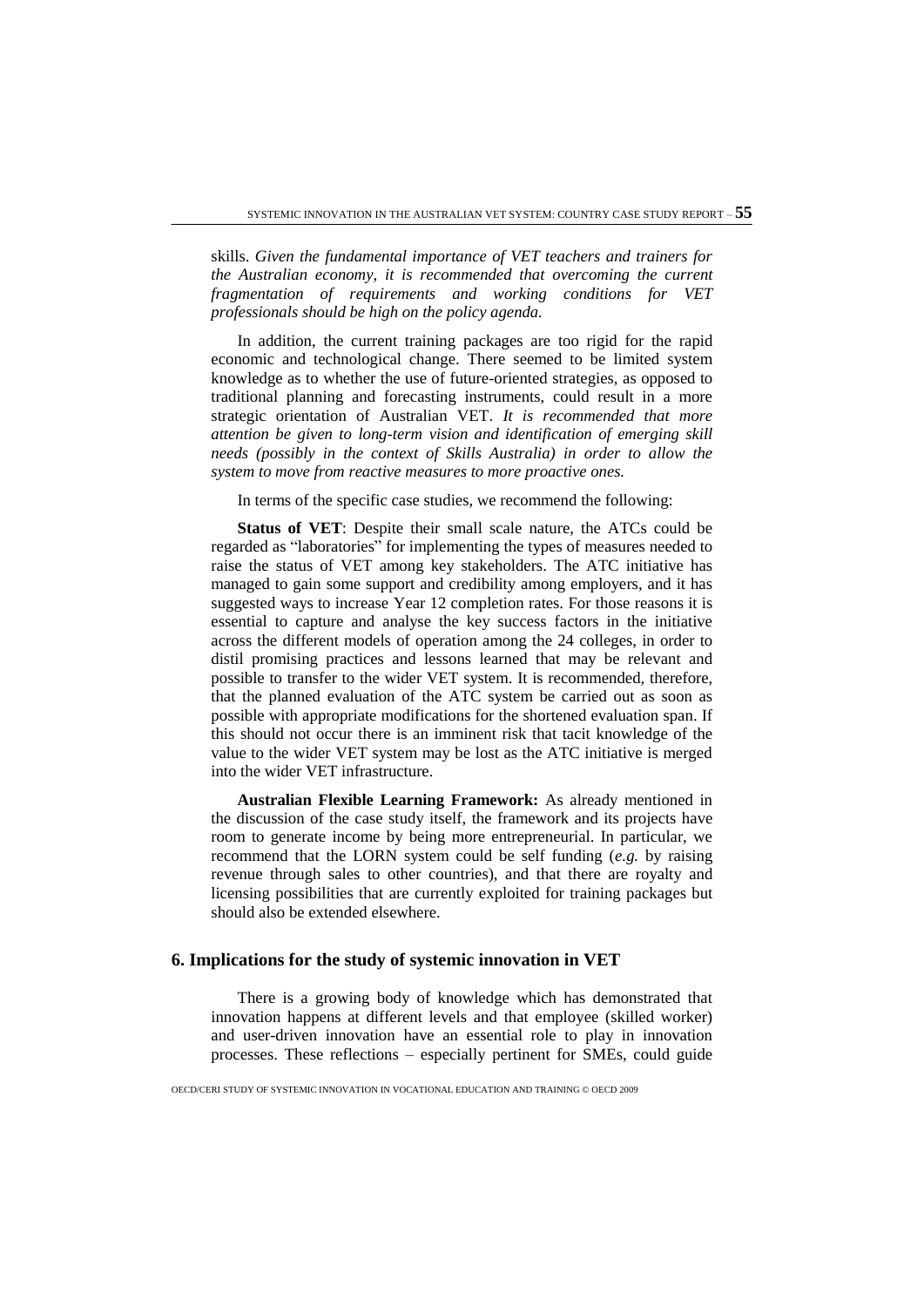skills. *Given the fundamental importance of VET teachers and trainers for the Australian economy, it is recommended that overcoming the current fragmentation of requirements and working conditions for VET professionals should be high on the policy agenda.*

In addition, the current training packages are too rigid for the rapid economic and technological change. There seemed to be limited system knowledge as to whether the use of future-oriented strategies, as opposed to traditional planning and forecasting instruments, could result in a more strategic orientation of Australian VET. *It is recommended that more attention be given to long-term vision and identification of emerging skill needs (possibly in the context of Skills Australia) in order to allow the system to move from reactive measures to more proactive ones.*

In terms of the specific case studies, we recommend the following:

**Status of VET**: Despite their small scale nature, the ATCs could be regarded as "laboratories" for implementing the types of measures needed to raise the status of VET among key stakeholders. The ATC initiative has managed to gain some support and credibility among employers, and it has suggested ways to increase Year 12 completion rates. For those reasons it is essential to capture and analyse the key success factors in the initiative across the different models of operation among the 24 colleges, in order to distil promising practices and lessons learned that may be relevant and possible to transfer to the wider VET system. It is recommended, therefore, that the planned evaluation of the ATC system be carried out as soon as possible with appropriate modifications for the shortened evaluation span. If this should not occur there is an imminent risk that tacit knowledge of the value to the wider VET system may be lost as the ATC initiative is merged into the wider VET infrastructure.

**Australian Flexible Learning Framework:** As already mentioned in the discussion of the case study itself, the framework and its projects have room to generate income by being more entrepreneurial. In particular, we recommend that the LORN system could be self funding (*e.g.* by raising revenue through sales to other countries), and that there are royalty and licensing possibilities that are currently exploited for training packages but should also be extended elsewhere.

## 6. Implications for the study of systemic innovation in VET

There is a growing body of knowledge which has demonstrated that innovation happens at different levels and that employee (skilled worker) and user-driven innovation have an essential role to play in innovation processes. These reflections – especially pertinent for SMEs, could guide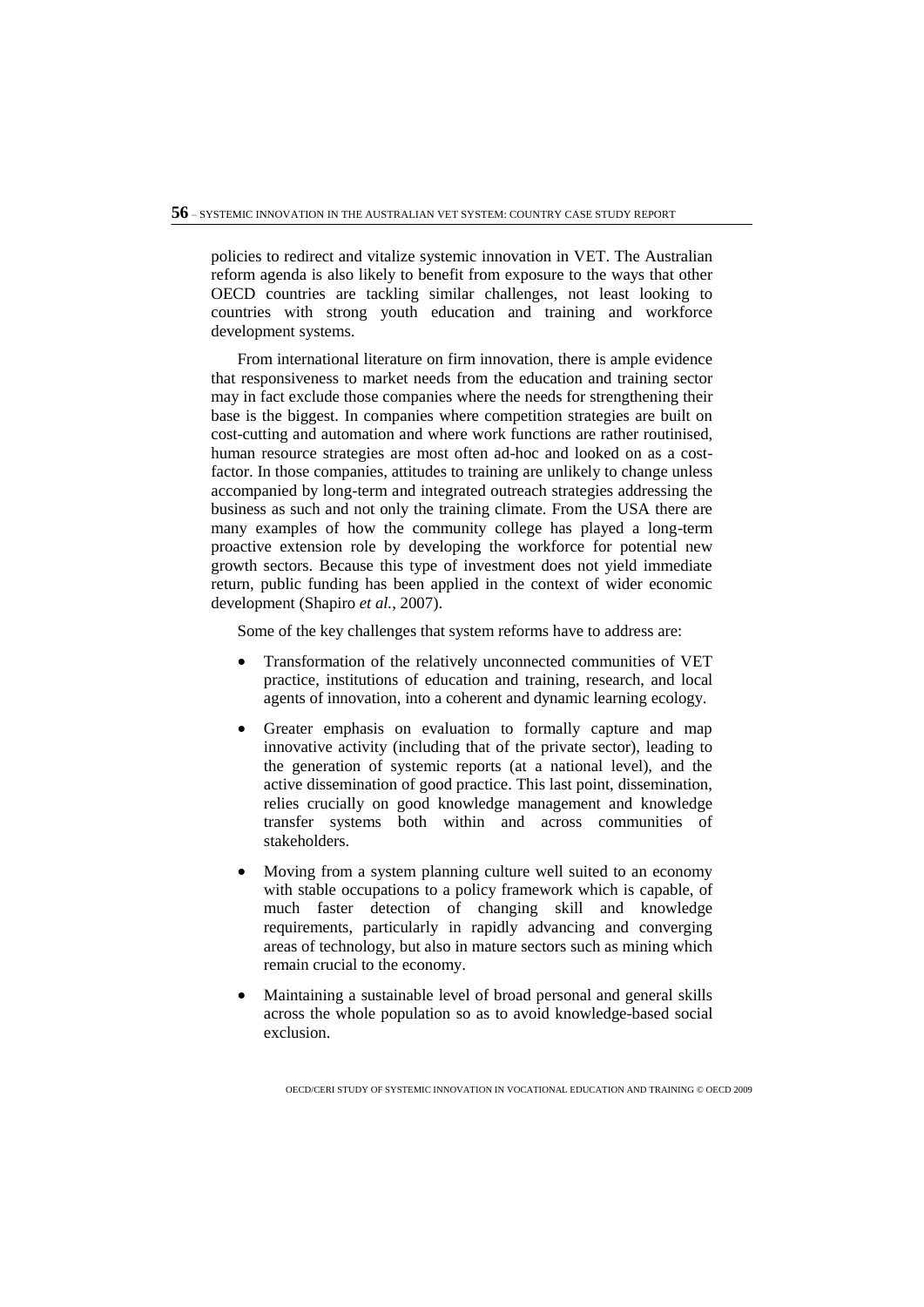policies to redirect and vitalize systemic innovation in VET. The Australian reform agenda is also likely to benefit from exposure to the ways that other OECD countries are tackling similar challenges, not least looking to countries with strong youth education and training and workforce development systems.

From international literature on firm innovation, there is ample evidence that responsiveness to market needs from the education and training sector may in fact exclude those companies where the needs for strengthening their base is the biggest. In companies where competition strategies are built on cost-cutting and automation and where work functions are rather routinised, human resource strategies are most often ad-hoc and looked on as a cost-factor. In those companies, attitudes to training are unlikely to change unless accompanied by long-term and integrated outreach strategies addressing the business as such and not only the training climate. From the USA there are many examples of how the community college has played a long-term proactive extension role by developing the workforce for potential new growth sectors. Because this type of investment does not yield immediate return, public funding has been applied in the context of wider economic development (Shapiro *et al.*, 2007).

Some of the key challenges that system reforms have to address are:

- Transformation of the relatively unconnected communities of VET practice, institutions of education and training, research, and local agents of innovation, into a coherent and dynamic learning ecology.
- Greater emphasis on evaluation to formally capture and map innovative activity (including that of the private sector), leading to the generation of systemic reports (at a national level), and the active dissemination of good practice. This last point, dissemination, relies crucially on good knowledge management and knowledge transfer systems both within and across communities of stakeholders.
- Moving from a system planning culture well suited to an economy with stable occupations to a policy framework which is capable, of much faster detection of changing skill and knowledge requirements, particularly in rapidly advancing and converging areas of technology, but also in mature sectors such as mining which remain crucial to the economy.
- Maintaining a sustainable level of broad personal and general skills across the whole population so as to avoid knowledge-based social exclusion.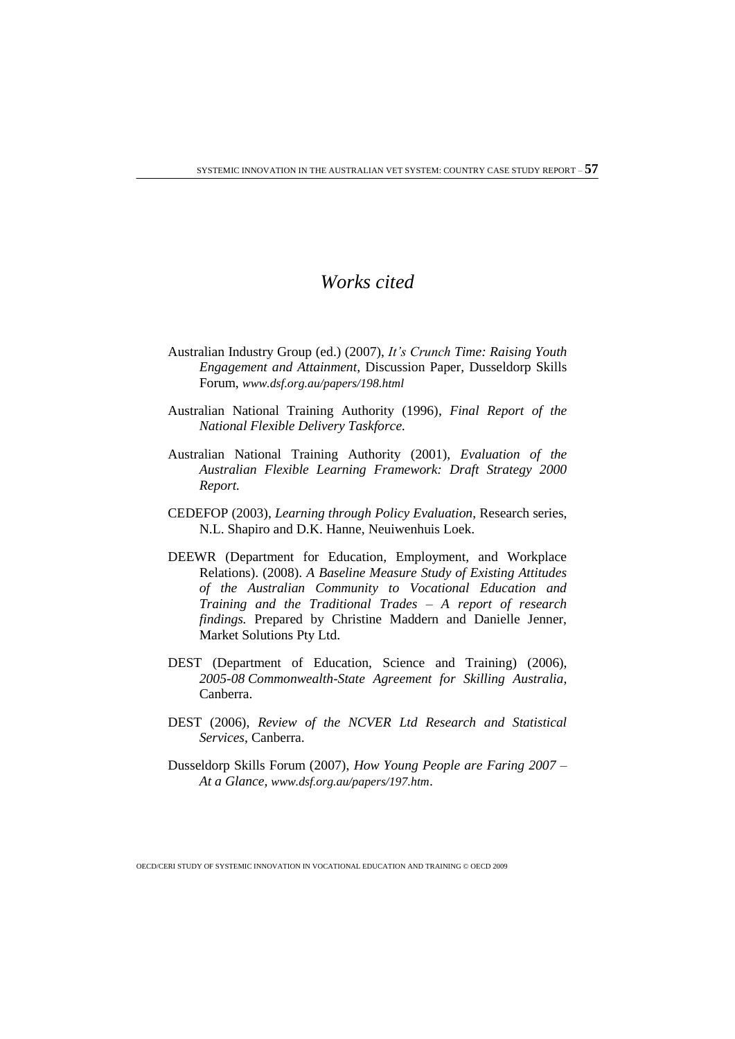# *Works cited*

Australian Industry Group (ed.) (2007), *It's Crunch Time: Raising Youth Engagement and Attainment*, Discussion Paper, Dusseldorp Skills Forum, *www.dsf.org.au/papers/198.html*

Australian National Training Authority (1996), *Final Report of the National Flexible Delivery Taskforce.*

Australian National Training Authority (2001), *Evaluation of the Australian Flexible Learning Framework: Draft Strategy 2000 Report.*

CEDEFOP (2003), *Learning through Policy Evaluation*, Research series, N.L. Shapiro and D.K. Hanne, Neuiwenhuis Loek.

DEEWR (Department for Education, Employment, and Workplace Relations). (2008). *A Baseline Measure Study of Existing Attitudes of the Australian Community to Vocational Education and Training and the Traditional Trades – A report of research findings.* Prepared by Christine Maddern and Danielle Jenner, Market Solutions Pty Ltd.

DEST (Department of Education, Science and Training) (2006), *2005-08 Commonwealth-State Agreement for Skilling Australia*, Canberra.

DEST (2006), *Review of the NCVER Ltd Research and Statistical Services*, Canberra.

Dusseldorp Skills Forum (2007), *How Young People are Faring 2007 – At a Glance, www.dsf.org.au/papers/197.htm*.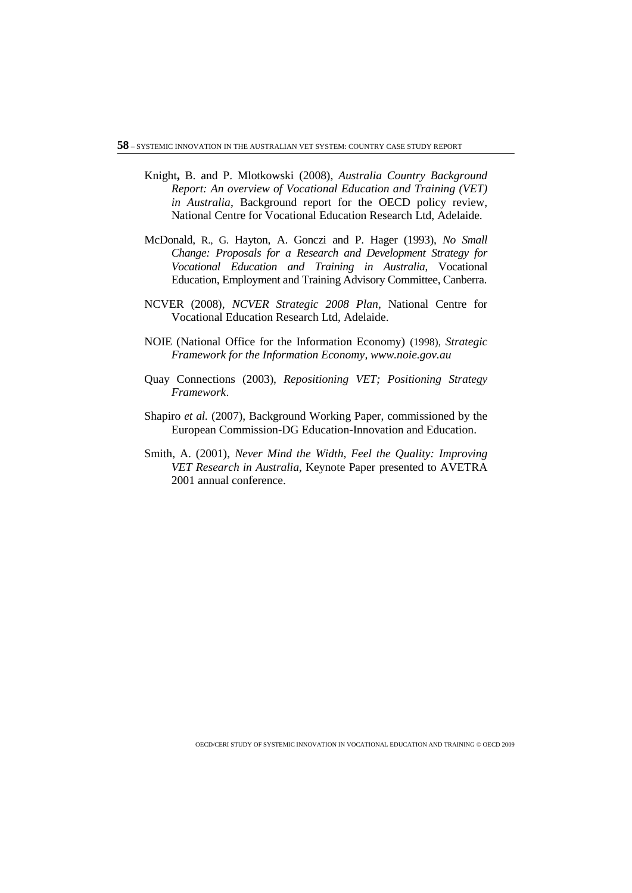Knight, B. and P. Mlotkowski (2008), *Australia Country Background Report: An overview of Vocational Education and Training (VET) in Australia*, Background report for the OECD policy review, National Centre for Vocational Education Research Ltd, Adelaide.

McDonald, R., G. Hayton, A. Gonczi and P. Hager (1993), *No Small Change: Proposals for a Research and Development Strategy for Vocational Education and Training in Australia*, Vocational Education, Employment and Training Advisory Committee, Canberra.

NCVER (2008), *NCVER Strategic 2008 Plan*, National Centre for Vocational Education Research Ltd, Adelaide.

NOIE (National Office for the Information Economy) (1998), *Strategic Framework for the Information Economy*, *www.noie.gov.au*

Quay Connections (2003), *Repositioning VET; Positioning Strategy Framework*.

Shapiro *et al.* (2007), Background Working Paper, commissioned by the European Commission-DG Education-Innovation and Education.

Smith, A. (2001), *Never Mind the Width, Feel the Quality: Improving VET Research in Australia*, Keynote Paper presented to AVETRA 2001 annual conference.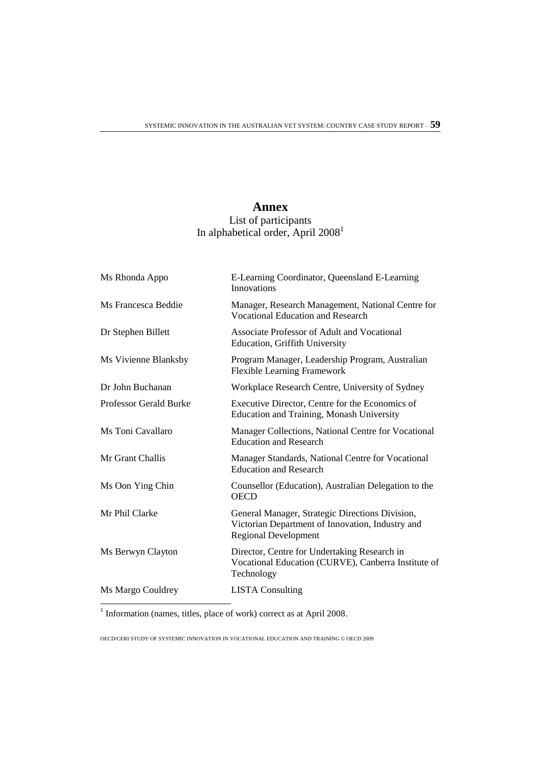# Annex

List of participants
In alphabetical order, April 2008[1]

| | |
|---|---|
| Ms Rhonda Appo | E-Learning Coordinator, Queensland E-Learning Innovations |
| Ms Francesca Beddie | Manager, Research Management, National Centre for Vocational Education and Research |
| Dr Stephen Billett | Associate Professor of Adult and Vocational Education, Griffith University |
| Ms Vivienne Blanksby | Program Manager, Leadership Program, Australian Flexible Learning Framework |
| Dr John Buchanan | Workplace Research Centre, University of Sydney |
| Professor Gerald Burke | Executive Director, Centre for the Economics of Education and Training, Monash University |
| Ms Toni Cavallaro | Manager Collections, National Centre for Vocational Education and Research |
| Mr Grant Challis | Manager Standards, National Centre for Vocational Education and Research |
| Ms Oon Ying Chin | Counsellor (Education), Australian Delegation to the OECD |
| Mr Phil Clarke | General Manager, Strategic Directions Division, Victorian Department of Innovation, Industry and Regional Development |
| Ms Berwyn Clayton | Director, Centre for Undertaking Research in Vocational Education (CURVE), Canberra Institute of Technology |
| Ms Margo Couldrey | LISTA Consulting |

[1] Information (names, titles, place of work) correct as at April 2008.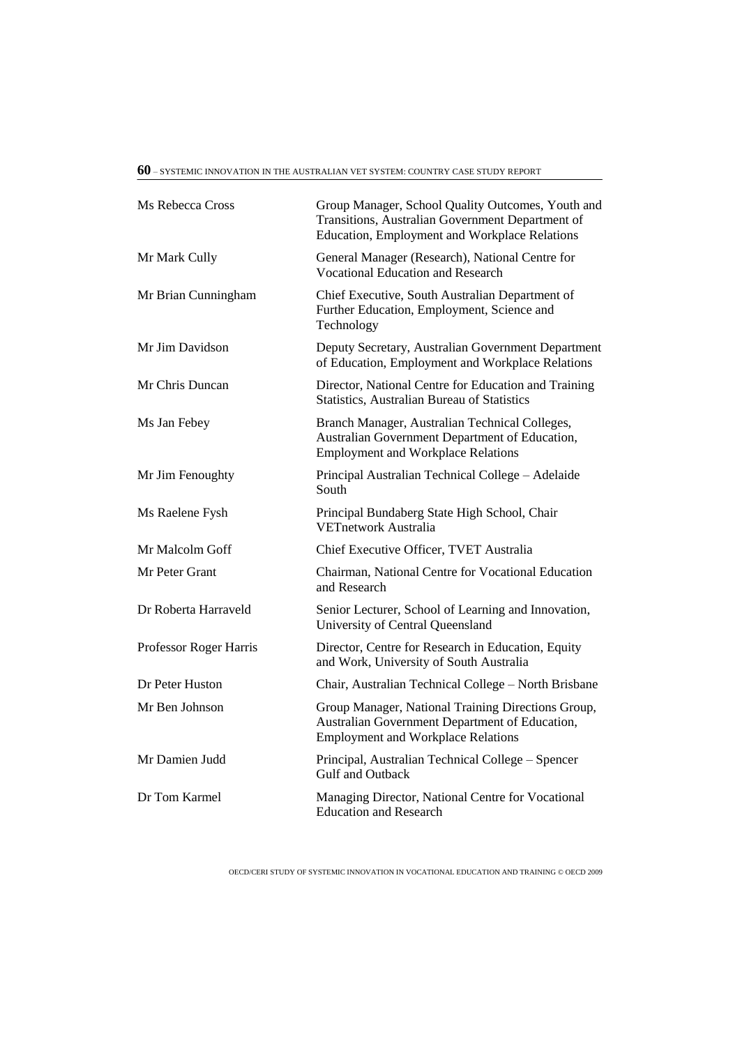| | |
|---|---|
| Ms Rebecca Cross | Group Manager, School Quality Outcomes, Youth and Transitions, Australian Government Department of Education, Employment and Workplace Relations |
| Mr Mark Cully | General Manager (Research), National Centre for Vocational Education and Research |
| Mr Brian Cunningham | Chief Executive, South Australian Department of Further Education, Employment, Science and Technology |
| Mr Jim Davidson | Deputy Secretary, Australian Government Department of Education, Employment and Workplace Relations |
| Mr Chris Duncan | Director, National Centre for Education and Training Statistics, Australian Bureau of Statistics |
| Ms Jan Febey | Branch Manager, Australian Technical Colleges, Australian Government Department of Education, Employment and Workplace Relations |
| Mr Jim Fenoughty | Principal Australian Technical College – Adelaide South |
| Ms Raelene Fysh | Principal Bundaberg State High School, Chair VETnetwork Australia |
| Mr Malcolm Goff | Chief Executive Officer, TVET Australia |
| Mr Peter Grant | Chairman, National Centre for Vocational Education and Research |
| Dr Roberta Harraveld | Senior Lecturer, School of Learning and Innovation, University of Central Queensland |
| Professor Roger Harris | Director, Centre for Research in Education, Equity and Work, University of South Australia |
| Dr Peter Huston | Chair, Australian Technical College – North Brisbane |
| Mr Ben Johnson | Group Manager, National Training Directions Group, Australian Government Department of Education, Employment and Workplace Relations |
| Mr Damien Judd | Principal, Australian Technical College – Spencer Gulf and Outback |
| Dr Tom Karmel | Managing Director, National Centre for Vocational Education and Research |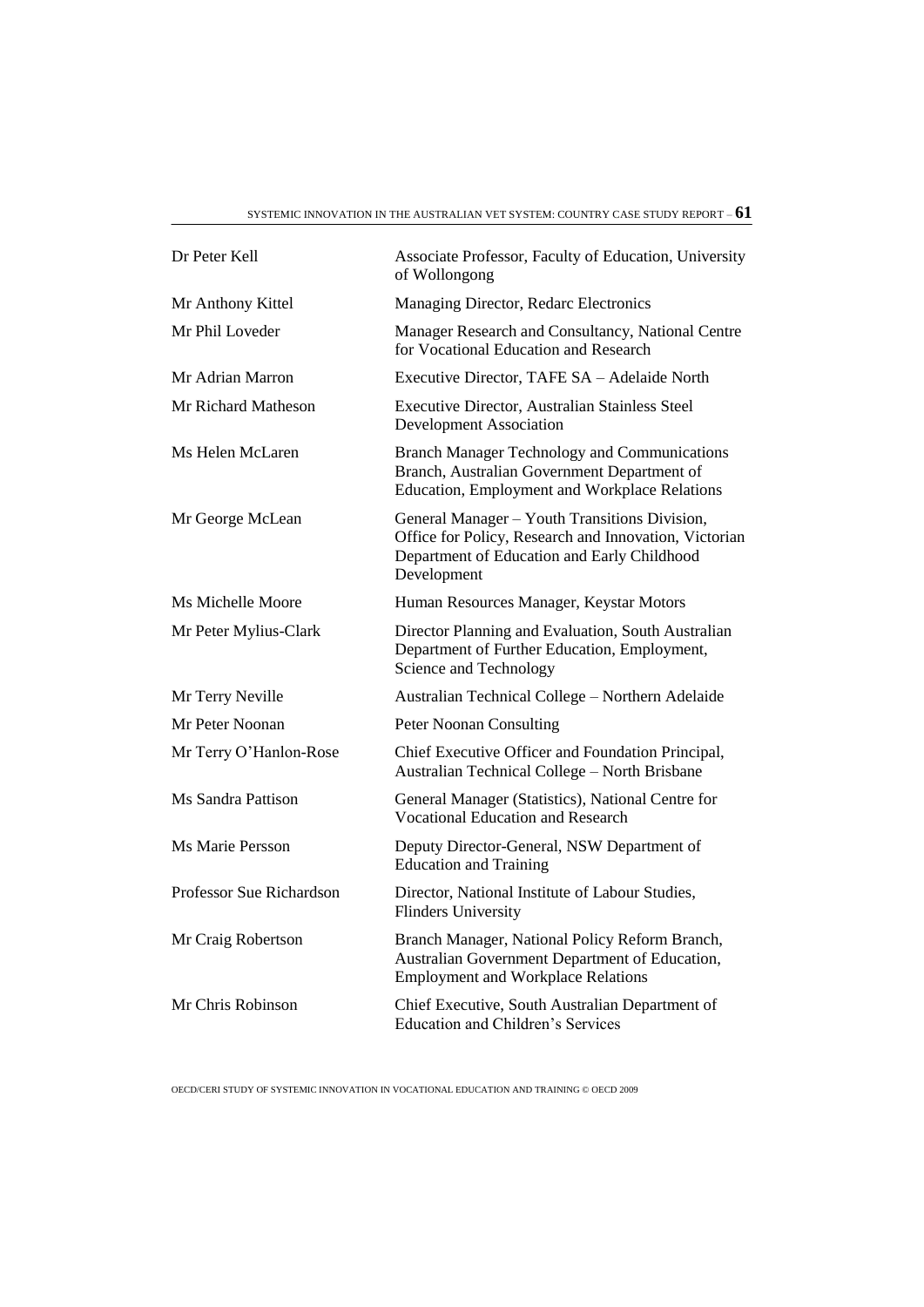| | |
|---|---|
| Dr Peter Kell | Associate Professor, Faculty of Education, University of Wollongong |
| Mr Anthony Kittel | Managing Director, Redarc Electronics |
| Mr Phil Loveder | Manager Research and Consultancy, National Centre for Vocational Education and Research |
| Mr Adrian Marron | Executive Director, TAFE SA – Adelaide North |
| Mr Richard Matheson | Executive Director, Australian Stainless Steel Development Association |
| Ms Helen McLaren | Branch Manager Technology and Communications Branch, Australian Government Department of Education, Employment and Workplace Relations |
| Mr George McLean | General Manager – Youth Transitions Division, Office for Policy, Research and Innovation, Victorian Department of Education and Early Childhood Development |
| Ms Michelle Moore | Human Resources Manager, Keystar Motors |
| Mr Peter Mylius-Clark | Director Planning and Evaluation, South Australian Department of Further Education, Employment, Science and Technology |
| Mr Terry Neville | Australian Technical College – Northern Adelaide |
| Mr Peter Noonan | Peter Noonan Consulting |
| Mr Terry O'Hanlon-Rose | Chief Executive Officer and Foundation Principal, Australian Technical College – North Brisbane |
| Ms Sandra Pattison | General Manager (Statistics), National Centre for Vocational Education and Research |
| Ms Marie Persson | Deputy Director-General, NSW Department of Education and Training |
| Professor Sue Richardson | Director, National Institute of Labour Studies, Flinders University |
| Mr Craig Robertson | Branch Manager, National Policy Reform Branch, Australian Government Department of Education, Employment and Workplace Relations |
| Mr Chris Robinson | Chief Executive, South Australian Department of Education and Children's Services |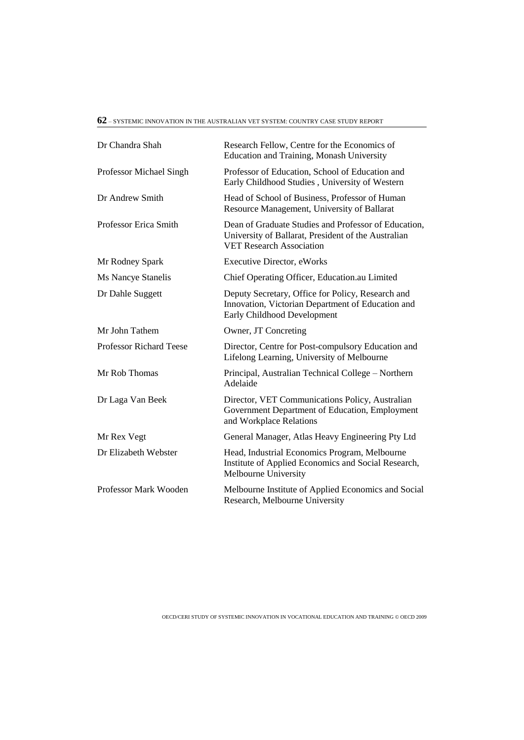| | |
|---|---|
| Dr Chandra Shah | Research Fellow, Centre for the Economics of Education and Training, Monash University |
| Professor Michael Singh | Professor of Education, School of Education and Early Childhood Studies , University of Western |
| Dr Andrew Smith | Head of School of Business, Professor of Human Resource Management, University of Ballarat |
| Professor Erica Smith | Dean of Graduate Studies and Professor of Education, University of Ballarat, President of the Australian VET Research Association |
| Mr Rodney Spark | Executive Director, eWorks |
| Ms Nancye Stanelis | Chief Operating Officer, Education.au Limited |
| Dr Dahle Suggett | Deputy Secretary, Office for Policy, Research and Innovation, Victorian Department of Education and Early Childhood Development |
| Mr John Tathem | Owner, JT Concreting |
| Professor Richard Teese | Director, Centre for Post-compulsory Education and Lifelong Learning, University of Melbourne |
| Mr Rob Thomas | Principal, Australian Technical College – Northern Adelaide |
| Dr Laga Van Beek | Director, VET Communications Policy, Australian Government Department of Education, Employment and Workplace Relations |
| Mr Rex Vegt | General Manager, Atlas Heavy Engineering Pty Ltd |
| Dr Elizabeth Webster | Head, Industrial Economics Program, Melbourne Institute of Applied Economics and Social Research, Melbourne University |
| Professor Mark Wooden | Melbourne Institute of Applied Economics and Social Research, Melbourne University |